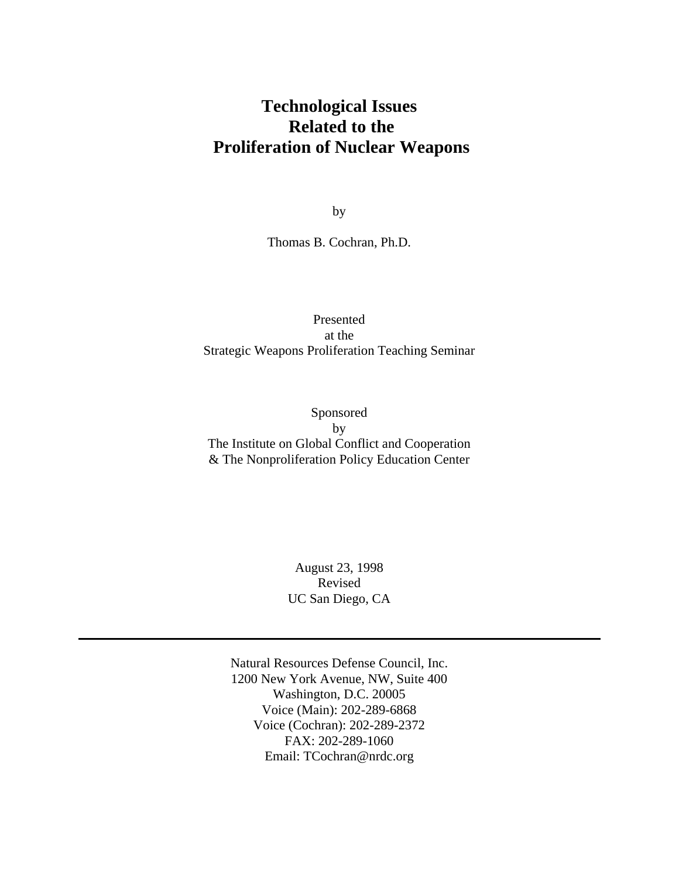# Technological Issues Related to the Proliferation of Nuclear Weapons

by

Thomas B. Cochran, Ph.D.

Presented
at the
Strategic Weapons Proliferation Teaching Seminar

Sponsored
by
The Institute on Global Conflict and Cooperation
& The Nonproliferation Policy Education Center

August 23, 1998
Revised
UC San Diego, CA

---

Natural Resources Defense Council, Inc.
1200 New York Avenue, NW, Suite 400
Washington, D.C. 20005
Voice (Main): 202-289-6868
Voice (Cochran): 202-289-2372
FAX: 202-289-1060
Email: TCochran@nrdc.org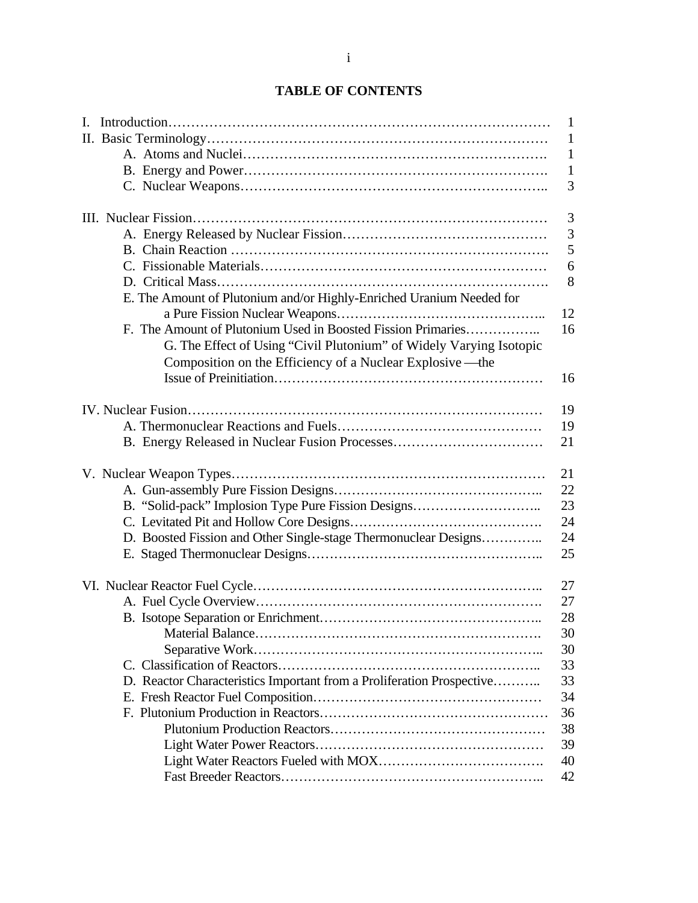# TABLE OF CONTENTS

| | |
|---|---|
| I. Introduction | 1 |
| II. Basic Terminology | 1 |
| A. Atoms and Nuclei | 1 |
| B. Energy and Power | 1 |
| C. Nuclear Weapons | 3 |
| III. Nuclear Fission | 3 |
| A. Energy Released by Nuclear Fission | 3 |
| B. Chain Reaction | 5 |
| C. Fissionable Materials | 6 |
| D. Critical Mass | 8 |
| E. The Amount of Plutonium and/or Highly-Enriched Uranium Needed for a Pure Fission Nuclear Weapons | 12 |
| F. The Amount of Plutonium Used in Boosted Fission Primaries | 16 |
| G. The Effect of Using “Civil Plutonium” of Widely Varying Isotopic Composition on the Efficiency of a Nuclear Explosive —the Issue of Preinitiation | 16 |
| IV. Nuclear Fusion | 19 |
| A. Thermonuclear Reactions and Fuels | 19 |
| B. Energy Released in Nuclear Fusion Processes | 21 |
| V. Nuclear Weapon Types | 21 |
| A. Gun-assembly Pure Fission Designs | 22 |
| B. “Solid-pack” Implosion Type Pure Fission Designs | 23 |
| C. Levitated Pit and Hollow Core Designs | 24 |
| D. Boosted Fission and Other Single-stage Thermonuclear Designs | 24 |
| E. Staged Thermonuclear Designs | 25 |
| VI. Nuclear Reactor Fuel Cycle | 27 |
| A. Fuel Cycle Overview | 27 |
| B. Isotope Separation or Enrichment | 28 |
| Material Balance | 30 |
| Separative Work | 30 |
| C. Classification of Reactors | 33 |
| D. Reactor Characteristics Important from a Proliferation Prospective | 33 |
| E. Fresh Reactor Fuel Composition | 34 |
| F. Plutonium Production in Reactors | 36 |
| Plutonium Production Reactors | 38 |
| Light Water Power Reactors | 39 |
| Light Water Reactors Fueled with MOX | 40 |
| Fast Breeder Reactors | 42 |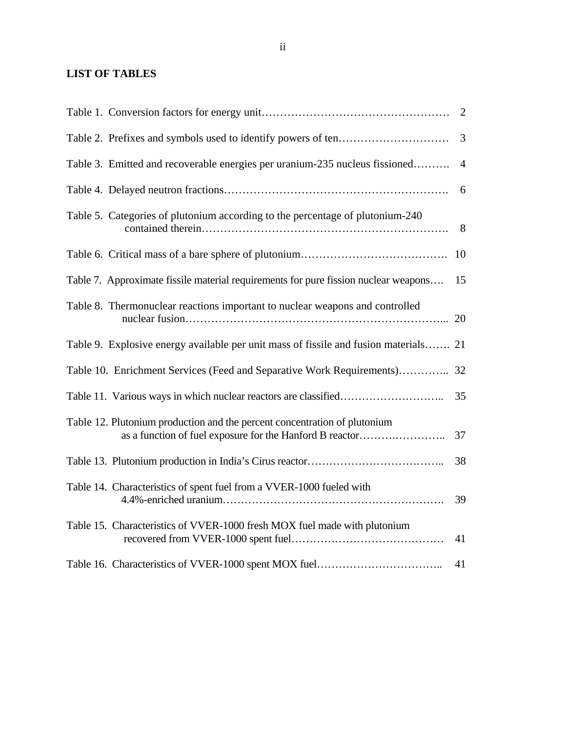## LIST OF TABLES

| | |
|---|---|
| Table 1. Conversion factors for energy unit | 2 |
| Table 2. Prefixes and symbols used to identify powers of ten | 3 |
| Table 3. Emitted and recoverable energies per uranium-235 nucleus fissioned | 4 |
| Table 4. Delayed neutron fractions | 6 |
| Table 5. Categories of plutonium according to the percentage of plutonium-240 contained therein | 8 |
| Table 6. Critical mass of a bare sphere of plutonium | 10 |
| Table 7. Approximate fissile material requirements for pure fission nuclear weapons | 15 |
| Table 8. Thermonuclear reactions important to nuclear weapons and controlled nuclear fusion | 20 |
| Table 9. Explosive energy available per unit mass of fissile and fusion materials | 21 |
| Table 10. Enrichment Services (Feed and Separative Work Requirements) | 32 |
| Table 11. Various ways in which nuclear reactors are classified | 35 |
| Table 12. Plutonium production and the percent concentration of plutonium as a function of fuel exposure for the Hanford B reactor | 37 |
| Table 13. Plutonium production in India's Cirus reactor | 38 |
| Table 14. Characteristics of spent fuel from a VVER-1000 fueled with 4.4%-enriched uranium | 39 |
| Table 15. Characteristics of VVER-1000 fresh MOX fuel made with plutonium recovered from VVER-1000 spent fuel | 41 |
| Table 16. Characteristics of VVER-1000 spent MOX fuel | 41 |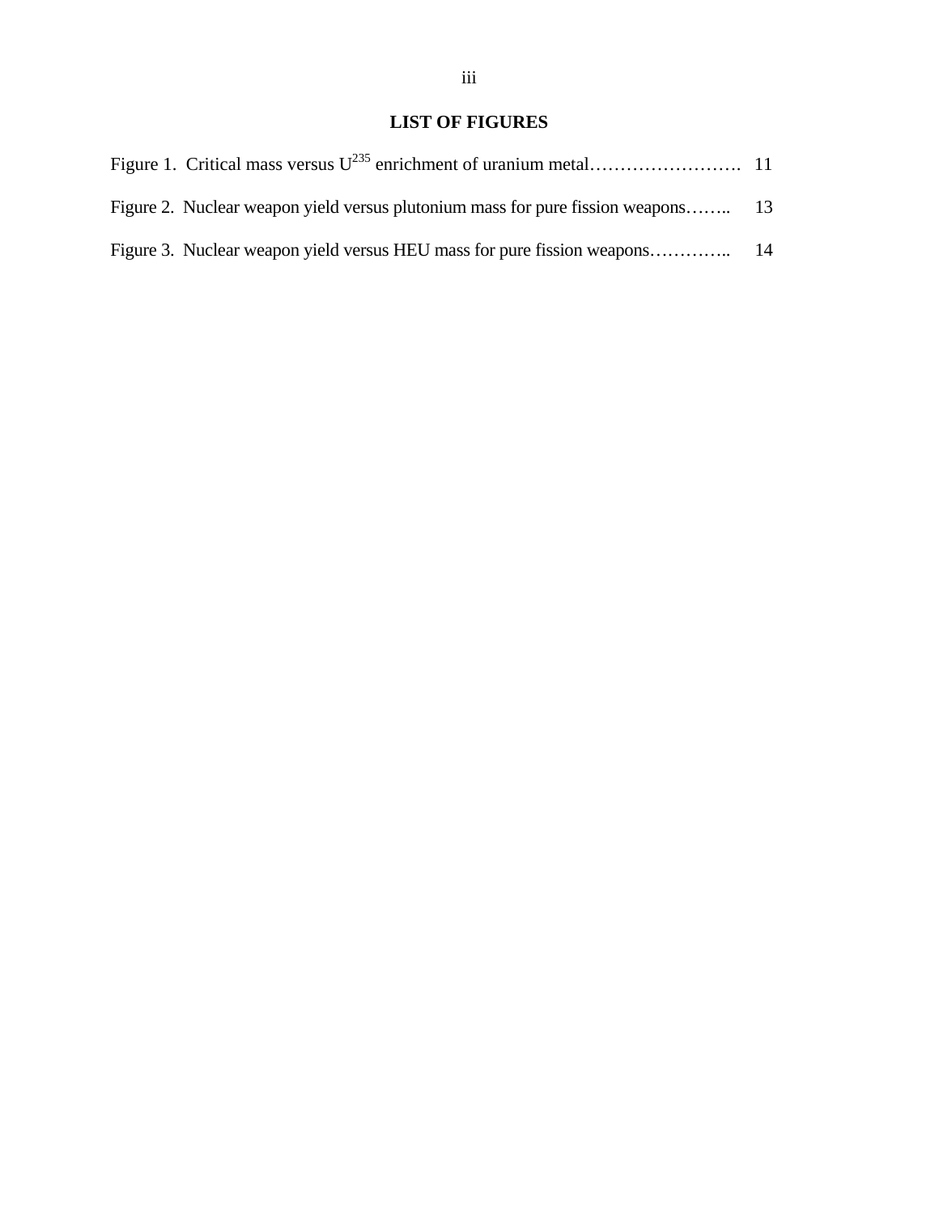## LIST OF FIGURES

Figure 1. Critical mass versus $U^{235}$ enrichment of uranium metal……………………. 11

Figure 2. Nuclear weapon yield versus plutonium mass for pure fission weapons…….. 13

Figure 3. Nuclear weapon yield versus HEU mass for pure fission weapons………….. 14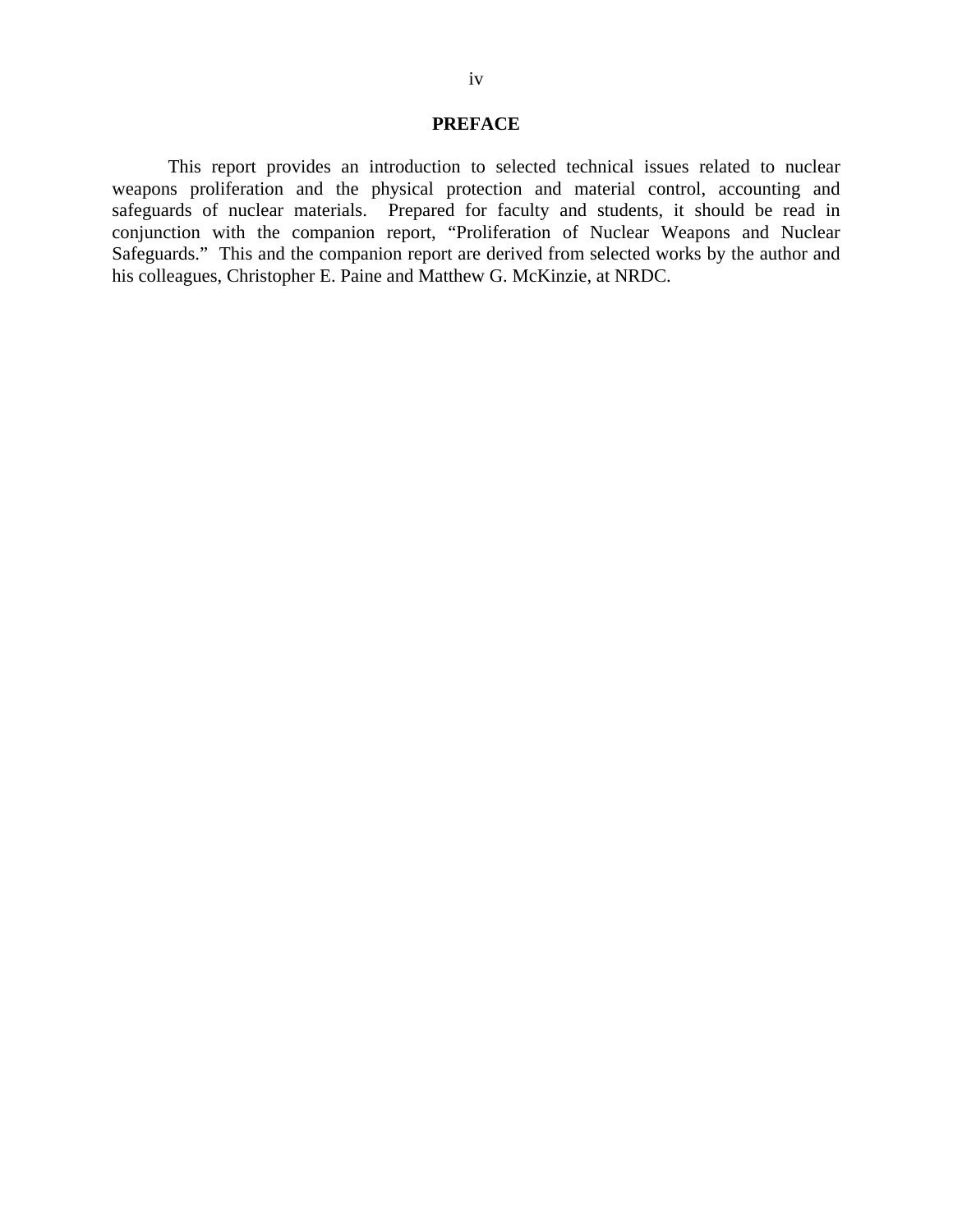# PREFACE

This report provides an introduction to selected technical issues related to nuclear weapons proliferation and the physical protection and material control, accounting and safeguards of nuclear materials. Prepared for faculty and students, it should be read in conjunction with the companion report, "Proliferation of Nuclear Weapons and Nuclear Safeguards." This and the companion report are derived from selected works by the author and his colleagues, Christopher E. Paine and Matthew G. McKinzie, at NRDC.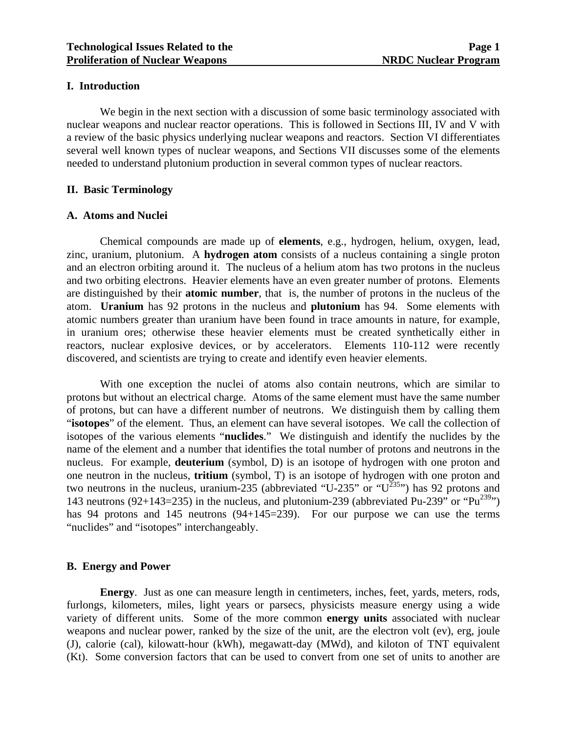## I. Introduction

We begin in the next section with a discussion of some basic terminology associated with nuclear weapons and nuclear reactor operations. This is followed in Sections III, IV and V with a review of the basic physics underlying nuclear weapons and reactors. Section VI differentiates several well known types of nuclear weapons, and Sections VII discusses some of the elements needed to understand plutonium production in several common types of nuclear reactors.

## II. Basic Terminology

### A. Atoms and Nuclei

Chemical compounds are made up of **elements**, e.g., hydrogen, helium, oxygen, lead, zinc, uranium, plutonium. A **hydrogen atom** consists of a nucleus containing a single proton and an electron orbiting around it. The nucleus of a helium atom has two protons in the nucleus and two orbiting electrons. Heavier elements have an even greater number of protons. Elements are distinguished by their **atomic number**, that is, the number of protons in the nucleus of the atom. **Uranium** has 92 protons in the nucleus and **plutonium** has 94. Some elements with atomic numbers greater than uranium have been found in trace amounts in nature, for example, in uranium ores; otherwise these heavier elements must be created synthetically either in reactors, nuclear explosive devices, or by accelerators. Elements 110-112 were recently discovered, and scientists are trying to create and identify even heavier elements.

With one exception the nuclei of atoms also contain neutrons, which are similar to protons but without an electrical charge. Atoms of the same element must have the same number of protons, but can have a different number of neutrons. We distinguish them by calling them "**isotopes**" of the element. Thus, an element can have several isotopes. We call the collection of isotopes of the various elements "**nuclides**." We distinguish and identify the nuclides by the name of the element and a number that identifies the total number of protons and neutrons in the nucleus. For example, **deuterium** (symbol, D) is an isotope of hydrogen with one proton and one neutron in the nucleus, **tritium** (symbol, T) is an isotope of hydrogen with one proton and two neutrons in the nucleus, uranium-235 (abbreviated "U-235" or "$U^{235}$") has 92 protons and 143 neutrons (92+143=235) in the nucleus, and plutonium-239 (abbreviated Pu-239" or "$Pu^{239}$") has 94 protons and 145 neutrons (94+145=239). For our purpose we can use the terms "nuclides" and "isotopes" interchangeably.

### B. Energy and Power

**Energy**. Just as one can measure length in centimeters, inches, feet, yards, meters, rods, furlongs, kilometers, miles, light years or parsecs, physicists measure energy using a wide variety of different units. Some of the more common **energy units** associated with nuclear weapons and nuclear power, ranked by the size of the unit, are the electron volt (ev), erg, joule (J), calorie (cal), kilowatt-hour (kWh), megawatt-day (MWd), and kiloton of TNT equivalent (Kt). Some conversion factors that can be used to convert from one set of units to another are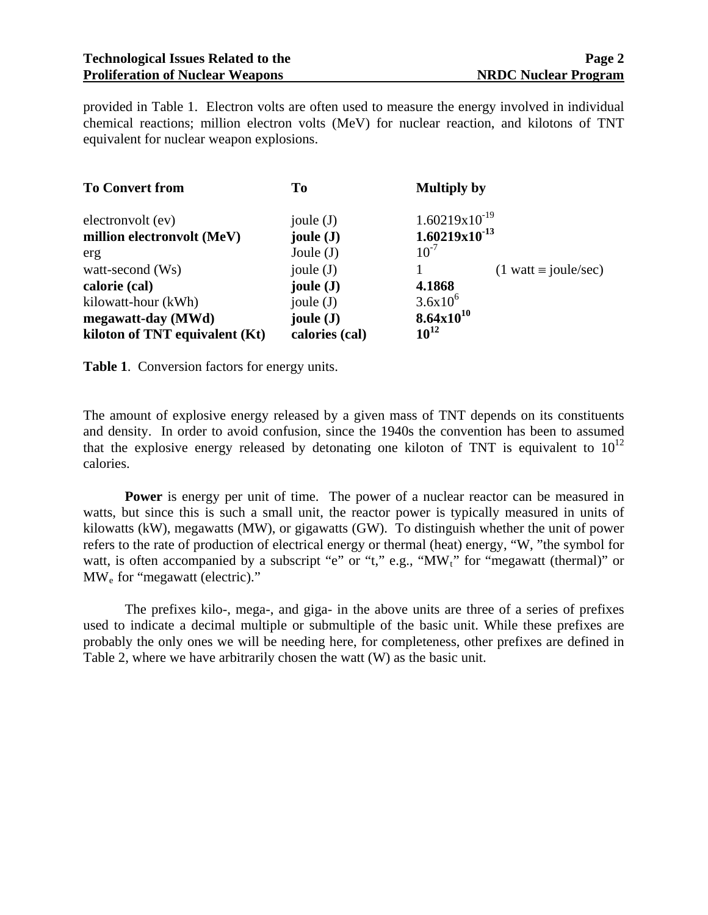provided in Table 1. Electron volts are often used to measure the energy involved in individual chemical reactions; million electron volts (MeV) for nuclear reaction, and kilotons of TNT equivalent for nuclear weapon explosions.

| **To Convert from** | **To** | **Multiply by** | |
|---|---|---|---|
| electronvolt (ev) | joule (J) | $1.60219\text{x}10^{-19}$ | |
| **million electronvolt (MeV)** | **joule (J)** | $\mathbf{1.60219x10^{-13}}$ | |
| erg | Joule (J) | $10^{-7}$ | |
| watt-second (Ws) | joule (J) | 1 | (1 watt ≡ joule/sec) |
| **calorie (cal)** | **joule (J)** | **4.1868** | |
| kilowatt-hour (kWh) | joule (J) | $3.6\text{x}10^{6}$ | |
| **megawatt-day (MWd)** | **joule (J)** | $\mathbf{8.64x10^{10}}$ | |
| **kiloton of TNT equivalent (Kt)** | **calories (cal)** | $\mathbf{10^{12}}$ | |

**Table 1**. Conversion factors for energy units.

The amount of explosive energy released by a given mass of TNT depends on its constituents and density. In order to avoid confusion, since the 1940s the convention has been to assumed that the explosive energy released by detonating one kiloton of TNT is equivalent to $10^{12}$ calories.

**Power** is energy per unit of time. The power of a nuclear reactor can be measured in watts, but since this is such a small unit, the reactor power is typically measured in units of kilowatts (kW), megawatts (MW), or gigawatts (GW). To distinguish whether the unit of power refers to the rate of production of electrical energy or thermal (heat) energy, "W, "the symbol for watt, is often accompanied by a subscript "e" or "t," e.g., "$MW_t$" for "megawatt (thermal)" or $MW_e$ for "megawatt (electric)."

The prefixes kilo-, mega-, and giga- in the above units are three of a series of prefixes used to indicate a decimal multiple or submultiple of the basic unit. While these prefixes are probably the only ones we will be needing here, for completeness, other prefixes are defined in Table 2, where we have arbitrarily chosen the watt (W) as the basic unit.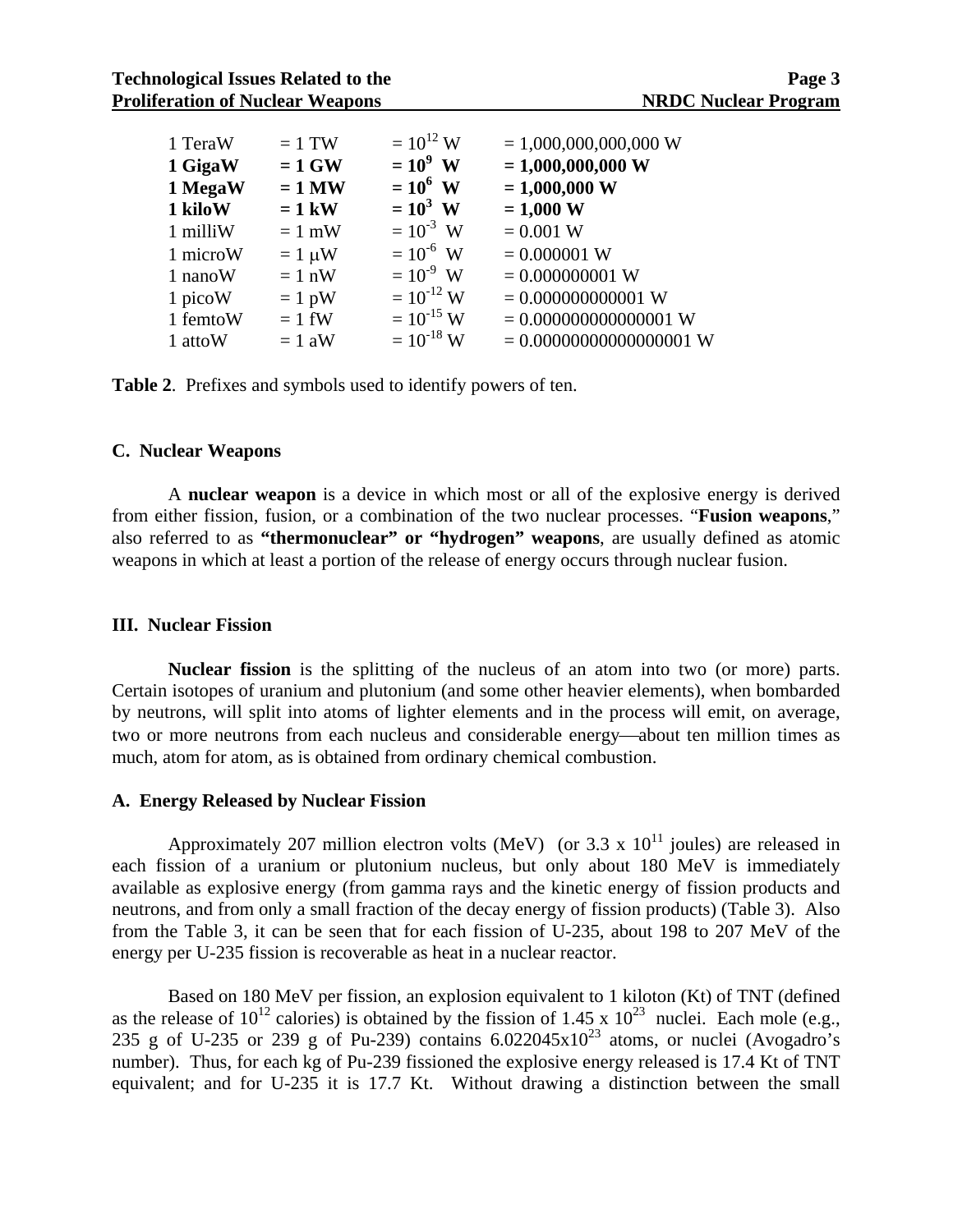| | | | |
|---|---|---|---|
| 1 TeraW | = 1 TW | = $10^{12}$ W | = 1,000,000,000,000 W |
| **1 GigaW** | **= 1 GW** | **= $10^{9}$ W** | **= 1,000,000,000 W** |
| **1 MegaW** | **= 1 MW** | **= $10^{6}$ W** | **= 1,000,000 W** |
| **1 kiloW** | **= 1 kW** | **= $10^{3}$ W** | **= 1,000 W** |
| 1 milliW | = 1 mW | = $10^{-3}$ W | = 0.001 W |
| 1 microW | = 1 μW | = $10^{-6}$ W | = 0.000001 W |
| 1 nanoW | = 1 nW | = $10^{-9}$ W | = 0.000000001 W |
| 1 picoW | = 1 pW | = $10^{-12}$ W | = 0.000000000001 W |
| 1 femtoW | = 1 fW | = $10^{-15}$ W | = 0.000000000000001 W |
| 1 attoW | = 1 aW | = $10^{-18}$ W | = 0.000000000000000001 W |

**Table 2**. Prefixes and symbols used to identify powers of ten.

### C. Nuclear Weapons

A **nuclear weapon** is a device in which most or all of the explosive energy is derived from either fission, fusion, or a combination of the two nuclear processes. "**Fusion weapons**," also referred to as **"thermonuclear" or "hydrogen" weapons**, are usually defined as atomic weapons in which at least a portion of the release of energy occurs through nuclear fusion.

## III. Nuclear Fission

**Nuclear fission** is the splitting of the nucleus of an atom into two (or more) parts. Certain isotopes of uranium and plutonium (and some other heavier elements), when bombarded by neutrons, will split into atoms of lighter elements and in the process will emit, on average, two or more neutrons from each nucleus and considerable energy—about ten million times as much, atom for atom, as is obtained from ordinary chemical combustion.

### A. Energy Released by Nuclear Fission

Approximately 207 million electron volts (MeV) (or $3.3 \times 10^{11}$ joules) are released in each fission of a uranium or plutonium nucleus, but only about 180 MeV is immediately available as explosive energy (from gamma rays and the kinetic energy of fission products and neutrons, and from only a small fraction of the decay energy of fission products) (Table 3). Also from the Table 3, it can be seen that for each fission of U-235, about 198 to 207 MeV of the energy per U-235 fission is recoverable as heat in a nuclear reactor.

Based on 180 MeV per fission, an explosion equivalent to 1 kiloton (Kt) of TNT (defined as the release of $10^{12}$ calories) is obtained by the fission of $1.45 \times 10^{23}$ nuclei. Each mole (e.g., 235 g of U-235 or 239 g of Pu-239) contains $6.022045 \times 10^{23}$ atoms, or nuclei (Avogadro's number). Thus, for each kg of Pu-239 fissioned the explosive energy released is 17.4 Kt of TNT equivalent; and for U-235 it is 17.7 Kt. Without drawing a distinction between the small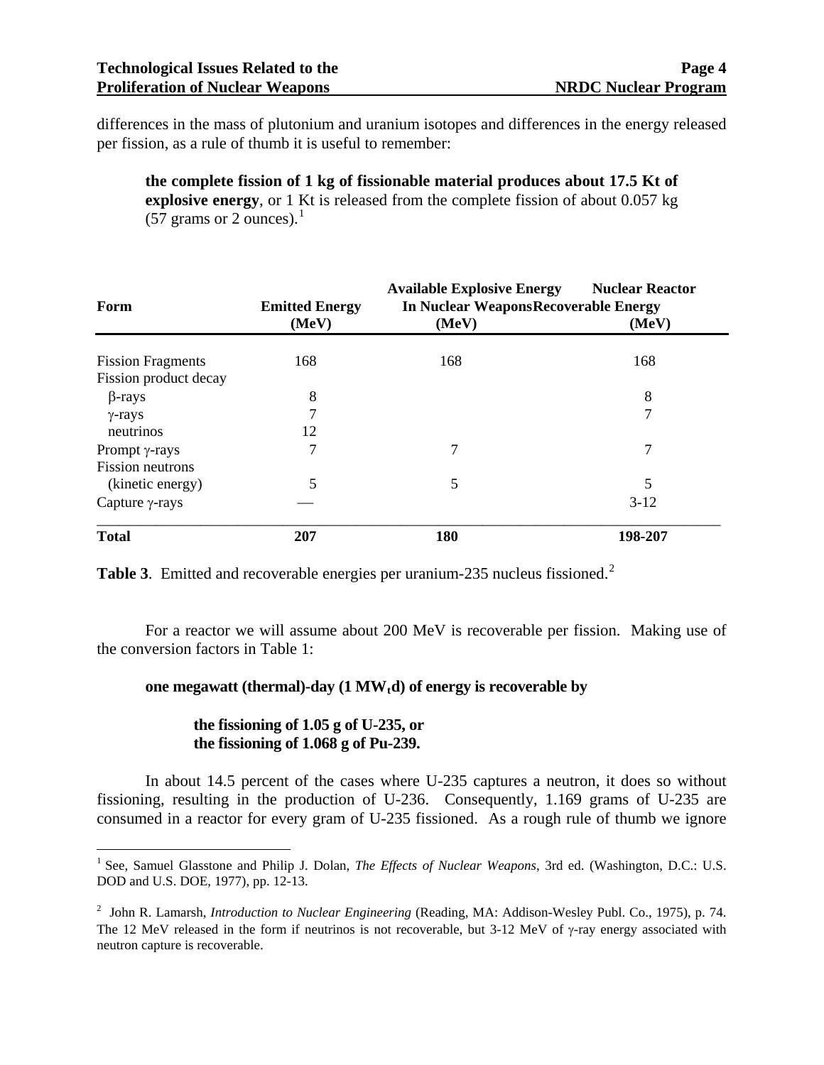differences in the mass of plutonium and uranium isotopes and differences in the energy released per fission, as a rule of thumb it is useful to remember:

> **the complete fission of 1 kg of fissionable material produces about 17.5 Kt of explosive energy**, or 1 Kt is released from the complete fission of about 0.057 kg (57 grams or 2 ounces).[1]

| Form | Emitted Energy (MeV) | Available Explosive Energy In Nuclear Weapons (MeV) | Nuclear Reactor Recoverable Energy (MeV) |
|---|---|---|---|
| Fission Fragments | 168 | 168 | 168 |
| Fission product decay | | | |
| $\beta$-rays | 8 | | 8 |
| $\gamma$-rays | 7 | | 7 |
| neutrinos | 12 | | |
| Prompt $\gamma$-rays | 7 | 7 | 7 |
| Fission neutrons | | | |
| (kinetic energy) | 5 | 5 | 5 |
| Capture $\gamma$-rays | — | | 3-12 |
| **Total** | **207** | **180** | **198-207** |

**Table 3**. Emitted and recoverable energies per uranium-235 nucleus fissioned.[2]

For a reactor we will assume about 200 MeV is recoverable per fission. Making use of the conversion factors in Table 1:

> **one megawatt (thermal)-day (1 $MW_t d$) of energy is recoverable by**
>
> **the fissioning of 1.05 g of U-235, or**
> **the fissioning of 1.068 g of Pu-239.**

In about 14.5 percent of the cases where U-235 captures a neutron, it does so without fissioning, resulting in the production of U-236. Consequently, 1.169 grams of U-235 are consumed in a reactor for every gram of U-235 fissioned. As a rough rule of thumb we ignore

---

[1] See, Samuel Glasstone and Philip J. Dolan, *The Effects of Nuclear Weapons*, 3rd ed. (Washington, D.C.: U.S. DOD and U.S. DOE, 1977), pp. 12-13.

[2] John R. Lamarsh, *Introduction to Nuclear Engineering* (Reading, MA: Addison-Wesley Publ. Co., 1975), p. 74. The 12 MeV released in the form if neutrinos is not recoverable, but 3-12 MeV of $\gamma$-ray energy associated with neutron capture is recoverable.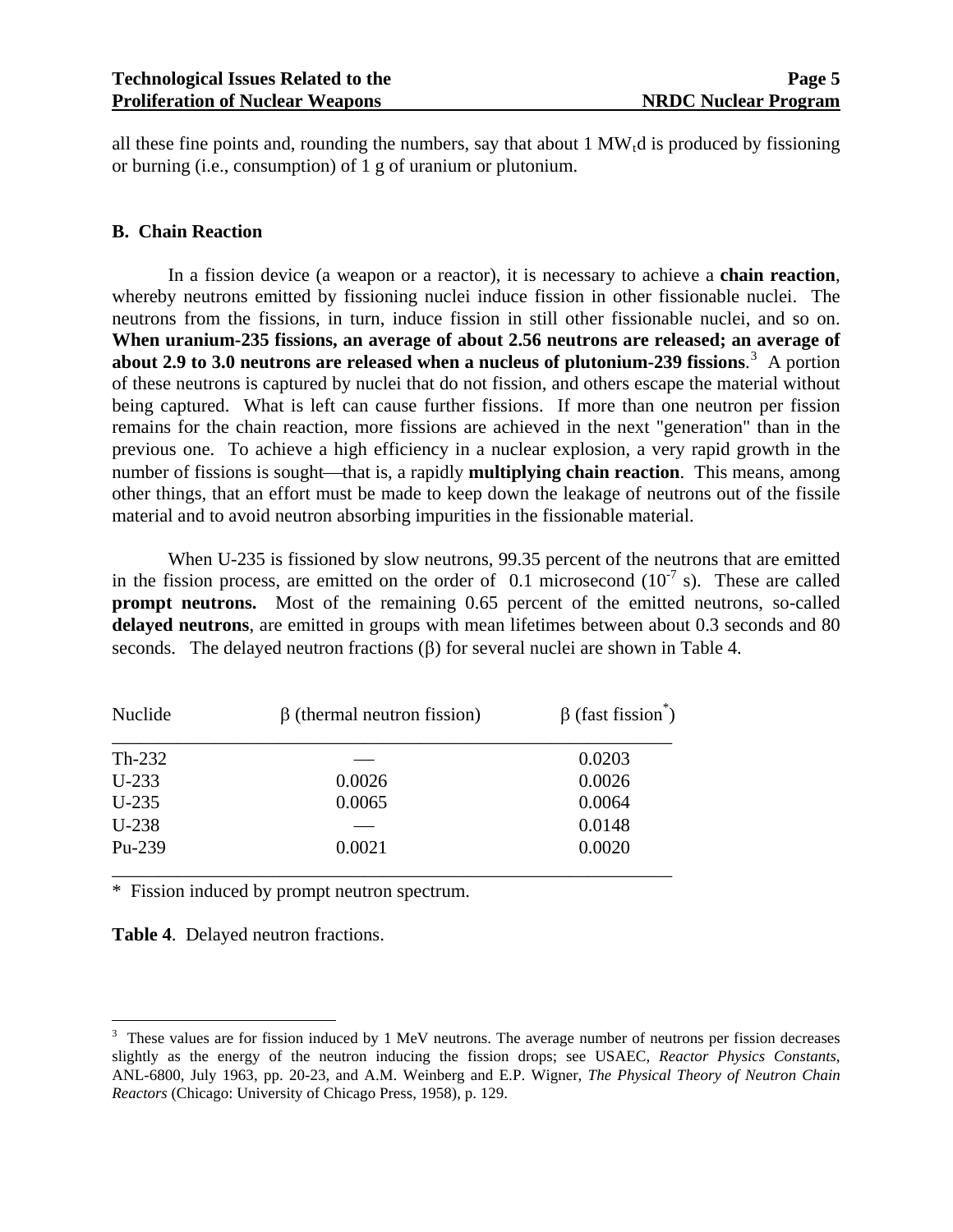all these fine points and, rounding the numbers, say that about 1 $MW_t d$ is produced by fissioning or burning (i.e., consumption) of 1 g of uranium or plutonium.

### B. Chain Reaction

In a fission device (a weapon or a reactor), it is necessary to achieve a **chain reaction**, whereby neutrons emitted by fissioning nuclei induce fission in other fissionable nuclei. The neutrons from the fissions, in turn, induce fission in still other fissionable nuclei, and so on. **When uranium-235 fissions, an average of about 2.56 neutrons are released; an average of about 2.9 to 3.0 neutrons are released when a nucleus of plutonium-239 fissions**.[3] A portion of these neutrons is captured by nuclei that do not fission, and others escape the material without being captured. What is left can cause further fissions. If more than one neutron per fission remains for the chain reaction, more fissions are achieved in the next "generation" than in the previous one. To achieve a high efficiency in a nuclear explosion, a very rapid growth in the number of fissions is sought—that is, a rapidly **multiplying chain reaction**. This means, among other things, that an effort must be made to keep down the leakage of neutrons out of the fissile material and to avoid neutron absorbing impurities in the fissionable material.

When U-235 is fissioned by slow neutrons, 99.35 percent of the neutrons that are emitted in the fission process, are emitted on the order of 0.1 microsecond ($10^{-7}$ s). These are called **prompt neutrons.** Most of the remaining 0.65 percent of the emitted neutrons, so-called **delayed neutrons**, are emitted in groups with mean lifetimes between about 0.3 seconds and 80 seconds. The delayed neutron fractions ($\beta$) for several nuclei are shown in Table 4.

| Nuclide | $\beta$ (thermal neutron fission) | $\beta$ (fast fission*) |
|---|---|---|
| Th-232 | — | 0.0203 |
| U-233 | 0.0026 | 0.0026 |
| U-235 | 0.0065 | 0.0064 |
| U-238 | — | 0.0148 |
| Pu-239 | 0.0021 | 0.0020 |

* Fission induced by prompt neutron spectrum.

**Table 4**. Delayed neutron fractions.

[3] These values are for fission induced by 1 MeV neutrons. The average number of neutrons per fission decreases slightly as the energy of the neutron inducing the fission drops; see USAEC, *Reactor Physics Constants*, ANL-6800, July 1963, pp. 20-23, and A.M. Weinberg and E.P. Wigner, *The Physical Theory of Neutron Chain Reactors* (Chicago: University of Chicago Press, 1958), p. 129.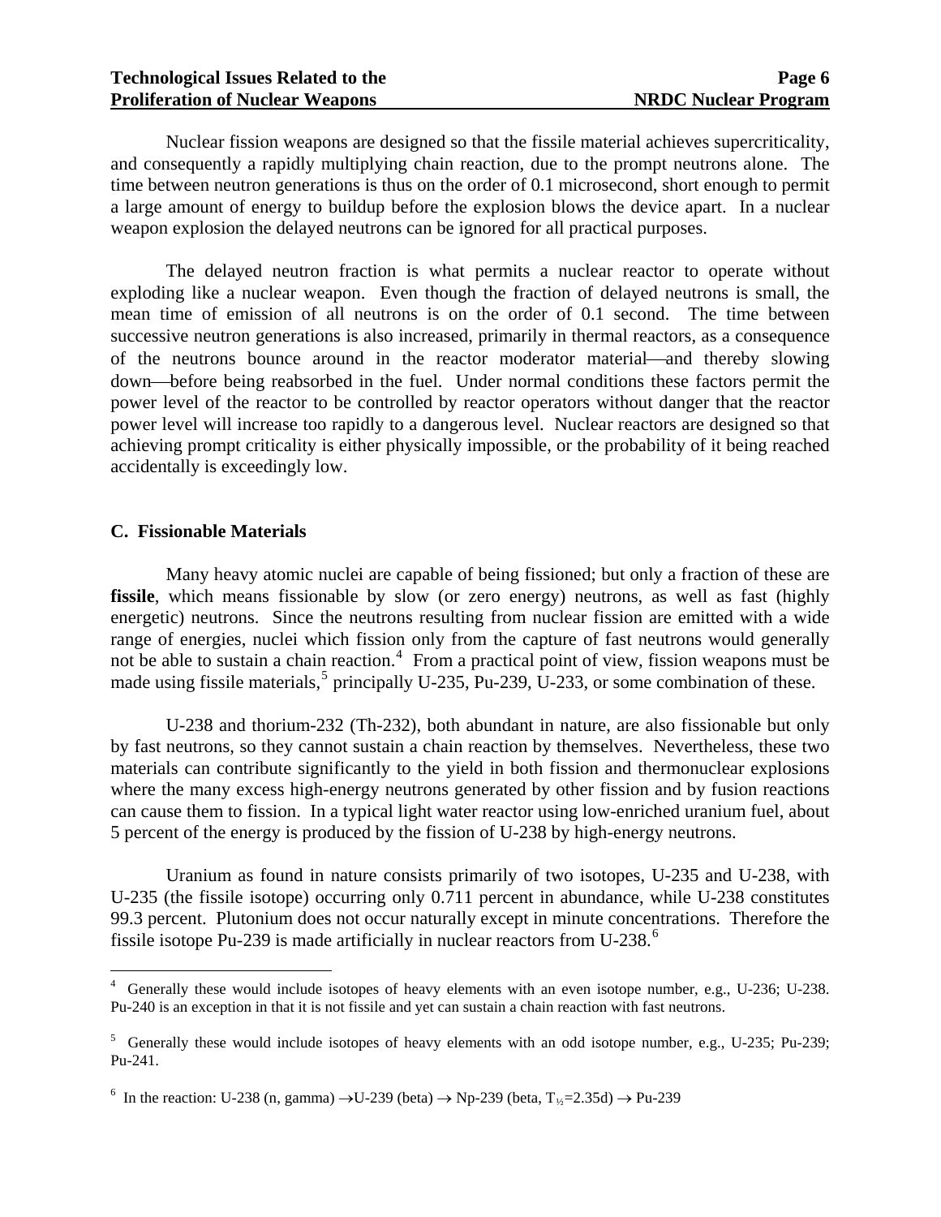Nuclear fission weapons are designed so that the fissile material achieves supercriticality, and consequently a rapidly multiplying chain reaction, due to the prompt neutrons alone. The time between neutron generations is thus on the order of 0.1 microsecond, short enough to permit a large amount of energy to buildup before the explosion blows the device apart. In a nuclear weapon explosion the delayed neutrons can be ignored for all practical purposes.

The delayed neutron fraction is what permits a nuclear reactor to operate without exploding like a nuclear weapon. Even though the fraction of delayed neutrons is small, the mean time of emission of all neutrons is on the order of 0.1 second. The time between successive neutron generations is also increased, primarily in thermal reactors, as a consequence of the neutrons bounce around in the reactor moderator material—and thereby slowing down—before being reabsorbed in the fuel. Under normal conditions these factors permit the power level of the reactor to be controlled by reactor operators without danger that the reactor power level will increase too rapidly to a dangerous level. Nuclear reactors are designed so that achieving prompt criticality is either physically impossible, or the probability of it being reached accidentally is exceedingly low.

## C. Fissionable Materials

Many heavy atomic nuclei are capable of being fissioned; but only a fraction of these are **fissile**, which means fissionable by slow (or zero energy) neutrons, as well as fast (highly energetic) neutrons. Since the neutrons resulting from nuclear fission are emitted with a wide range of energies, nuclei which fission only from the capture of fast neutrons would generally not be able to sustain a chain reaction.[4] From a practical point of view, fission weapons must be made using fissile materials,[5] principally U-235, Pu-239, U-233, or some combination of these.

U-238 and thorium-232 (Th-232), both abundant in nature, are also fissionable but only by fast neutrons, so they cannot sustain a chain reaction by themselves. Nevertheless, these two materials can contribute significantly to the yield in both fission and thermonuclear explosions where the many excess high-energy neutrons generated by other fission and by fusion reactions can cause them to fission. In a typical light water reactor using low-enriched uranium fuel, about 5 percent of the energy is produced by the fission of U-238 by high-energy neutrons.

Uranium as found in nature consists primarily of two isotopes, U-235 and U-238, with U-235 (the fissile isotope) occurring only 0.711 percent in abundance, while U-238 constitutes 99.3 percent. Plutonium does not occur naturally except in minute concentrations. Therefore the fissile isotope Pu-239 is made artificially in nuclear reactors from U-238.[6]

---

[4] Generally these would include isotopes of heavy elements with an even isotope number, e.g., U-236; U-238. Pu-240 is an exception in that it is not fissile and yet can sustain a chain reaction with fast neutrons.

[5] Generally these would include isotopes of heavy elements with an odd isotope number, e.g., U-235; Pu-239; Pu-241.

[6] In the reaction: U-238 (n, gamma) $\rightarrow$ U-239 (beta) $\rightarrow$ Np-239 (beta, $T_{1/2}$=2.35d) $\rightarrow$ Pu-239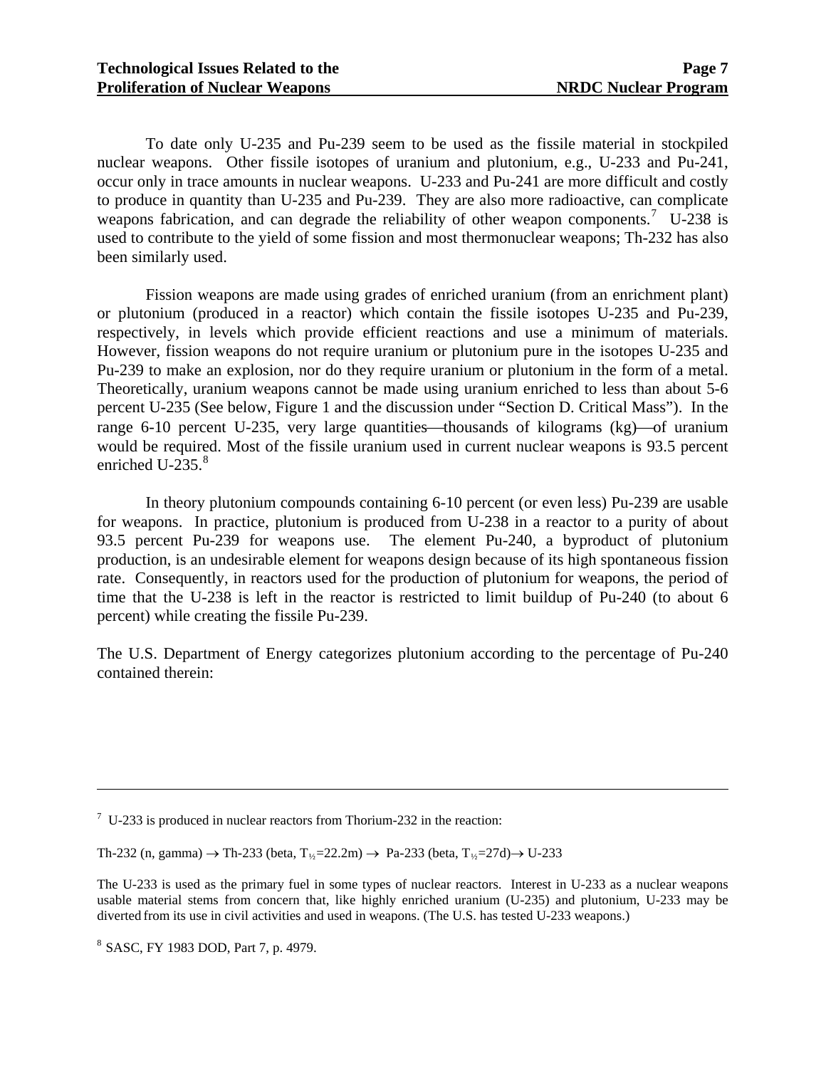To date only U-235 and Pu-239 seem to be used as the fissile material in stockpiled nuclear weapons. Other fissile isotopes of uranium and plutonium, e.g., U-233 and Pu-241, occur only in trace amounts in nuclear weapons. U-233 and Pu-241 are more difficult and costly to produce in quantity than U-235 and Pu-239. They are also more radioactive, can complicate weapons fabrication, and can degrade the reliability of other weapon components.[7] U-238 is used to contribute to the yield of some fission and most thermonuclear weapons; Th-232 has also been similarly used.

Fission weapons are made using grades of enriched uranium (from an enrichment plant) or plutonium (produced in a reactor) which contain the fissile isotopes U-235 and Pu-239, respectively, in levels which provide efficient reactions and use a minimum of materials. However, fission weapons do not require uranium or plutonium pure in the isotopes U-235 and Pu-239 to make an explosion, nor do they require uranium or plutonium in the form of a metal. Theoretically, uranium weapons cannot be made using uranium enriched to less than about 5-6 percent U-235 (See below, Figure 1 and the discussion under "Section D. Critical Mass"). In the range 6-10 percent U-235, very large quantities—thousands of kilograms (kg)—of uranium would be required. Most of the fissile uranium used in current nuclear weapons is 93.5 percent enriched U-235.[8]

In theory plutonium compounds containing 6-10 percent (or even less) Pu-239 are usable for weapons. In practice, plutonium is produced from U-238 in a reactor to a purity of about 93.5 percent Pu-239 for weapons use. The element Pu-240, a byproduct of plutonium production, is an undesirable element for weapons design because of its high spontaneous fission rate. Consequently, in reactors used for the production of plutonium for weapons, the period of time that the U-238 is left in the reactor is restricted to limit buildup of Pu-240 (to about 6 percent) while creating the fissile Pu-239.

The U.S. Department of Energy categorizes plutonium according to the percentage of Pu-240 contained therein:

---

[7] U-233 is produced in nuclear reactors from Thorium-232 in the reaction:

Th-232 (n, gamma) $\rightarrow$ Th-233 (beta, $T_{1/2}$=22.2m) $\rightarrow$ Pa-233 (beta, $T_{1/2}$=27d) $\rightarrow$ U-233

The U-233 is used as the primary fuel in some types of nuclear reactors. Interest in U-233 as a nuclear weapons usable material stems from concern that, like highly enriched uranium (U-235) and plutonium, U-233 may be diverted from its use in civil activities and used in weapons. (The U.S. has tested U-233 weapons.)

[8] SASC, FY 1983 DOD, Part 7, p. 4979.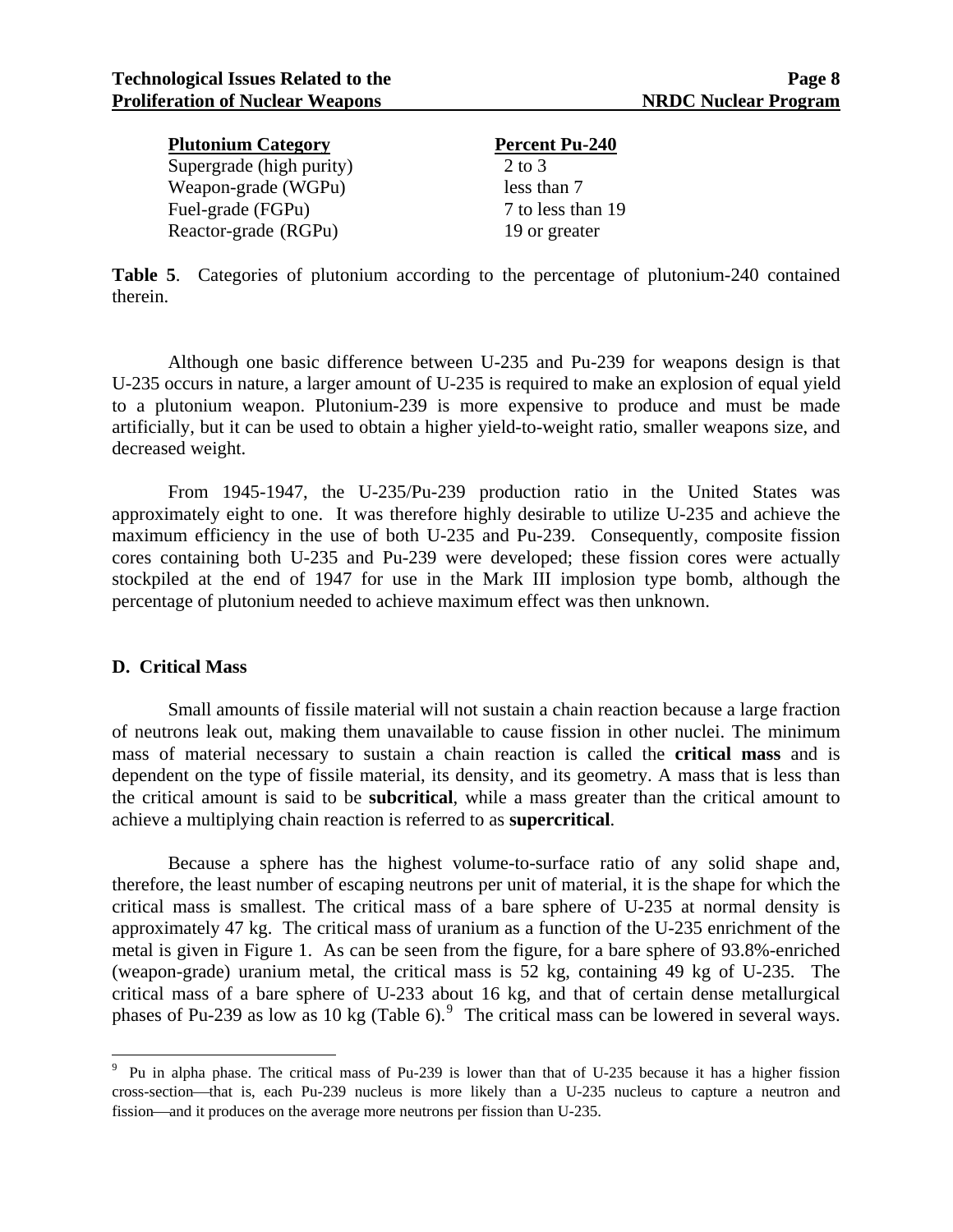| Plutonium Category | Percent Pu-240 |
|---|---|
| Supergrade (high purity) | 2 to 3 |
| Weapon-grade (WGPu) | less than 7 |
| Fuel-grade (FGPu) | 7 to less than 19 |
| Reactor-grade (RGPu) | 19 or greater |

**Table 5**. Categories of plutonium according to the percentage of plutonium-240 contained therein.

Although one basic difference between U-235 and Pu-239 for weapons design is that U-235 occurs in nature, a larger amount of U-235 is required to make an explosion of equal yield to a plutonium weapon. Plutonium-239 is more expensive to produce and must be made artificially, but it can be used to obtain a higher yield-to-weight ratio, smaller weapons size, and decreased weight.

From 1945-1947, the U-235/Pu-239 production ratio in the United States was approximately eight to one. It was therefore highly desirable to utilize U-235 and achieve the maximum efficiency in the use of both U-235 and Pu-239. Consequently, composite fission cores containing both U-235 and Pu-239 were developed; these fission cores were actually stockpiled at the end of 1947 for use in the Mark III implosion type bomb, although the percentage of plutonium needed to achieve maximum effect was then unknown.

## D. Critical Mass

Small amounts of fissile material will not sustain a chain reaction because a large fraction of neutrons leak out, making them unavailable to cause fission in other nuclei. The minimum mass of material necessary to sustain a chain reaction is called the **critical mass** and is dependent on the type of fissile material, its density, and its geometry. A mass that is less than the critical amount is said to be **subcritical**, while a mass greater than the critical amount to achieve a multiplying chain reaction is referred to as **supercritical**.

Because a sphere has the highest volume-to-surface ratio of any solid shape and, therefore, the least number of escaping neutrons per unit of material, it is the shape for which the critical mass is smallest. The critical mass of a bare sphere of U-235 at normal density is approximately 47 kg. The critical mass of uranium as a function of the U-235 enrichment of the metal is given in Figure 1. As can be seen from the figure, for a bare sphere of 93.8%-enriched (weapon-grade) uranium metal, the critical mass is 52 kg, containing 49 kg of U-235. The critical mass of a bare sphere of U-233 about 16 kg, and that of certain dense metallurgical phases of Pu-239 as low as 10 kg (Table 6).[9] The critical mass can be lowered in several ways.

---

[9] Pu in alpha phase. The critical mass of Pu-239 is lower than that of U-235 because it has a higher fission cross-section—that is, each Pu-239 nucleus is more likely than a U-235 nucleus to capture a neutron and fission—and it produces on the average more neutrons per fission than U-235.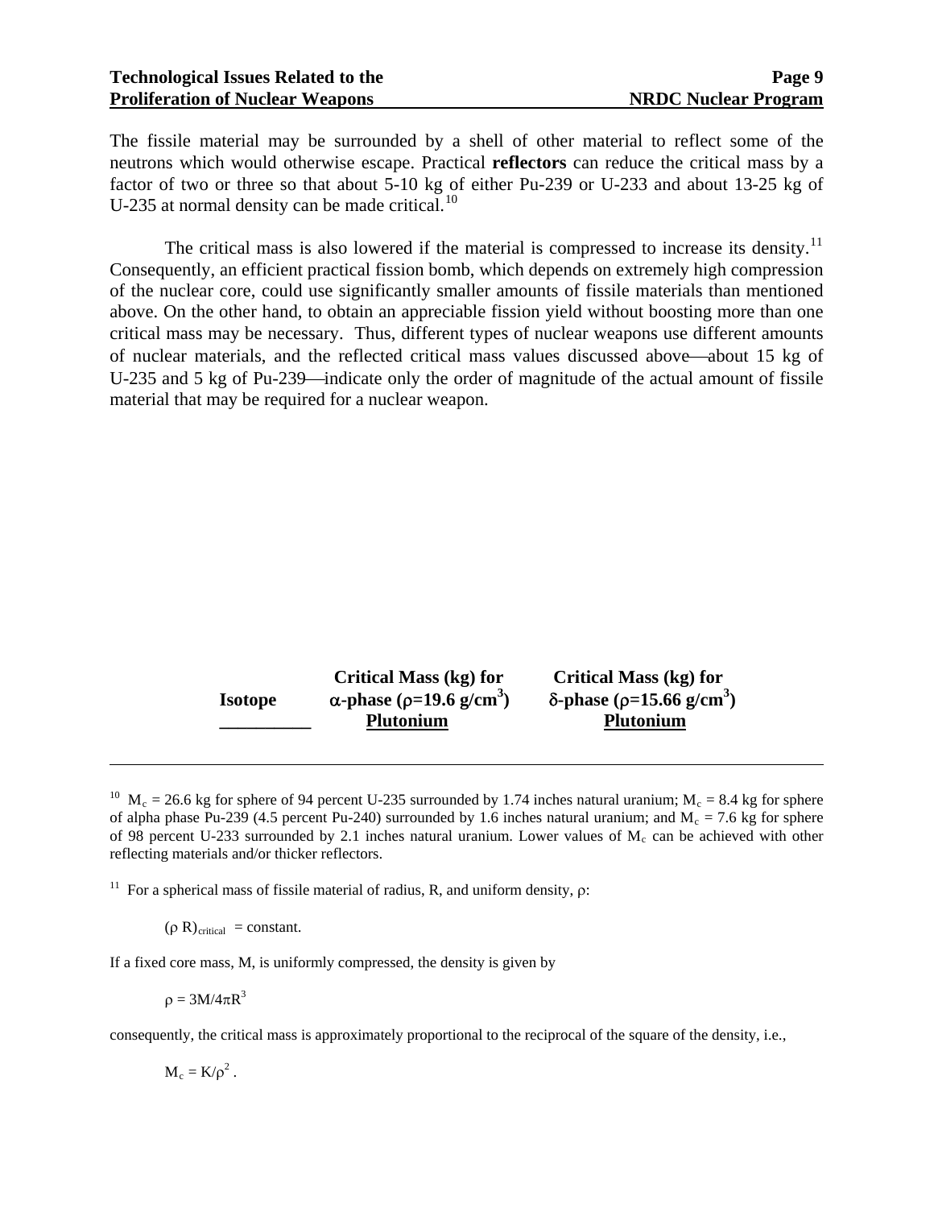The fissile material may be surrounded by a shell of other material to reflect some of the neutrons which would otherwise escape. Practical **reflectors** can reduce the critical mass by a factor of two or three so that about 5-10 kg of either Pu-239 or U-233 and about 13-25 kg of U-235 at normal density can be made critical.[10]

The critical mass is also lowered if the material is compressed to increase its density.[11] Consequently, an efficient practical fission bomb, which depends on extremely high compression of the nuclear core, could use significantly smaller amounts of fissile materials than mentioned above. On the other hand, to obtain an appreciable fission yield without boosting more than one critical mass may be necessary. Thus, different types of nuclear weapons use different amounts of nuclear materials, and the reflected critical mass values discussed above—about 15 kg of U-235 and 5 kg of Pu-239—indicate only the order of magnitude of the actual amount of fissile material that may be required for a nuclear weapon.

| Isotope | Critical Mass (kg) for $\alpha$-phase ($\rho$=19.6 g/cm$^3$) Plutonium | Critical Mass (kg) for $\delta$-phase ($\rho$=15.66 g/cm$^3$) Plutonium |
|---|---|---|

---

[10] $M_c$ = 26.6 kg for sphere of 94 percent U-235 surrounded by 1.74 inches natural uranium; $M_c$ = 8.4 kg for sphere of alpha phase Pu-239 (4.5 percent Pu-240) surrounded by 1.6 inches natural uranium; and $M_c$ = 7.6 kg for sphere of 98 percent U-233 surrounded by 2.1 inches natural uranium. Lower values of $M_c$ can be achieved with other reflecting materials and/or thicker reflectors.

[11] For a spherical mass of fissile material of radius, R, and uniform density, $\rho$:

$$(\rho R)_{critical} = \text{constant}.$$

If a fixed core mass, M, is uniformly compressed, the density is given by

$$\rho = 3M/4\pi R^3$$

consequently, the critical mass is approximately proportional to the reciprocal of the square of the density, i.e.,

$$M_c = K/\rho^2 .$$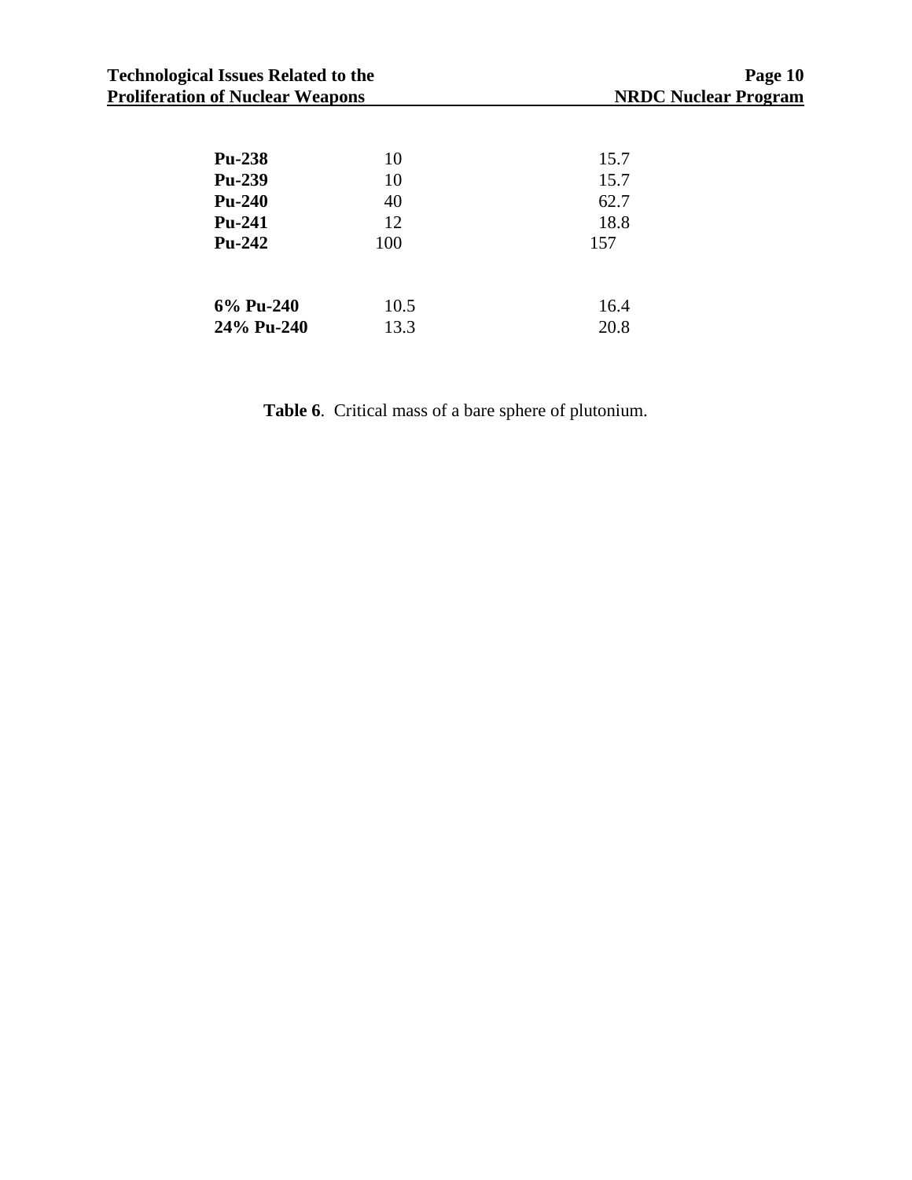| | | |
|---|---|---|
| **Pu-238** | 10 | 15.7 |
| **Pu-239** | 10 | 15.7 |
| **Pu-240** | 40 | 62.7 |
| **Pu-241** | 12 | 18.8 |
| **Pu-242** | 100 | 157 |
| | | |
| **6% Pu-240** | 10.5 | 16.4 |
| **24% Pu-240** | 13.3 | 20.8 |

**Table 6**. Critical mass of a bare sphere of plutonium.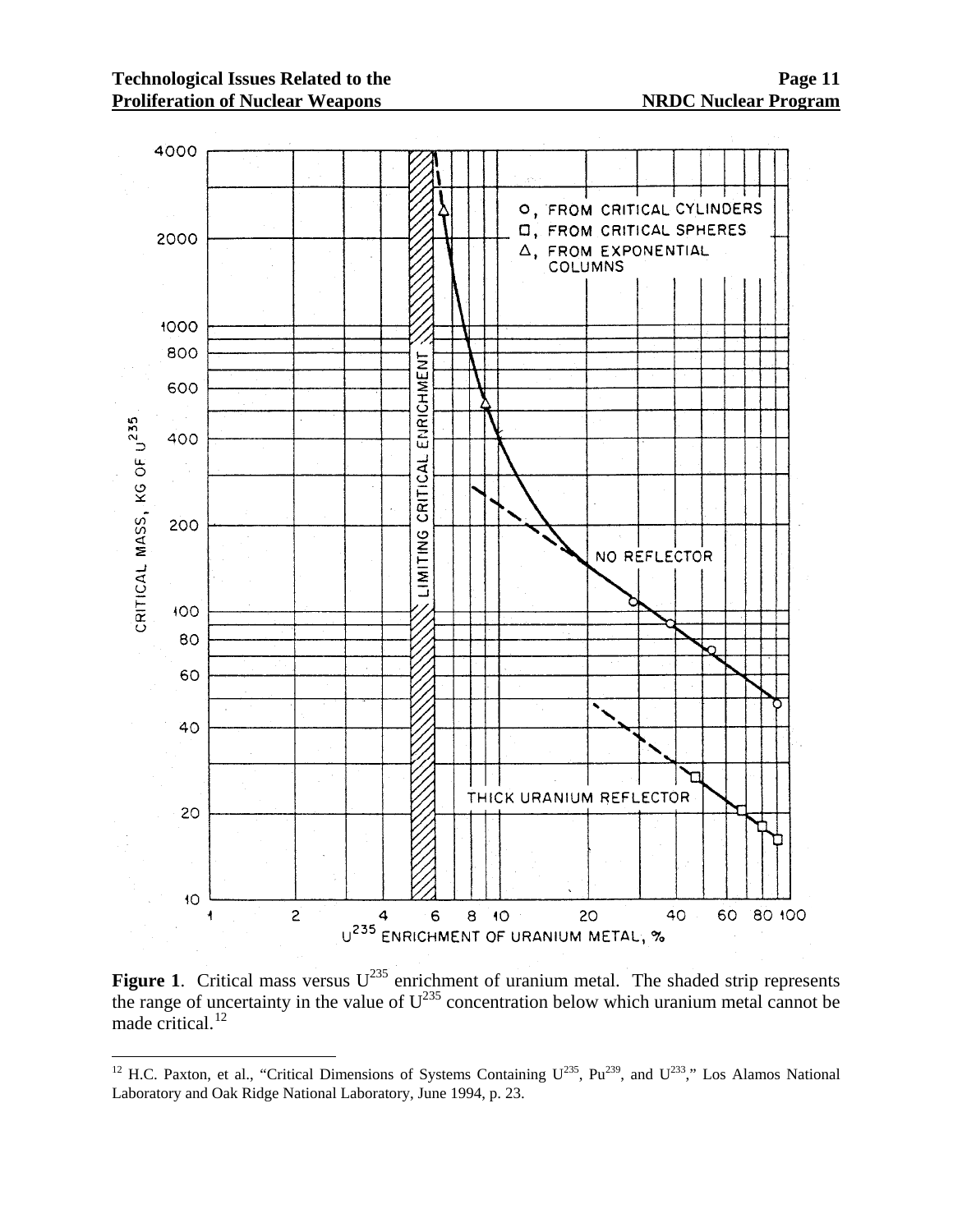**Figure 1**. Critical mass versus $U^{235}$ enrichment of uranium metal. The shaded strip represents the range of uncertainty in the value of $U^{235}$ concentration below which uranium metal cannot be made critical.[12]

[12] H.C. Paxton, et al., "Critical Dimensions of Systems Containing $U^{235}$, $Pu^{239}$, and $U^{233}$," Los Alamos National Laboratory and Oak Ridge National Laboratory, June 1994, p. 23.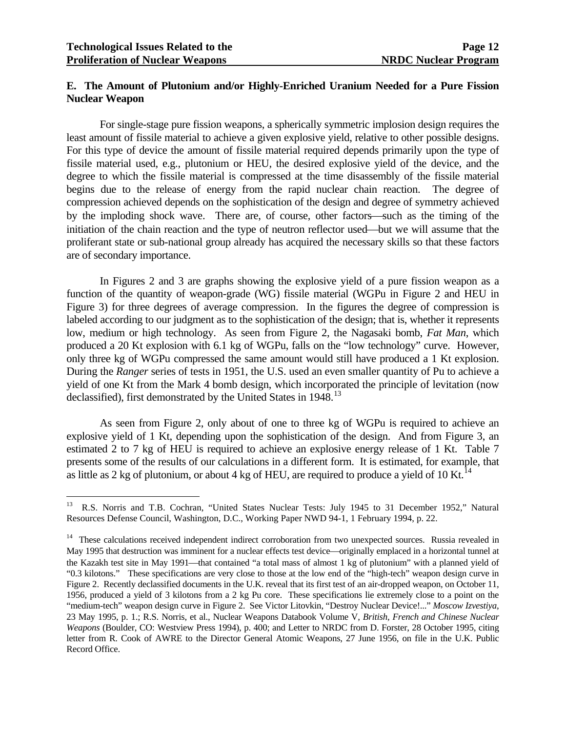### E. The Amount of Plutonium and/or Highly-Enriched Uranium Needed for a Pure Fission Nuclear Weapon

For single-stage pure fission weapons, a spherically symmetric implosion design requires the least amount of fissile material to achieve a given explosive yield, relative to other possible designs. For this type of device the amount of fissile material required depends primarily upon the type of fissile material used, e.g., plutonium or HEU, the desired explosive yield of the device, and the degree to which the fissile material is compressed at the time disassembly of the fissile material begins due to the release of energy from the rapid nuclear chain reaction. The degree of compression achieved depends on the sophistication of the design and degree of symmetry achieved by the imploding shock wave. There are, of course, other factors—such as the timing of the initiation of the chain reaction and the type of neutron reflector used—but we will assume that the proliferant state or sub-national group already has acquired the necessary skills so that these factors are of secondary importance.

In Figures 2 and 3 are graphs showing the explosive yield of a pure fission weapon as a function of the quantity of weapon-grade (WG) fissile material (WGPu in Figure 2 and HEU in Figure 3) for three degrees of average compression. In the figures the degree of compression is labeled according to our judgment as to the sophistication of the design; that is, whether it represents low, medium or high technology. As seen from Figure 2, the Nagasaki bomb, *Fat Man*, which produced a 20 Kt explosion with 6.1 kg of WGPu, falls on the "low technology" curve. However, only three kg of WGPu compressed the same amount would still have produced a 1 Kt explosion. During the *Ranger* series of tests in 1951, the U.S. used an even smaller quantity of Pu to achieve a yield of one Kt from the Mark 4 bomb design, which incorporated the principle of levitation (now declassified), first demonstrated by the United States in 1948.[13]

As seen from Figure 2, only about of one to three kg of WGPu is required to achieve an explosive yield of 1 Kt, depending upon the sophistication of the design. And from Figure 3, an estimated 2 to 7 kg of HEU is required to achieve an explosive energy release of 1 Kt. Table 7 presents some of the results of our calculations in a different form. It is estimated, for example, that as little as 2 kg of plutonium, or about 4 kg of HEU, are required to produce a yield of 10 Kt.[14]

---

[13] R.S. Norris and T.B. Cochran, "United States Nuclear Tests: July 1945 to 31 December 1952," Natural Resources Defense Council, Washington, D.C., Working Paper NWD 94-1, 1 February 1994, p. 22.

[14] These calculations received independent indirect corroboration from two unexpected sources. Russia revealed in May 1995 that destruction was imminent for a nuclear effects test device—originally emplaced in a horizontal tunnel at the Kazakh test site in May 1991—that contained "a total mass of almost 1 kg of plutonium" with a planned yield of "0.3 kilotons." These specifications are very close to those at the low end of the "high-tech" weapon design curve in Figure 2. Recently declassified documents in the U.K. reveal that its first test of an air-dropped weapon, on October 11, 1956, produced a yield of 3 kilotons from a 2 kg Pu core. These specifications lie extremely close to a point on the "medium-tech" weapon design curve in Figure 2. See Victor Litovkin, "Destroy Nuclear Device!..." *Moscow Izvestiya*, 23 May 1995, p. 1.; R.S. Norris, et al., Nuclear Weapons Databook Volume V, *British, French and Chinese Nuclear Weapons* (Boulder, CO: Westview Press 1994), p. 400; and Letter to NRDC from D. Forster, 28 October 1995, citing letter from R. Cook of AWRE to the Director General Atomic Weapons, 27 June 1956, on file in the U.K. Public Record Office.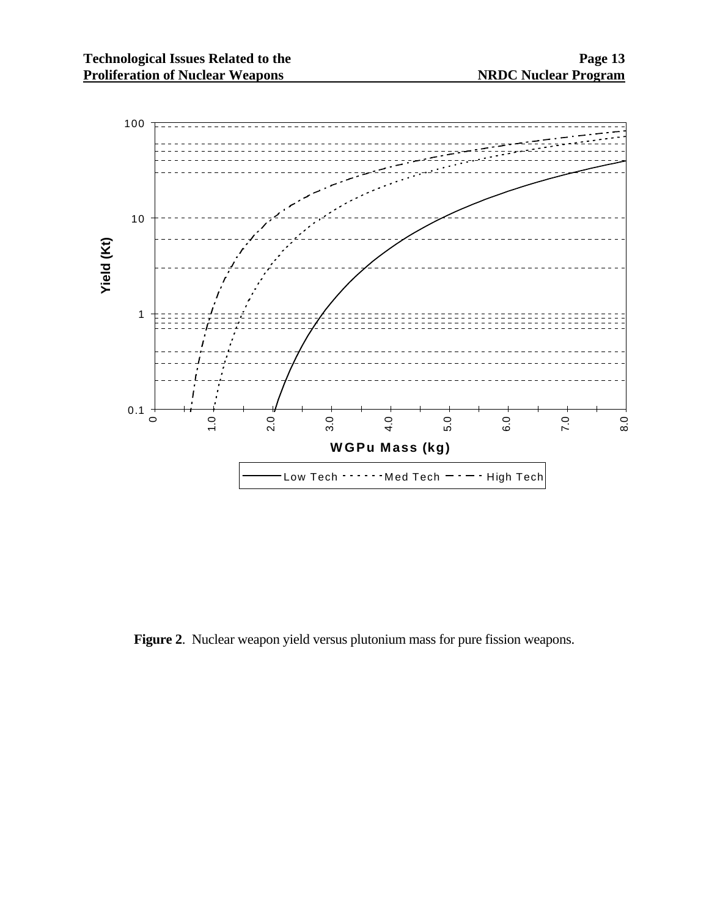**Figure 2**. Nuclear weapon yield versus plutonium mass for pure fission weapons.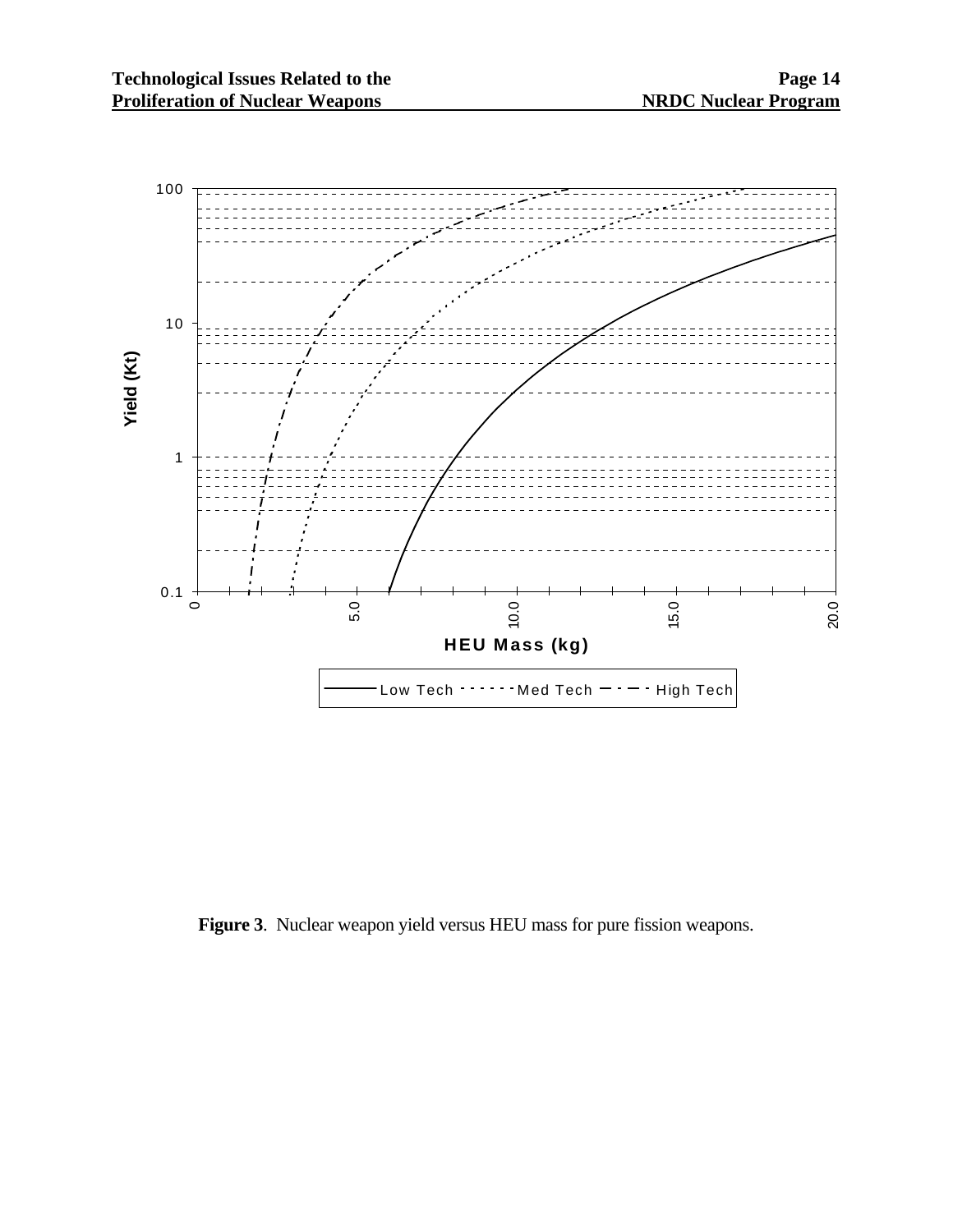**Figure 3**. Nuclear weapon yield versus HEU mass for pure fission weapons.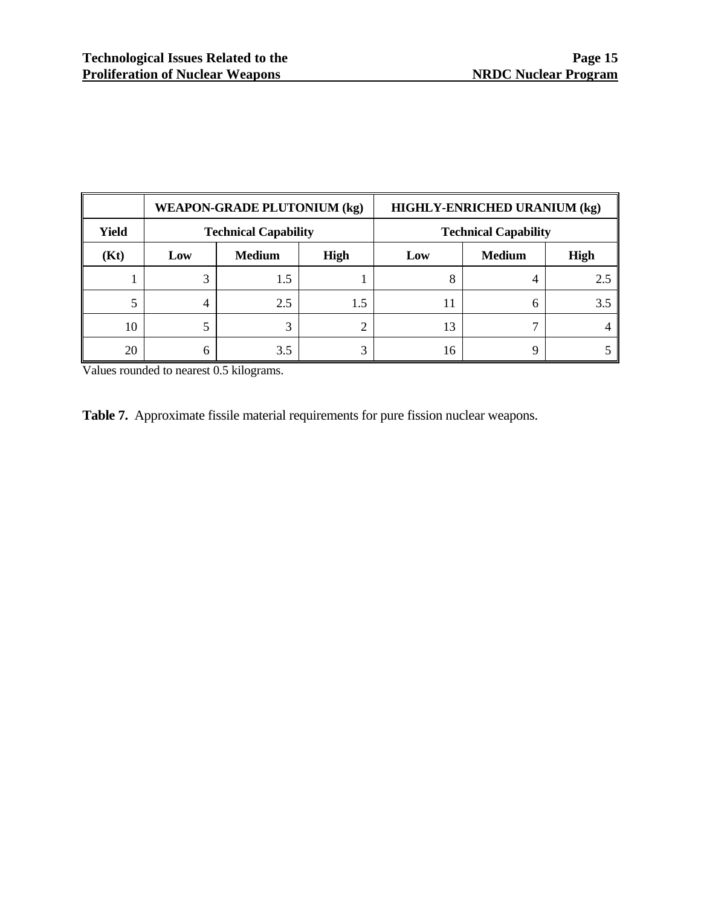| | WEAPON-GRADE PLUTONIUM (kg) | | | HIGHLY-ENRICHED URANIUM (kg) | | |
|---|---|---|---|---|---|---|
| **Yield** | **Technical Capability** | | | **Technical Capability** | | |
| **(Kt)** | **Low** | **Medium** | **High** | **Low** | **Medium** | **High** |
| 1 | 3 | 1.5 | 1 | 8 | 4 | 2.5 |
| 5 | 4 | 2.5 | 1.5 | 11 | 6 | 3.5 |
| 10 | 5 | 3 | 2 | 13 | 7 | 4 |
| 20 | 6 | 3.5 | 3 | 16 | 9 | 5 |

Values rounded to nearest 0.5 kilograms.

**Table 7.** Approximate fissile material requirements for pure fission nuclear weapons.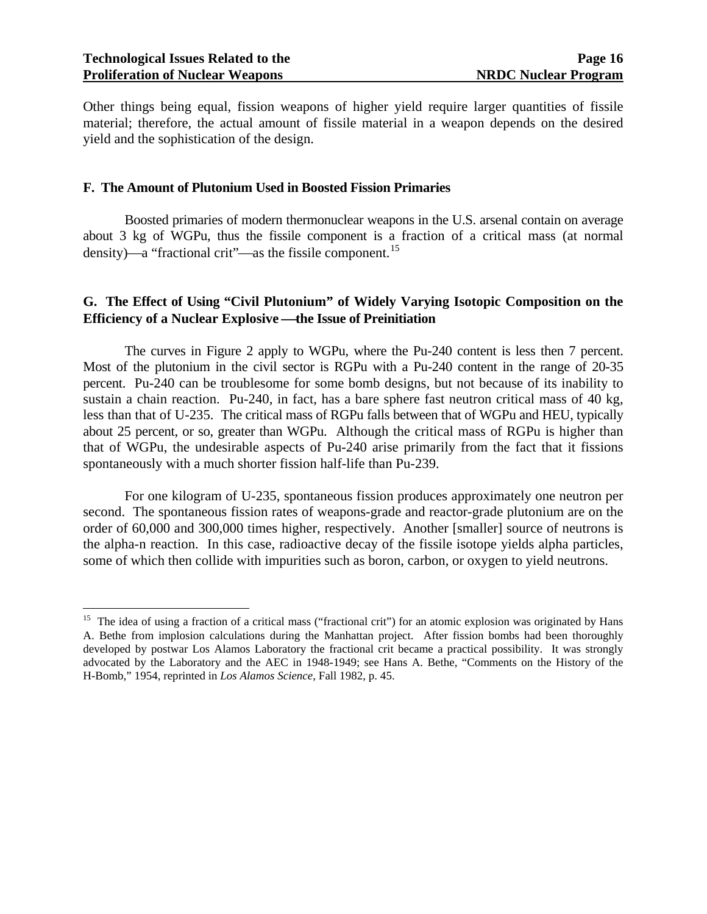Other things being equal, fission weapons of higher yield require larger quantities of fissile material; therefore, the actual amount of fissile material in a weapon depends on the desired yield and the sophistication of the design.

### F. The Amount of Plutonium Used in Boosted Fission Primaries

Boosted primaries of modern thermonuclear weapons in the U.S. arsenal contain on average about 3 kg of WGPu, thus the fissile component is a fraction of a critical mass (at normal density)—a "fractional crit"—as the fissile component.[15]

### G. The Effect of Using "Civil Plutonium" of Widely Varying Isotopic Composition on the Efficiency of a Nuclear Explosive—the Issue of Preinitiation

The curves in Figure 2 apply to WGPu, where the Pu-240 content is less then 7 percent. Most of the plutonium in the civil sector is RGPu with a Pu-240 content in the range of 20-35 percent. Pu-240 can be troublesome for some bomb designs, but not because of its inability to sustain a chain reaction. Pu-240, in fact, has a bare sphere fast neutron critical mass of 40 kg, less than that of U-235. The critical mass of RGPu falls between that of WGPu and HEU, typically about 25 percent, or so, greater than WGPu. Although the critical mass of RGPu is higher than that of WGPu, the undesirable aspects of Pu-240 arise primarily from the fact that it fissions spontaneously with a much shorter fission half-life than Pu-239.

For one kilogram of U-235, spontaneous fission produces approximately one neutron per second. The spontaneous fission rates of weapons-grade and reactor-grade plutonium are on the order of 60,000 and 300,000 times higher, respectively. Another [smaller] source of neutrons is the alpha-n reaction. In this case, radioactive decay of the fissile isotope yields alpha particles, some of which then collide with impurities such as boron, carbon, or oxygen to yield neutrons.

---

[15] The idea of using a fraction of a critical mass ("fractional crit") for an atomic explosion was originated by Hans A. Bethe from implosion calculations during the Manhattan project. After fission bombs had been thoroughly developed by postwar Los Alamos Laboratory the fractional crit became a practical possibility. It was strongly advocated by the Laboratory and the AEC in 1948-1949; see Hans A. Bethe, "Comments on the History of the H-Bomb," 1954, reprinted in *Los Alamos Science*, Fall 1982, p. 45.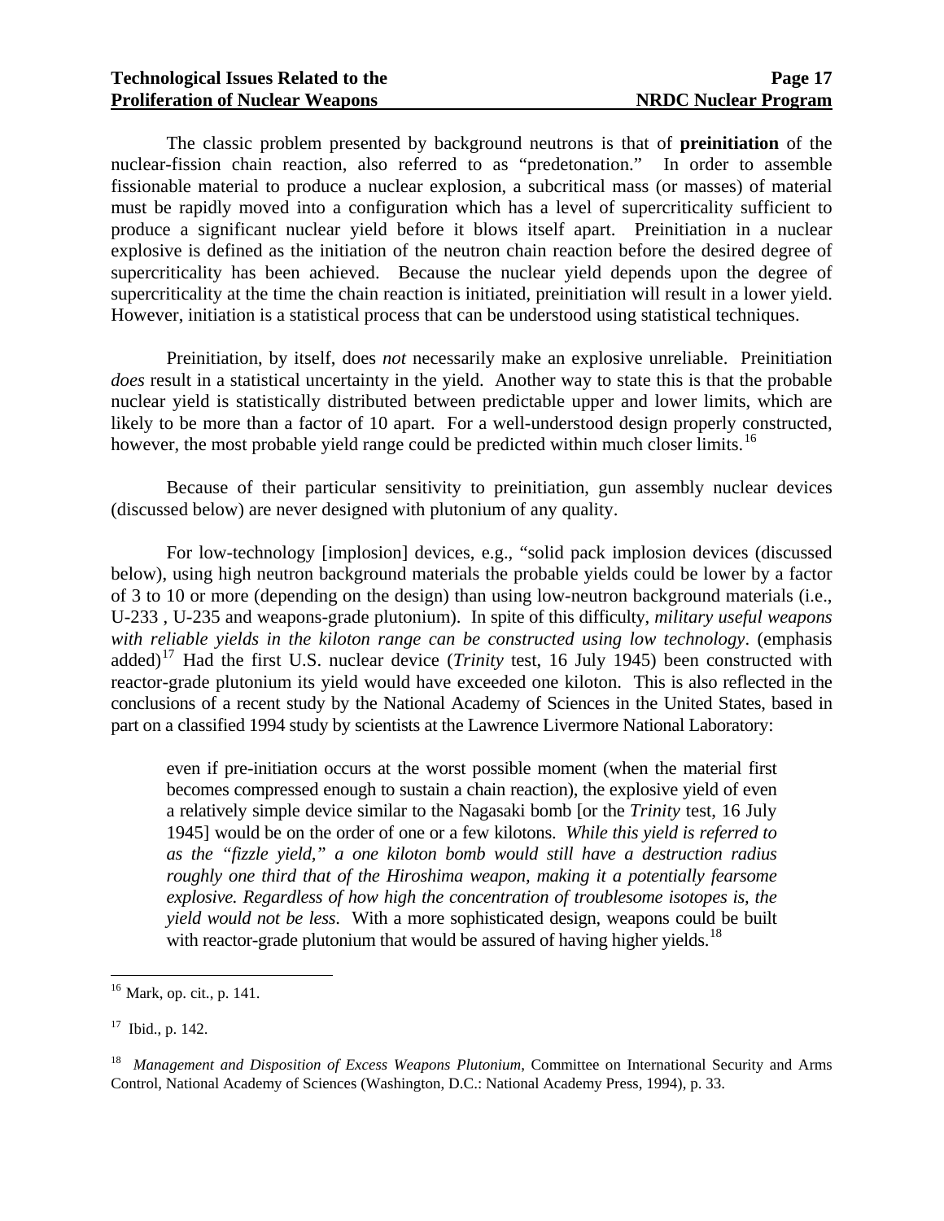The classic problem presented by background neutrons is that of **preinitiation** of the nuclear-fission chain reaction, also referred to as "predetonation." In order to assemble fissionable material to produce a nuclear explosion, a subcritical mass (or masses) of material must be rapidly moved into a configuration which has a level of supercriticality sufficient to produce a significant nuclear yield before it blows itself apart. Preinitiation in a nuclear explosive is defined as the initiation of the neutron chain reaction before the desired degree of supercriticality has been achieved. Because the nuclear yield depends upon the degree of supercriticality at the time the chain reaction is initiated, preinitiation will result in a lower yield. However, initiation is a statistical process that can be understood using statistical techniques.

Preinitiation, by itself, does *not* necessarily make an explosive unreliable. Preinitiation *does* result in a statistical uncertainty in the yield. Another way to state this is that the probable nuclear yield is statistically distributed between predictable upper and lower limits, which are likely to be more than a factor of 10 apart. For a well-understood design properly constructed, however, the most probable yield range could be predicted within much closer limits.[16]

Because of their particular sensitivity to preinitiation, gun assembly nuclear devices (discussed below) are never designed with plutonium of any quality.

For low-technology [implosion] devices, e.g., "solid pack implosion devices (discussed below), using high neutron background materials the probable yields could be lower by a factor of 3 to 10 or more (depending on the design) than using low-neutron background materials (i.e., U-233 , U-235 and weapons-grade plutonium). In spite of this difficulty, *military useful weapons with reliable yields in the kiloton range can be constructed using low technology*. (emphasis added)[17] Had the first U.S. nuclear device (*Trinity* test, 16 July 1945) been constructed with reactor-grade plutonium its yield would have exceeded one kiloton. This is also reflected in the conclusions of a recent study by the National Academy of Sciences in the United States, based in part on a classified 1994 study by scientists at the Lawrence Livermore National Laboratory:

> even if pre-initiation occurs at the worst possible moment (when the material first becomes compressed enough to sustain a chain reaction), the explosive yield of even a relatively simple device similar to the Nagasaki bomb [or the *Trinity* test, 16 July 1945] would be on the order of one or a few kilotons. *While this yield is referred to as the "fizzle yield," a one kiloton bomb would still have a destruction radius roughly one third that of the Hiroshima weapon, making it a potentially fearsome explosive. Regardless of how high the concentration of troublesome isotopes is, the yield would not be less*. With a more sophisticated design, weapons could be built with reactor-grade plutonium that would be assured of having higher yields.[18]

---

[16] Mark, op. cit., p. 141.

[17] Ibid., p. 142.

[18] *Management and Disposition of Excess Weapons Plutonium*, Committee on International Security and Arms Control, National Academy of Sciences (Washington, D.C.: National Academy Press, 1994), p. 33.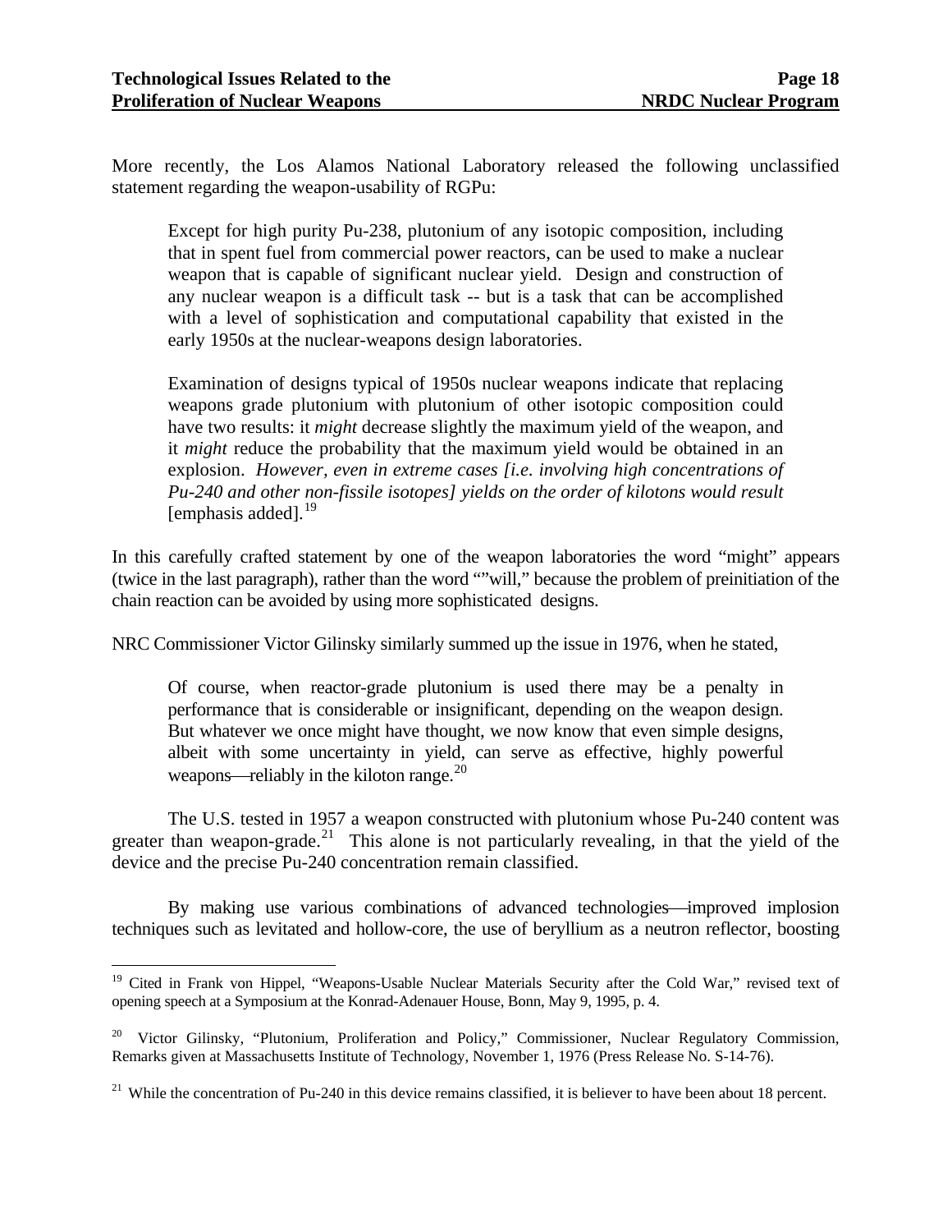More recently, the Los Alamos National Laboratory released the following unclassified statement regarding the weapon-usability of RGPu:

> Except for high purity Pu-238, plutonium of any isotopic composition, including that in spent fuel from commercial power reactors, can be used to make a nuclear weapon that is capable of significant nuclear yield. Design and construction of any nuclear weapon is a difficult task -- but is a task that can be accomplished with a level of sophistication and computational capability that existed in the early 1950s at the nuclear-weapons design laboratories.
>
> Examination of designs typical of 1950s nuclear weapons indicate that replacing weapons grade plutonium with plutonium of other isotopic composition could have two results: it *might* decrease slightly the maximum yield of the weapon, and it *might* reduce the probability that the maximum yield would be obtained in an explosion. *However, even in extreme cases [i.e. involving high concentrations of Pu-240 and other non-fissile isotopes] yields on the order of kilotons would result* [emphasis added].[19]

In this carefully crafted statement by one of the weapon laboratories the word "might" appears (twice in the last paragraph), rather than the word ""will," because the problem of preinitiation of the chain reaction can be avoided by using more sophisticated designs.

NRC Commissioner Victor Gilinsky similarly summed up the issue in 1976, when he stated,

> Of course, when reactor-grade plutonium is used there may be a penalty in performance that is considerable or insignificant, depending on the weapon design. But whatever we once might have thought, we now know that even simple designs, albeit with some uncertainty in yield, can serve as effective, highly powerful weapons—reliably in the kiloton range.[20]

The U.S. tested in 1957 a weapon constructed with plutonium whose Pu-240 content was greater than weapon-grade.[21] This alone is not particularly revealing, in that the yield of the device and the precise Pu-240 concentration remain classified.

By making use various combinations of advanced technologies—improved implosion techniques such as levitated and hollow-core, the use of beryllium as a neutron reflector, boosting

---

[19] Cited in Frank von Hippel, "Weapons-Usable Nuclear Materials Security after the Cold War," revised text of opening speech at a Symposium at the Konrad-Adenauer House, Bonn, May 9, 1995, p. 4.

[20] Victor Gilinsky, "Plutonium, Proliferation and Policy," Commissioner, Nuclear Regulatory Commission, Remarks given at Massachusetts Institute of Technology, November 1, 1976 (Press Release No. S-14-76).

[21] While the concentration of Pu-240 in this device remains classified, it is believer to have been about 18 percent.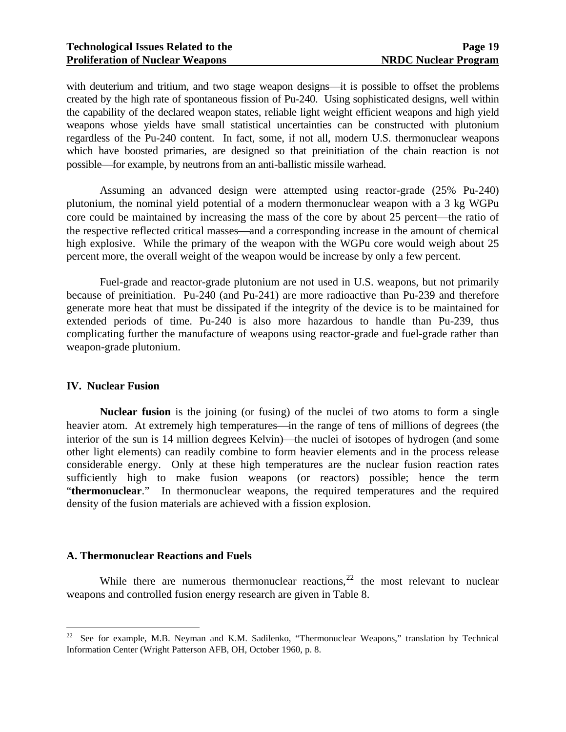with deuterium and tritium, and two stage weapon designs—it is possible to offset the problems created by the high rate of spontaneous fission of Pu-240. Using sophisticated designs, well within the capability of the declared weapon states, reliable light weight efficient weapons and high yield weapons whose yields have small statistical uncertainties can be constructed with plutonium regardless of the Pu-240 content. In fact, some, if not all, modern U.S. thermonuclear weapons which have boosted primaries, are designed so that preinitiation of the chain reaction is not possible—for example, by neutrons from an anti-ballistic missile warhead.

Assuming an advanced design were attempted using reactor-grade (25% Pu-240) plutonium, the nominal yield potential of a modern thermonuclear weapon with a 3 kg WGPu core could be maintained by increasing the mass of the core by about 25 percent—the ratio of the respective reflected critical masses—and a corresponding increase in the amount of chemical high explosive. While the primary of the weapon with the WGPu core would weigh about 25 percent more, the overall weight of the weapon would be increase by only a few percent.

Fuel-grade and reactor-grade plutonium are not used in U.S. weapons, but not primarily because of preinitiation. Pu-240 (and Pu-241) are more radioactive than Pu-239 and therefore generate more heat that must be dissipated if the integrity of the device is to be maintained for extended periods of time. Pu-240 is also more hazardous to handle than Pu-239, thus complicating further the manufacture of weapons using reactor-grade and fuel-grade rather than weapon-grade plutonium.

## IV. Nuclear Fusion

**Nuclear fusion** is the joining (or fusing) of the nuclei of two atoms to form a single heavier atom. At extremely high temperatures—in the range of tens of millions of degrees (the interior of the sun is 14 million degrees Kelvin)—the nuclei of isotopes of hydrogen (and some other light elements) can readily combine to form heavier elements and in the process release considerable energy. Only at these high temperatures are the nuclear fusion reaction rates sufficiently high to make fusion weapons (or reactors) possible; hence the term "**thermonuclear**." In thermonuclear weapons, the required temperatures and the required density of the fusion materials are achieved with a fission explosion.

### A. Thermonuclear Reactions and Fuels

While there are numerous thermonuclear reactions,[22] the most relevant to nuclear weapons and controlled fusion energy research are given in Table 8.

---

[22] See for example, M.B. Neyman and K.M. Sadilenko, "Thermonuclear Weapons," translation by Technical Information Center (Wright Patterson AFB, OH, October 1960, p. 8.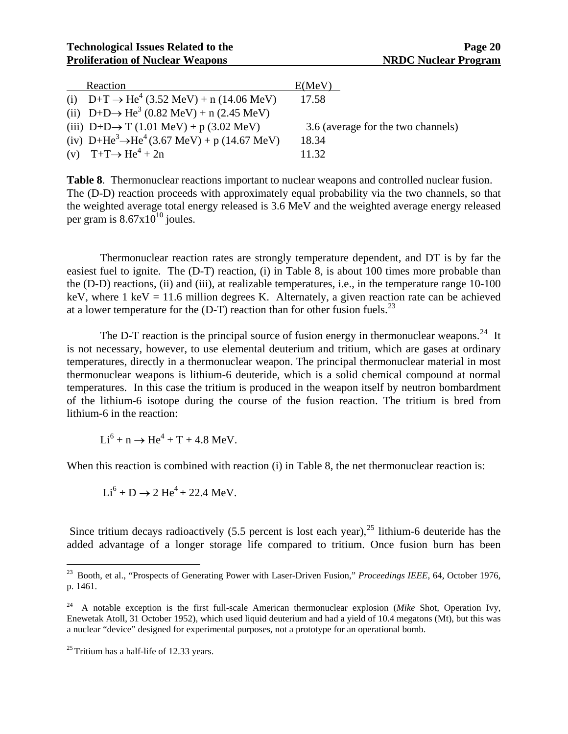| Reaction | E(MeV) |
|---|---|
| (i) $D+T \rightarrow He^4$ (3.52 MeV) + n (14.06 MeV) | 17.58 |
| (ii) $D+D \rightarrow He^3$ (0.82 MeV) + n (2.45 MeV) | |
| (iii) $D+D \rightarrow T$ (1.01 MeV) + p (3.02 MeV) | 3.6 (average for the two channels) |
| (iv) $D+He^3 \rightarrow He^4$ (3.67 MeV) + p (14.67 MeV) | 18.34 |
| (v) $T+T \rightarrow He^4 + 2n$ | 11.32 |

**Table 8**. Thermonuclear reactions important to nuclear weapons and controlled nuclear fusion. The (D-D) reaction proceeds with approximately equal probability via the two channels, so that the weighted average total energy released is 3.6 MeV and the weighted average energy released per gram is $8.67 \times 10^{10}$ joules.

Thermonuclear reaction rates are strongly temperature dependent, and DT is by far the easiest fuel to ignite. The (D-T) reaction, (i) in Table 8, is about 100 times more probable than the (D-D) reactions, (ii) and (iii), at realizable temperatures, i.e., in the temperature range 10-100 keV, where 1 keV = 11.6 million degrees K. Alternately, a given reaction rate can be achieved at a lower temperature for the (D-T) reaction than for other fusion fuels.[23]

The D-T reaction is the principal source of fusion energy in thermonuclear weapons.[24] It is not necessary, however, to use elemental deuterium and tritium, which are gases at ordinary temperatures, directly in a thermonuclear weapon. The principal thermonuclear material in most thermonuclear weapons is lithium-6 deuteride, which is a solid chemical compound at normal temperatures. In this case the tritium is produced in the weapon itself by neutron bombardment of the lithium-6 isotope during the course of the fusion reaction. The tritium is bred from lithium-6 in the reaction:

$$Li^6 + n \rightarrow He^4 + T + 4.8 \text{ MeV}.$$

When this reaction is combined with reaction (i) in Table 8, the net thermonuclear reaction is:

$$Li^6 + D \rightarrow 2\, He^4 + 22.4 \text{ MeV}.$$

Since tritium decays radioactively (5.5 percent is lost each year),[25] lithium-6 deuteride has the added advantage of a longer storage life compared to tritium. Once fusion burn has been

---

[23] Booth, et al., "Prospects of Generating Power with Laser-Driven Fusion," *Proceedings IEEE,* 64, October 1976, p. 1461.

[24] A notable exception is the first full-scale American thermonuclear explosion (*Mike* Shot, Operation Ivy, Enewetak Atoll, 31 October 1952), which used liquid deuterium and had a yield of 10.4 megatons (Mt), but this was a nuclear "device" designed for experimental purposes, not a prototype for an operational bomb.

[25] Tritium has a half-life of 12.33 years.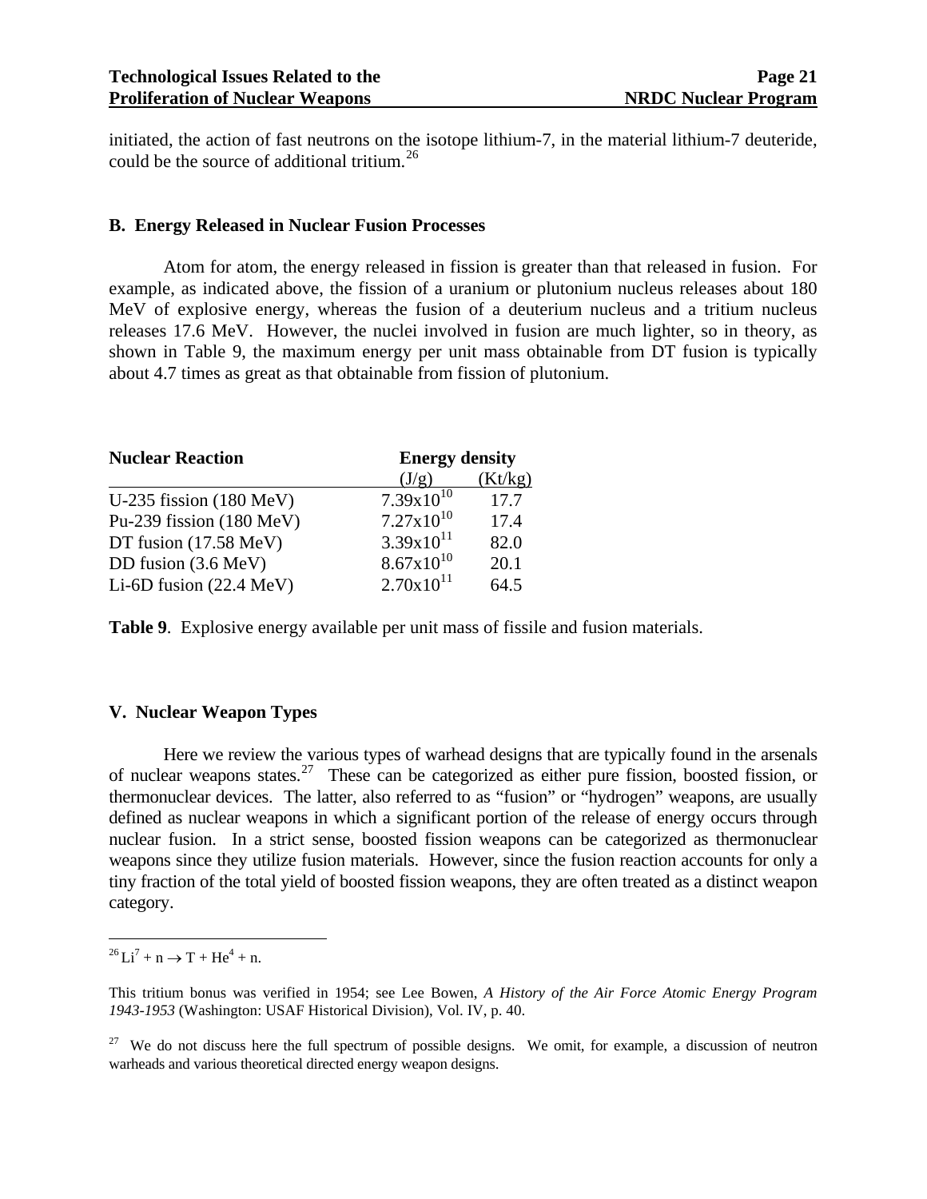initiated, the action of fast neutrons on the isotope lithium-7, in the material lithium-7 deuteride, could be the source of additional tritium.[26]

### B. Energy Released in Nuclear Fusion Processes

Atom for atom, the energy released in fission is greater than that released in fusion. For example, as indicated above, the fission of a uranium or plutonium nucleus releases about 180 MeV of explosive energy, whereas the fusion of a deuterium nucleus and a tritium nucleus releases 17.6 MeV. However, the nuclei involved in fusion are much lighter, so in theory, as shown in Table 9, the maximum energy per unit mass obtainable from DT fusion is typically about 4.7 times as great as that obtainable from fission of plutonium.

| Nuclear Reaction | Energy density | |
|---|---|---|
| | (J/g) | (Kt/kg) |
| U-235 fission (180 MeV) | $7.39 \times 10^{10}$ | 17.7 |
| Pu-239 fission (180 MeV) | $7.27 \times 10^{10}$ | 17.4 |
| DT fusion (17.58 MeV) | $3.39 \times 10^{11}$ | 82.0 |
| DD fusion (3.6 MeV) | $8.67 \times 10^{10}$ | 20.1 |
| Li-6D fusion (22.4 MeV) | $2.70 \times 10^{11}$ | 64.5 |

**Table 9**. Explosive energy available per unit mass of fissile and fusion materials.

## V. Nuclear Weapon Types

Here we review the various types of warhead designs that are typically found in the arsenals of nuclear weapons states.[27] These can be categorized as either pure fission, boosted fission, or thermonuclear devices. The latter, also referred to as "fusion" or "hydrogen" weapons, are usually defined as nuclear weapons in which a significant portion of the release of energy occurs through nuclear fusion. In a strict sense, boosted fission weapons can be categorized as thermonuclear weapons since they utilize fusion materials. However, since the fusion reaction accounts for only a tiny fraction of the total yield of boosted fission weapons, they are often treated as a distinct weapon category.

---

[26] $Li^7 + n \rightarrow T + He^4 + n$.

This tritium bonus was verified in 1954; see Lee Bowen, *A History of the Air Force Atomic Energy Program 1943-1953* (Washington: USAF Historical Division), Vol. IV, p. 40.

[27] We do not discuss here the full spectrum of possible designs. We omit, for example, a discussion of neutron warheads and various theoretical directed energy weapon designs.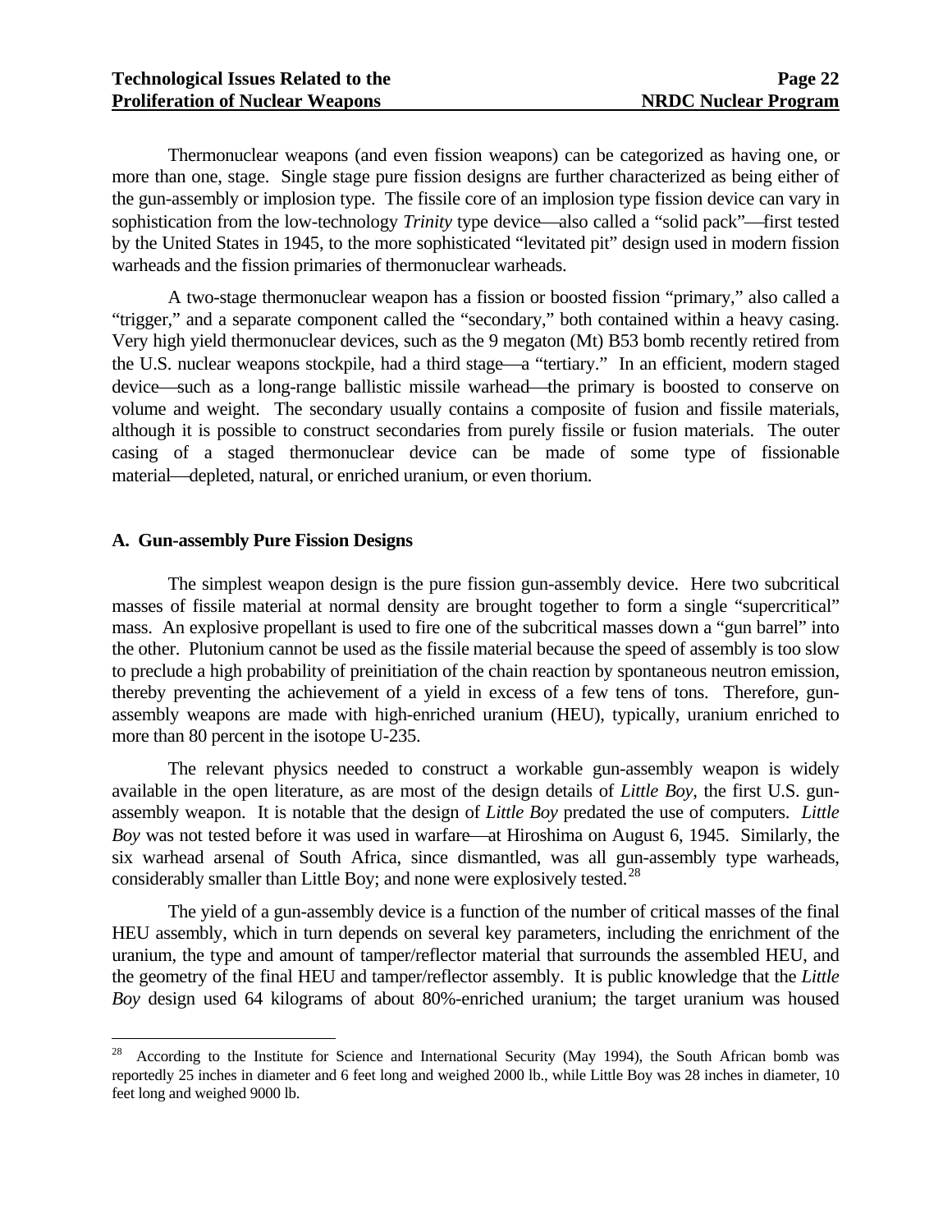Thermonuclear weapons (and even fission weapons) can be categorized as having one, or more than one, stage. Single stage pure fission designs are further characterized as being either of the gun-assembly or implosion type. The fissile core of an implosion type fission device can vary in sophistication from the low-technology *Trinity* type device—also called a "solid pack"—first tested by the United States in 1945, to the more sophisticated "levitated pit" design used in modern fission warheads and the fission primaries of thermonuclear warheads.

A two-stage thermonuclear weapon has a fission or boosted fission "primary," also called a "trigger," and a separate component called the "secondary," both contained within a heavy casing. Very high yield thermonuclear devices, such as the 9 megaton (Mt) B53 bomb recently retired from the U.S. nuclear weapons stockpile, had a third stage—a "tertiary." In an efficient, modern staged device—such as a long-range ballistic missile warhead—the primary is boosted to conserve on volume and weight. The secondary usually contains a composite of fusion and fissile materials, although it is possible to construct secondaries from purely fissile or fusion materials. The outer casing of a staged thermonuclear device can be made of some type of fissionable material—depleted, natural, or enriched uranium, or even thorium.

### A. Gun-assembly Pure Fission Designs

The simplest weapon design is the pure fission gun-assembly device. Here two subcritical masses of fissile material at normal density are brought together to form a single "supercritical" mass. An explosive propellant is used to fire one of the subcritical masses down a "gun barrel" into the other. Plutonium cannot be used as the fissile material because the speed of assembly is too slow to preclude a high probability of preinitiation of the chain reaction by spontaneous neutron emission, thereby preventing the achievement of a yield in excess of a few tens of tons. Therefore, gun-assembly weapons are made with high-enriched uranium (HEU), typically, uranium enriched to more than 80 percent in the isotope U-235.

The relevant physics needed to construct a workable gun-assembly weapon is widely available in the open literature, as are most of the design details of *Little Boy*, the first U.S. gun-assembly weapon. It is notable that the design of *Little Boy* predated the use of computers. *Little Boy* was not tested before it was used in warfare—at Hiroshima on August 6, 1945. Similarly, the six warhead arsenal of South Africa, since dismantled, was all gun-assembly type warheads, considerably smaller than Little Boy; and none were explosively tested.[28]

The yield of a gun-assembly device is a function of the number of critical masses of the final HEU assembly, which in turn depends on several key parameters, including the enrichment of the uranium, the type and amount of tamper/reflector material that surrounds the assembled HEU, and the geometry of the final HEU and tamper/reflector assembly. It is public knowledge that the *Little Boy* design used 64 kilograms of about 80%-enriched uranium; the target uranium was housed

---

[28] According to the Institute for Science and International Security (May 1994), the South African bomb was reportedly 25 inches in diameter and 6 feet long and weighed 2000 lb., while Little Boy was 28 inches in diameter, 10 feet long and weighed 9000 lb.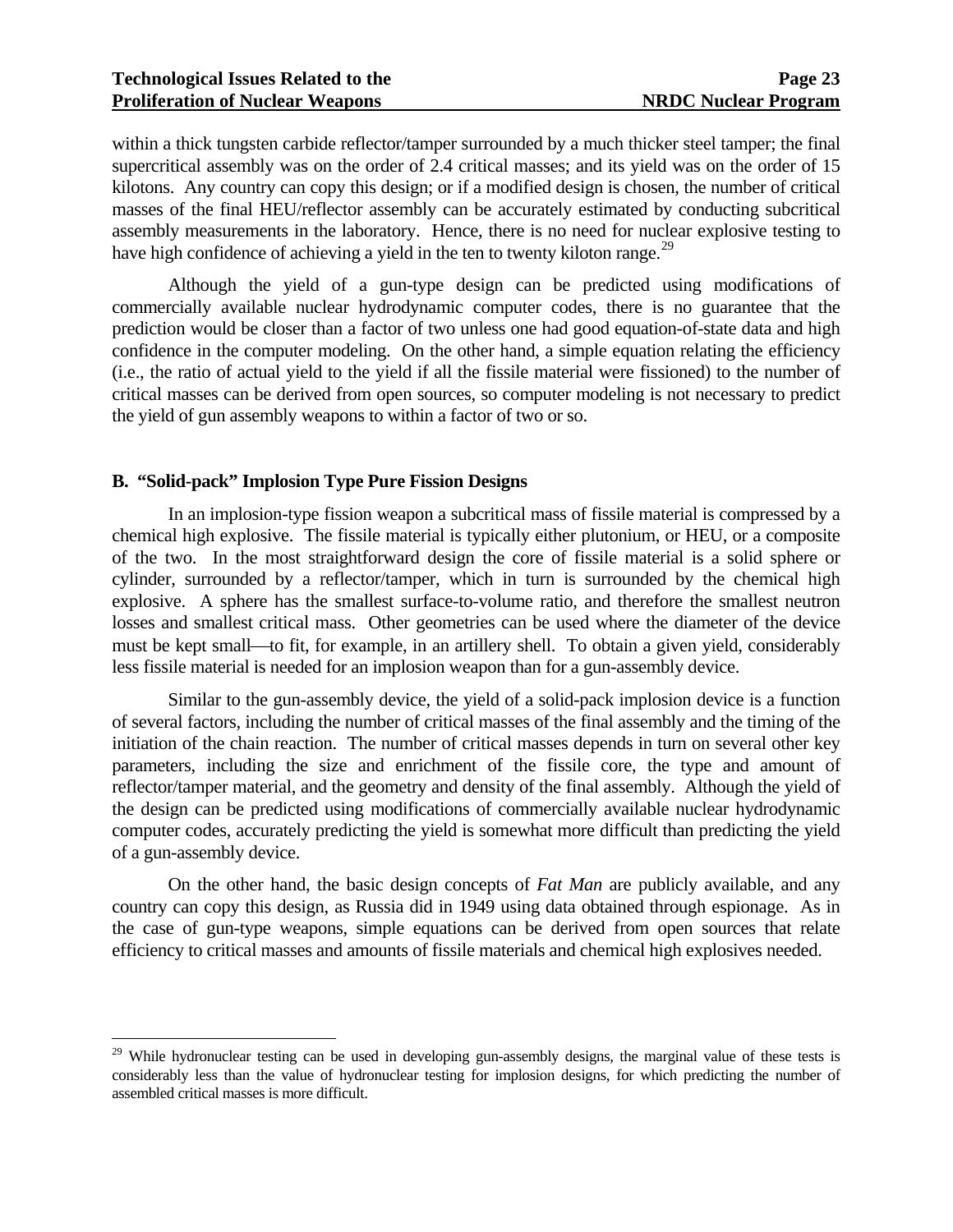within a thick tungsten carbide reflector/tamper surrounded by a much thicker steel tamper; the final supercritical assembly was on the order of 2.4 critical masses; and its yield was on the order of 15 kilotons. Any country can copy this design; or if a modified design is chosen, the number of critical masses of the final HEU/reflector assembly can be accurately estimated by conducting subcritical assembly measurements in the laboratory. Hence, there is no need for nuclear explosive testing to have high confidence of achieving a yield in the ten to twenty kiloton range.[29]

Although the yield of a gun-type design can be predicted using modifications of commercially available nuclear hydrodynamic computer codes, there is no guarantee that the prediction would be closer than a factor of two unless one had good equation-of-state data and high confidence in the computer modeling. On the other hand, a simple equation relating the efficiency (i.e., the ratio of actual yield to the yield if all the fissile material were fissioned) to the number of critical masses can be derived from open sources, so computer modeling is not necessary to predict the yield of gun assembly weapons to within a factor of two or so.

### B. "Solid-pack" Implosion Type Pure Fission Designs

In an implosion-type fission weapon a subcritical mass of fissile material is compressed by a chemical high explosive. The fissile material is typically either plutonium, or HEU, or a composite of the two. In the most straightforward design the core of fissile material is a solid sphere or cylinder, surrounded by a reflector/tamper, which in turn is surrounded by the chemical high explosive. A sphere has the smallest surface-to-volume ratio, and therefore the smallest neutron losses and smallest critical mass. Other geometries can be used where the diameter of the device must be kept small—to fit, for example, in an artillery shell. To obtain a given yield, considerably less fissile material is needed for an implosion weapon than for a gun-assembly device.

Similar to the gun-assembly device, the yield of a solid-pack implosion device is a function of several factors, including the number of critical masses of the final assembly and the timing of the initiation of the chain reaction. The number of critical masses depends in turn on several other key parameters, including the size and enrichment of the fissile core, the type and amount of reflector/tamper material, and the geometry and density of the final assembly. Although the yield of the design can be predicted using modifications of commercially available nuclear hydrodynamic computer codes, accurately predicting the yield is somewhat more difficult than predicting the yield of a gun-assembly device.

On the other hand, the basic design concepts of *Fat Man* are publicly available, and any country can copy this design, as Russia did in 1949 using data obtained through espionage. As in the case of gun-type weapons, simple equations can be derived from open sources that relate efficiency to critical masses and amounts of fissile materials and chemical high explosives needed.

---

[29] While hydronuclear testing can be used in developing gun-assembly designs, the marginal value of these tests is considerably less than the value of hydronuclear testing for implosion designs, for which predicting the number of assembled critical masses is more difficult.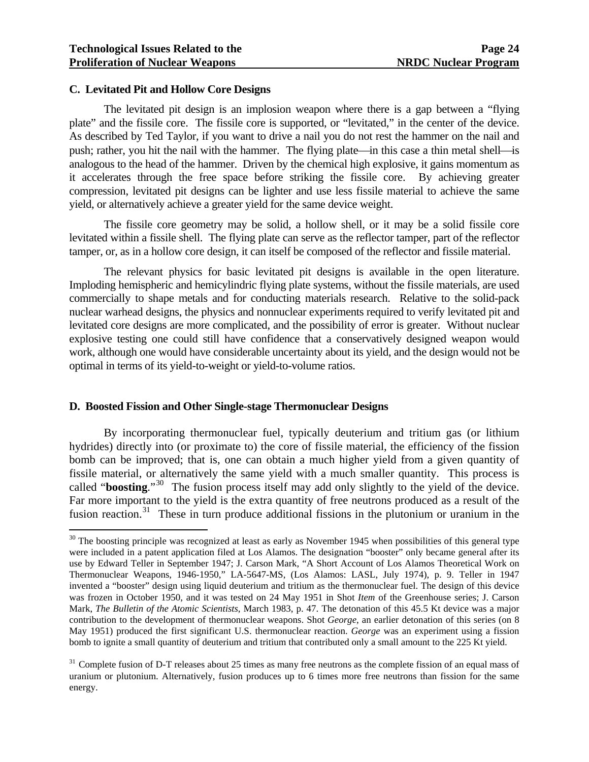### C. Levitated Pit and Hollow Core Designs

The levitated pit design is an implosion weapon where there is a gap between a "flying plate" and the fissile core. The fissile core is supported, or "levitated," in the center of the device. As described by Ted Taylor, if you want to drive a nail you do not rest the hammer on the nail and push; rather, you hit the nail with the hammer. The flying plate—in this case a thin metal shell—is analogous to the head of the hammer. Driven by the chemical high explosive, it gains momentum as it accelerates through the free space before striking the fissile core. By achieving greater compression, levitated pit designs can be lighter and use less fissile material to achieve the same yield, or alternatively achieve a greater yield for the same device weight.

The fissile core geometry may be solid, a hollow shell, or it may be a solid fissile core levitated within a fissile shell. The flying plate can serve as the reflector tamper, part of the reflector tamper, or, as in a hollow core design, it can itself be composed of the reflector and fissile material.

The relevant physics for basic levitated pit designs is available in the open literature. Imploding hemispheric and hemicylindric flying plate systems, without the fissile materials, are used commercially to shape metals and for conducting materials research. Relative to the solid-pack nuclear warhead designs, the physics and nonnuclear experiments required to verify levitated pit and levitated core designs are more complicated, and the possibility of error is greater. Without nuclear explosive testing one could still have confidence that a conservatively designed weapon would work, although one would have considerable uncertainty about its yield, and the design would not be optimal in terms of its yield-to-weight or yield-to-volume ratios.

### D. Boosted Fission and Other Single-stage Thermonuclear Designs

By incorporating thermonuclear fuel, typically deuterium and tritium gas (or lithium hydrides) directly into (or proximate to) the core of fissile material, the efficiency of the fission bomb can be improved; that is, one can obtain a much higher yield from a given quantity of fissile material, or alternatively the same yield with a much smaller quantity. This process is called "**boosting**."[30] The fusion process itself may add only slightly to the yield of the device. Far more important to the yield is the extra quantity of free neutrons produced as a result of the fusion reaction.[31] These in turn produce additional fissions in the plutonium or uranium in the

---

[30] The boosting principle was recognized at least as early as November 1945 when possibilities of this general type were included in a patent application filed at Los Alamos. The designation "booster" only became general after its use by Edward Teller in September 1947; J. Carson Mark, "A Short Account of Los Alamos Theoretical Work on Thermonuclear Weapons, 1946-1950," LA-5647-MS, (Los Alamos: LASL, July 1974), p. 9. Teller in 1947 invented a "booster" design using liquid deuterium and tritium as the thermonuclear fuel. The design of this device was frozen in October 1950, and it was tested on 24 May 1951 in Shot *Item* of the Greenhouse series; J. Carson Mark, *The Bulletin of the Atomic Scientists*, March 1983, p. 47. The detonation of this 45.5 Kt device was a major contribution to the development of thermonuclear weapons. Shot *George*, an earlier detonation of this series (on 8 May 1951) produced the first significant U.S. thermonuclear reaction. *George* was an experiment using a fission bomb to ignite a small quantity of deuterium and tritium that contributed only a small amount to the 225 Kt yield.

[31] Complete fusion of D-T releases about 25 times as many free neutrons as the complete fission of an equal mass of uranium or plutonium. Alternatively, fusion produces up to 6 times more free neutrons than fission for the same energy.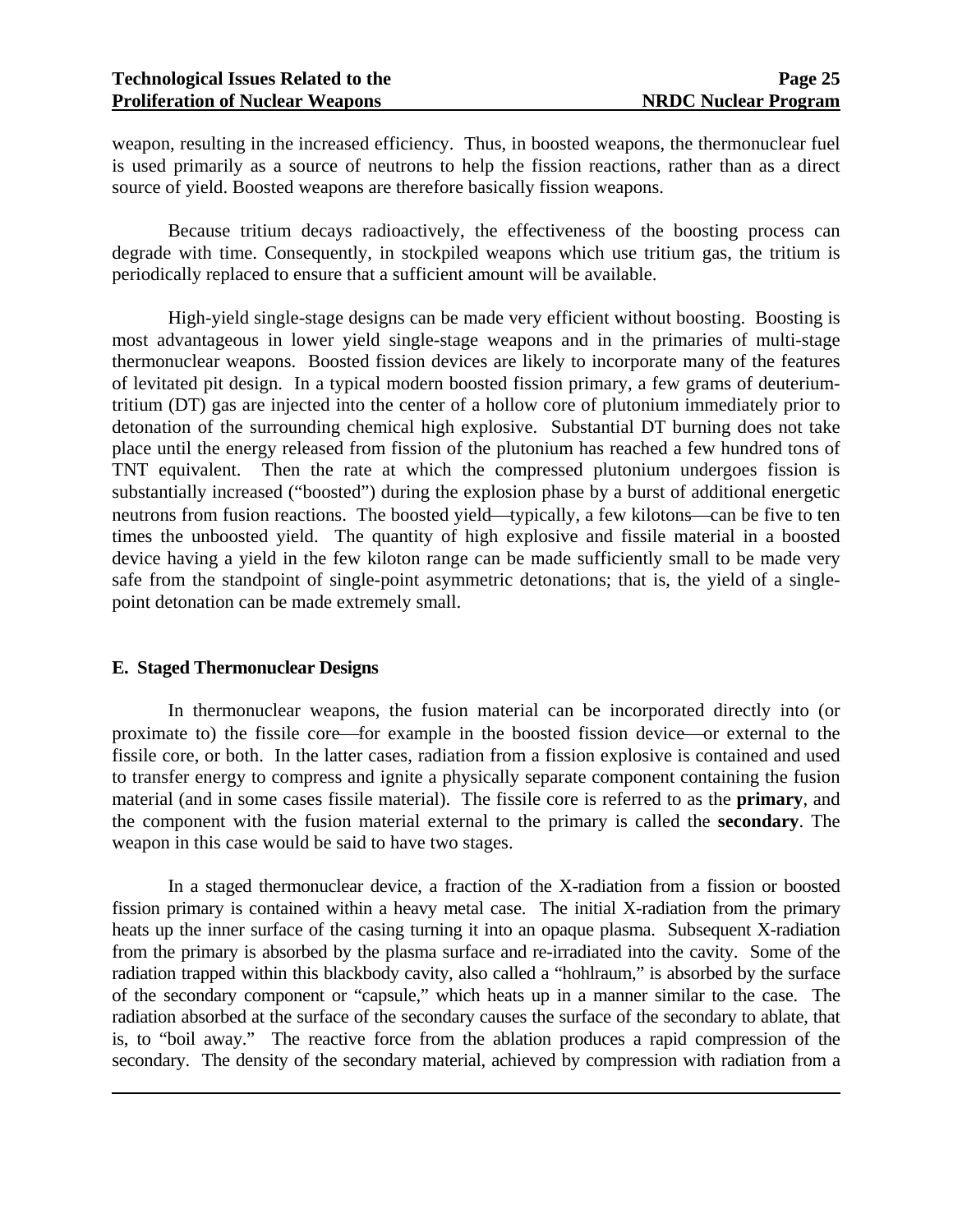weapon, resulting in the increased efficiency. Thus, in boosted weapons, the thermonuclear fuel is used primarily as a source of neutrons to help the fission reactions, rather than as a direct source of yield. Boosted weapons are therefore basically fission weapons.

Because tritium decays radioactively, the effectiveness of the boosting process can degrade with time. Consequently, in stockpiled weapons which use tritium gas, the tritium is periodically replaced to ensure that a sufficient amount will be available.

High-yield single-stage designs can be made very efficient without boosting. Boosting is most advantageous in lower yield single-stage weapons and in the primaries of multi-stage thermonuclear weapons. Boosted fission devices are likely to incorporate many of the features of levitated pit design. In a typical modern boosted fission primary, a few grams of deuterium-tritium (DT) gas are injected into the center of a hollow core of plutonium immediately prior to detonation of the surrounding chemical high explosive. Substantial DT burning does not take place until the energy released from fission of the plutonium has reached a few hundred tons of TNT equivalent. Then the rate at which the compressed plutonium undergoes fission is substantially increased ("boosted") during the explosion phase by a burst of additional energetic neutrons from fusion reactions. The boosted yield—typically, a few kilotons—can be five to ten times the unboosted yield. The quantity of high explosive and fissile material in a boosted device having a yield in the few kiloton range can be made sufficiently small to be made very safe from the standpoint of single-point asymmetric detonations; that is, the yield of a single-point detonation can be made extremely small.

## E. Staged Thermonuclear Designs

In thermonuclear weapons, the fusion material can be incorporated directly into (or proximate to) the fissile core—for example in the boosted fission device—or external to the fissile core, or both. In the latter cases, radiation from a fission explosive is contained and used to transfer energy to compress and ignite a physically separate component containing the fusion material (and in some cases fissile material). The fissile core is referred to as the **primary**, and the component with the fusion material external to the primary is called the **secondary**. The weapon in this case would be said to have two stages.

In a staged thermonuclear device, a fraction of the X-radiation from a fission or boosted fission primary is contained within a heavy metal case. The initial X-radiation from the primary heats up the inner surface of the casing turning it into an opaque plasma. Subsequent X-radiation from the primary is absorbed by the plasma surface and re-irradiated into the cavity. Some of the radiation trapped within this blackbody cavity, also called a "hohlraum," is absorbed by the surface of the secondary component or "capsule," which heats up in a manner similar to the case. The radiation absorbed at the surface of the secondary causes the surface of the secondary to ablate, that is, to "boil away." The reactive force from the ablation produces a rapid compression of the secondary. The density of the secondary material, achieved by compression with radiation from a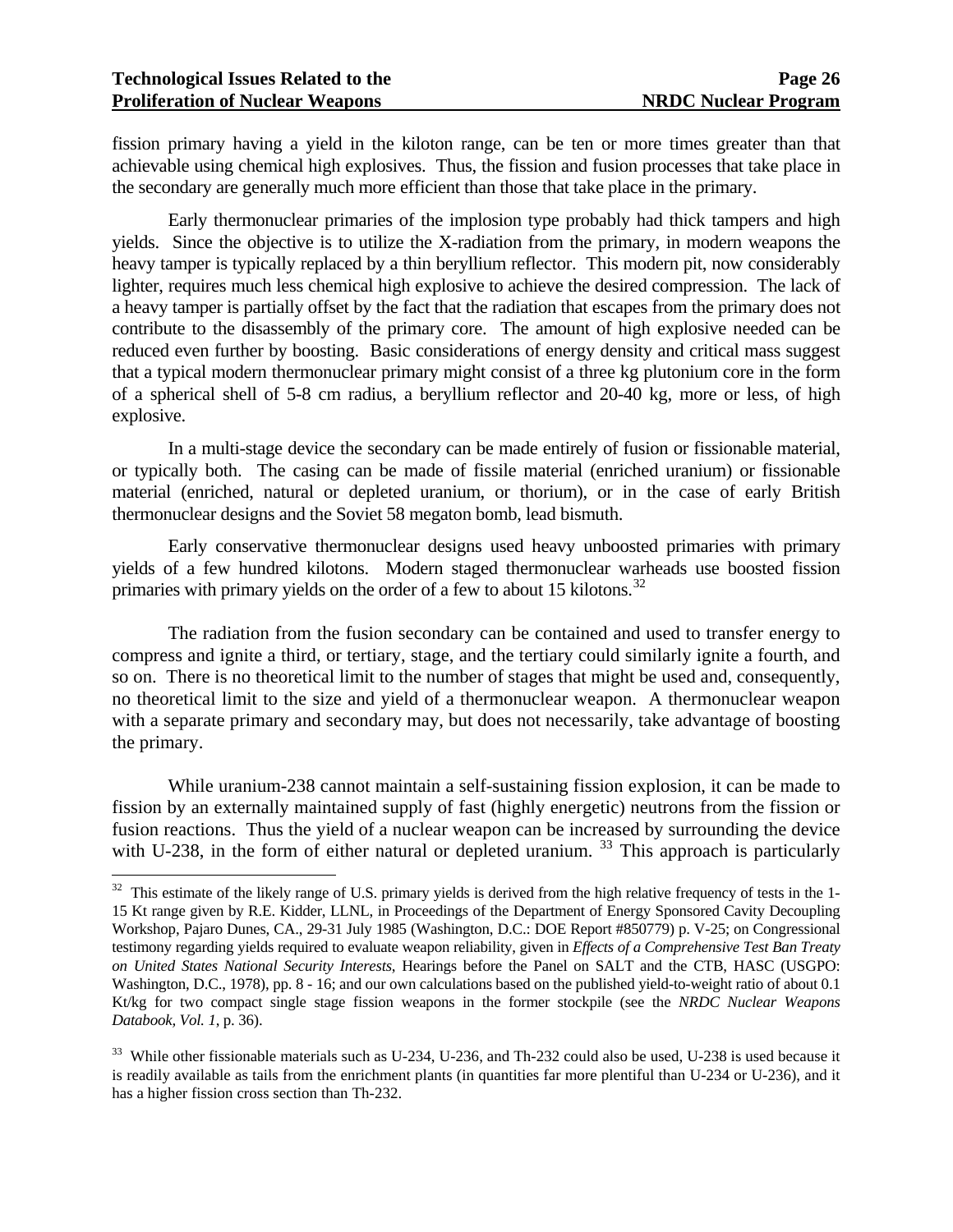fission primary having a yield in the kiloton range, can be ten or more times greater than that achievable using chemical high explosives. Thus, the fission and fusion processes that take place in the secondary are generally much more efficient than those that take place in the primary.

Early thermonuclear primaries of the implosion type probably had thick tampers and high yields. Since the objective is to utilize the X-radiation from the primary, in modern weapons the heavy tamper is typically replaced by a thin beryllium reflector. This modern pit, now considerably lighter, requires much less chemical high explosive to achieve the desired compression. The lack of a heavy tamper is partially offset by the fact that the radiation that escapes from the primary does not contribute to the disassembly of the primary core. The amount of high explosive needed can be reduced even further by boosting. Basic considerations of energy density and critical mass suggest that a typical modern thermonuclear primary might consist of a three kg plutonium core in the form of a spherical shell of 5-8 cm radius, a beryllium reflector and 20-40 kg, more or less, of high explosive.

In a multi-stage device the secondary can be made entirely of fusion or fissionable material, or typically both. The casing can be made of fissile material (enriched uranium) or fissionable material (enriched, natural or depleted uranium, or thorium), or in the case of early British thermonuclear designs and the Soviet 58 megaton bomb, lead bismuth.

Early conservative thermonuclear designs used heavy unboosted primaries with primary yields of a few hundred kilotons. Modern staged thermonuclear warheads use boosted fission primaries with primary yields on the order of a few to about 15 kilotons.[32]

The radiation from the fusion secondary can be contained and used to transfer energy to compress and ignite a third, or tertiary, stage, and the tertiary could similarly ignite a fourth, and so on. There is no theoretical limit to the number of stages that might be used and, consequently, no theoretical limit to the size and yield of a thermonuclear weapon. A thermonuclear weapon with a separate primary and secondary may, but does not necessarily, take advantage of boosting the primary.

While uranium-238 cannot maintain a self-sustaining fission explosion, it can be made to fission by an externally maintained supply of fast (highly energetic) neutrons from the fission or fusion reactions. Thus the yield of a nuclear weapon can be increased by surrounding the device with U-238, in the form of either natural or depleted uranium. [33] This approach is particularly

---

[32] This estimate of the likely range of U.S. primary yields is derived from the high relative frequency of tests in the 1-15 Kt range given by R.E. Kidder, LLNL, in Proceedings of the Department of Energy Sponsored Cavity Decoupling Workshop, Pajaro Dunes, CA., 29-31 July 1985 (Washington, D.C.: DOE Report #850779) p. V-25; on Congressional testimony regarding yields required to evaluate weapon reliability, given in *Effects of a Comprehensive Test Ban Treaty on United States National Security Interests*, Hearings before the Panel on SALT and the CTB, HASC (USGPO: Washington, D.C., 1978), pp. 8 - 16; and our own calculations based on the published yield-to-weight ratio of about 0.1 Kt/kg for two compact single stage fission weapons in the former stockpile (see the *NRDC Nuclear Weapons Databook, Vol. 1*, p. 36).

[33] While other fissionable materials such as U-234, U-236, and Th-232 could also be used, U-238 is used because it is readily available as tails from the enrichment plants (in quantities far more plentiful than U-234 or U-236), and it has a higher fission cross section than Th-232.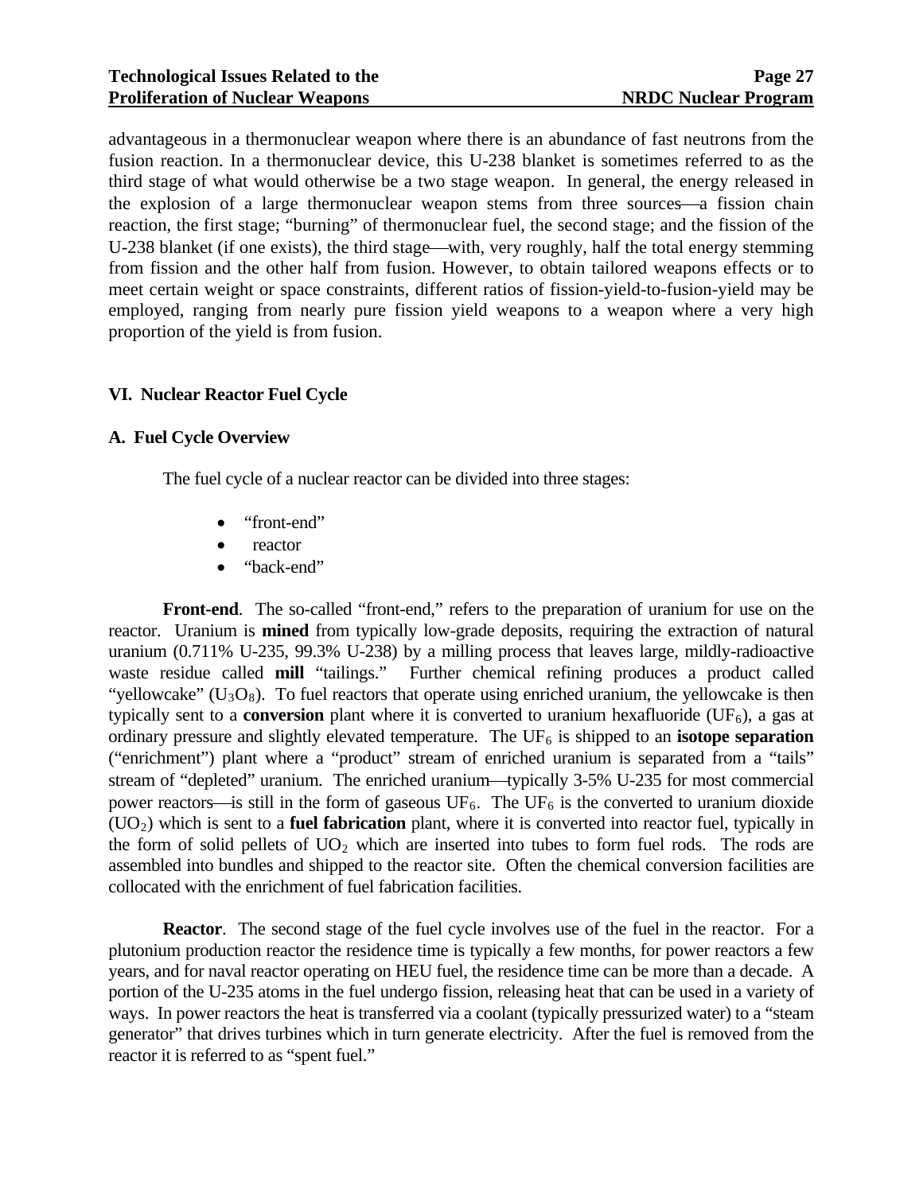advantageous in a thermonuclear weapon where there is an abundance of fast neutrons from the fusion reaction. In a thermonuclear device, this U-238 blanket is sometimes referred to as the third stage of what would otherwise be a two stage weapon. In general, the energy released in the explosion of a large thermonuclear weapon stems from three sources—a fission chain reaction, the first stage; "burning" of thermonuclear fuel, the second stage; and the fission of the U-238 blanket (if one exists), the third stage—with, very roughly, half the total energy stemming from fission and the other half from fusion. However, to obtain tailored weapons effects or to meet certain weight or space constraints, different ratios of fission-yield-to-fusion-yield may be employed, ranging from nearly pure fission yield weapons to a weapon where a very high proportion of the yield is from fusion.

## VI. Nuclear Reactor Fuel Cycle

### A. Fuel Cycle Overview

The fuel cycle of a nuclear reactor can be divided into three stages:

- "front-end"
- reactor
- "back-end"

**Front-end**. The so-called "front-end," refers to the preparation of uranium for use on the reactor. Uranium is **mined** from typically low-grade deposits, requiring the extraction of natural uranium (0.711% U-235, 99.3% U-238) by a milling process that leaves large, mildly-radioactive waste residue called **mill** "tailings." Further chemical refining produces a product called "yellowcake" ($U_3O_8$). To fuel reactors that operate using enriched uranium, the yellowcake is then typically sent to a **conversion** plant where it is converted to uranium hexafluoride ($UF_6$), a gas at ordinary pressure and slightly elevated temperature. The $UF_6$ is shipped to an **isotope separation** ("enrichment") plant where a "product" stream of enriched uranium is separated from a "tails" stream of "depleted" uranium. The enriched uranium—typically 3-5% U-235 for most commercial power reactors—is still in the form of gaseous $UF_6$. The $UF_6$ is the converted to uranium dioxide ($UO_2$) which is sent to a **fuel fabrication** plant, where it is converted into reactor fuel, typically in the form of solid pellets of $UO_2$ which are inserted into tubes to form fuel rods. The rods are assembled into bundles and shipped to the reactor site. Often the chemical conversion facilities are collocated with the enrichment of fuel fabrication facilities.

**Reactor**. The second stage of the fuel cycle involves use of the fuel in the reactor. For a plutonium production reactor the residence time is typically a few months, for power reactors a few years, and for naval reactor operating on HEU fuel, the residence time can be more than a decade. A portion of the U-235 atoms in the fuel undergo fission, releasing heat that can be used in a variety of ways. In power reactors the heat is transferred via a coolant (typically pressurized water) to a "steam generator" that drives turbines which in turn generate electricity. After the fuel is removed from the reactor it is referred to as "spent fuel."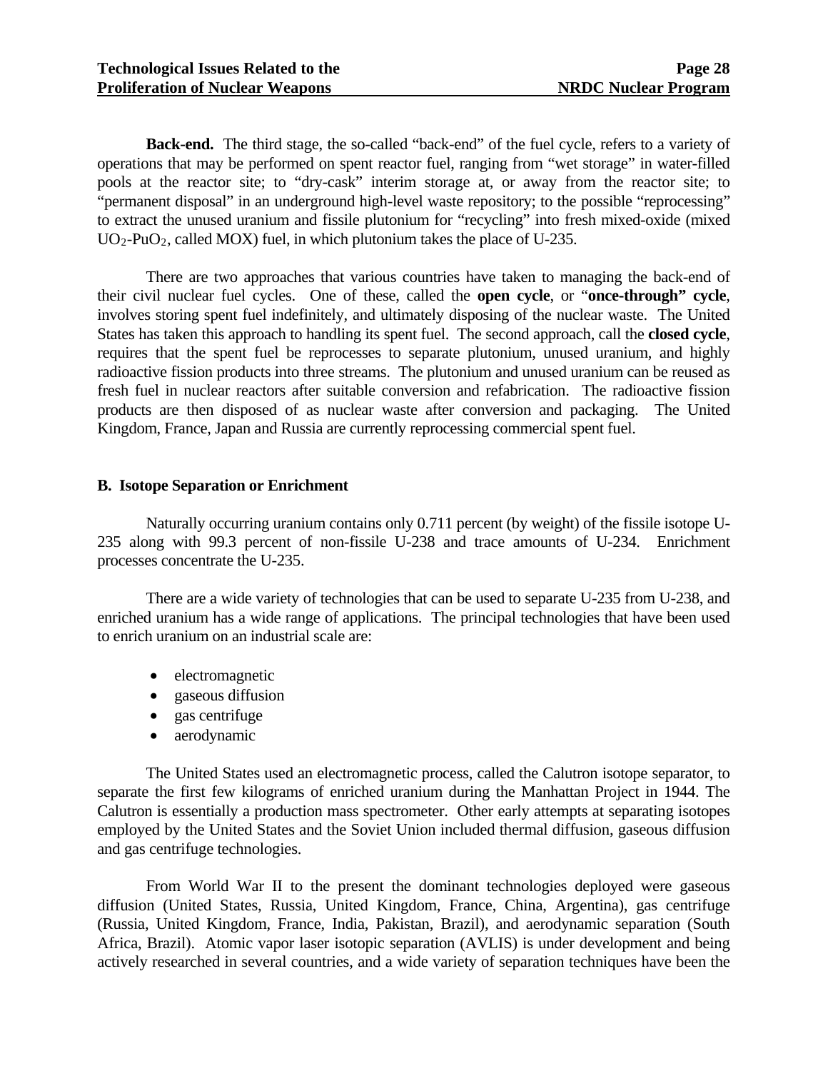**Back-end.** The third stage, the so-called "back-end" of the fuel cycle, refers to a variety of operations that may be performed on spent reactor fuel, ranging from "wet storage" in water-filled pools at the reactor site; to "dry-cask" interim storage at, or away from the reactor site; to "permanent disposal" in an underground high-level waste repository; to the possible "reprocessing" to extract the unused uranium and fissile plutonium for "recycling" into fresh mixed-oxide (mixed $UO_2$-$PuO_2$, called MOX) fuel, in which plutonium takes the place of U-235.

There are two approaches that various countries have taken to managing the back-end of their civil nuclear fuel cycles. One of these, called the **open cycle**, or "**once-through" cycle**, involves storing spent fuel indefinitely, and ultimately disposing of the nuclear waste. The United States has taken this approach to handling its spent fuel. The second approach, call the **closed cycle**, requires that the spent fuel be reprocesses to separate plutonium, unused uranium, and highly radioactive fission products into three streams. The plutonium and unused uranium can be reused as fresh fuel in nuclear reactors after suitable conversion and refabrication. The radioactive fission products are then disposed of as nuclear waste after conversion and packaging. The United Kingdom, France, Japan and Russia are currently reprocessing commercial spent fuel.

### B. Isotope Separation or Enrichment

Naturally occurring uranium contains only 0.711 percent (by weight) of the fissile isotope U-235 along with 99.3 percent of non-fissile U-238 and trace amounts of U-234. Enrichment processes concentrate the U-235.

There are a wide variety of technologies that can be used to separate U-235 from U-238, and enriched uranium has a wide range of applications. The principal technologies that have been used to enrich uranium on an industrial scale are:

- electromagnetic
- gaseous diffusion
- gas centrifuge
- aerodynamic

The United States used an electromagnetic process, called the Calutron isotope separator, to separate the first few kilograms of enriched uranium during the Manhattan Project in 1944. The Calutron is essentially a production mass spectrometer. Other early attempts at separating isotopes employed by the United States and the Soviet Union included thermal diffusion, gaseous diffusion and gas centrifuge technologies.

From World War II to the present the dominant technologies deployed were gaseous diffusion (United States, Russia, United Kingdom, France, China, Argentina), gas centrifuge (Russia, United Kingdom, France, India, Pakistan, Brazil), and aerodynamic separation (South Africa, Brazil). Atomic vapor laser isotopic separation (AVLIS) is under development and being actively researched in several countries, and a wide variety of separation techniques have been the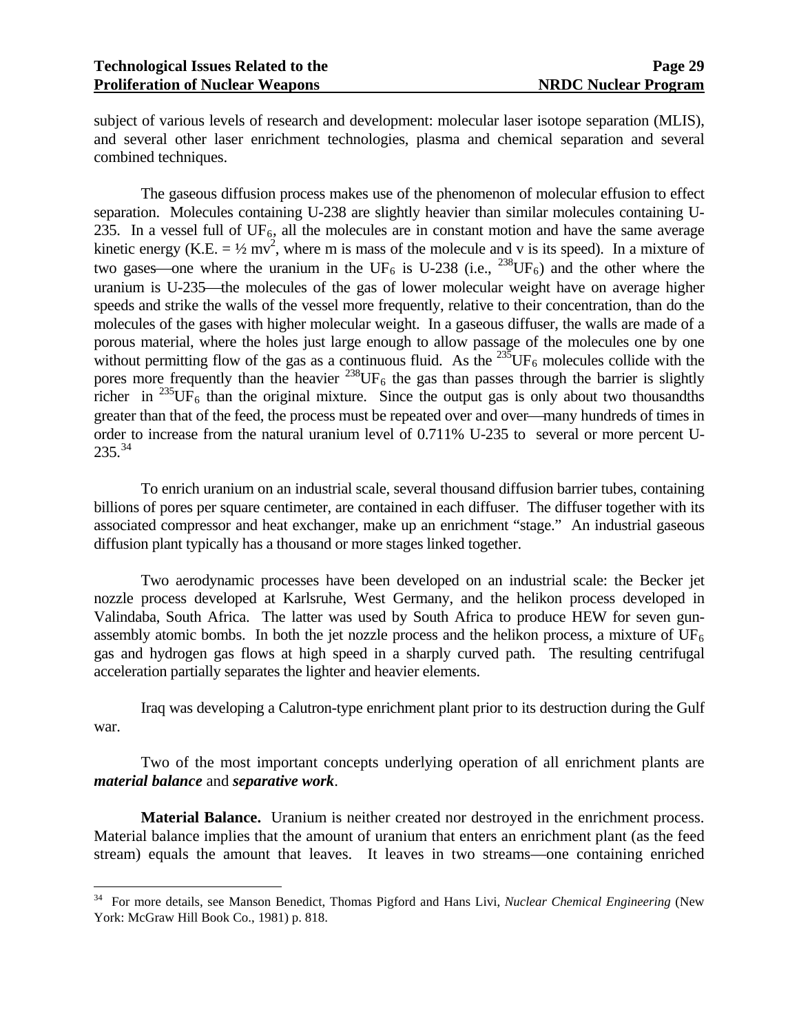subject of various levels of research and development: molecular laser isotope separation (MLIS), and several other laser enrichment technologies, plasma and chemical separation and several combined techniques.

The gaseous diffusion process makes use of the phenomenon of molecular effusion to effect separation. Molecules containing U-238 are slightly heavier than similar molecules containing U-235. In a vessel full of $UF_6$, all the molecules are in constant motion and have the same average kinetic energy (K.E. = ½ $mv^2$, where m is mass of the molecule and v is its speed). In a mixture of two gases—one where the uranium in the $UF_6$ is U-238 (i.e., $^{238}UF_6$) and the other where the uranium is U-235—the molecules of the gas of lower molecular weight have on average higher speeds and strike the walls of the vessel more frequently, relative to their concentration, than do the molecules of the gases with higher molecular weight. In a gaseous diffuser, the walls are made of a porous material, where the holes just large enough to allow passage of the molecules one by one without permitting flow of the gas as a continuous fluid. As the $^{235}UF_6$ molecules collide with the pores more frequently than the heavier $^{238}UF_6$ the gas than passes through the barrier is slightly richer in $^{235}UF_6$ than the original mixture. Since the output gas is only about two thousandths greater than that of the feed, the process must be repeated over and over—many hundreds of times in order to increase from the natural uranium level of 0.711% U-235 to several or more percent U-235.[34]

To enrich uranium on an industrial scale, several thousand diffusion barrier tubes, containing billions of pores per square centimeter, are contained in each diffuser. The diffuser together with its associated compressor and heat exchanger, make up an enrichment "stage." An industrial gaseous diffusion plant typically has a thousand or more stages linked together.

Two aerodynamic processes have been developed on an industrial scale: the Becker jet nozzle process developed at Karlsruhe, West Germany, and the helikon process developed in Valindaba, South Africa. The latter was used by South Africa to produce HEW for seven gun-assembly atomic bombs. In both the jet nozzle process and the helikon process, a mixture of $UF_6$ gas and hydrogen gas flows at high speed in a sharply curved path. The resulting centrifugal acceleration partially separates the lighter and heavier elements.

Iraq was developing a Calutron-type enrichment plant prior to its destruction during the Gulf war.

Two of the most important concepts underlying operation of all enrichment plants are ***material balance*** and ***separative work***.

**Material Balance.** Uranium is neither created nor destroyed in the enrichment process. Material balance implies that the amount of uranium that enters an enrichment plant (as the feed stream) equals the amount that leaves. It leaves in two streams—one containing enriched

---

[34] For more details, see Manson Benedict, Thomas Pigford and Hans Livi, *Nuclear Chemical Engineering* (New York: McGraw Hill Book Co., 1981) p. 818.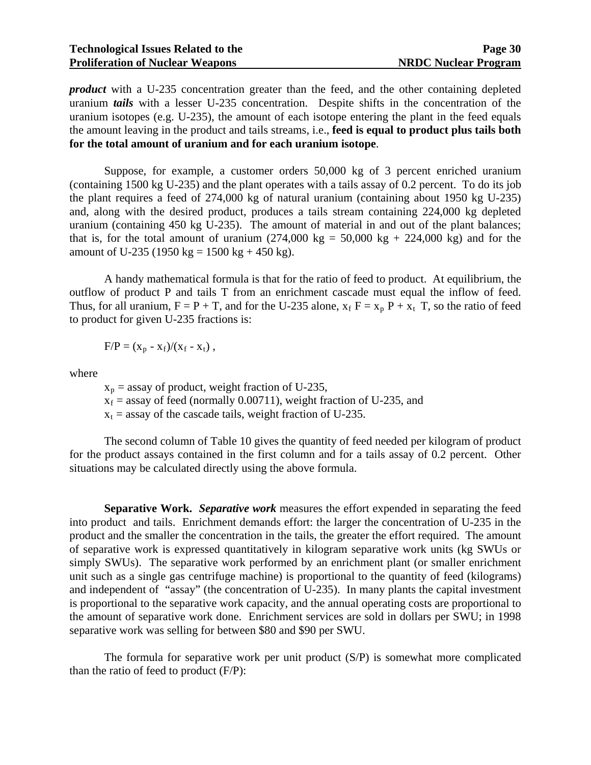***product*** with a U-235 concentration greater than the feed, and the other containing depleted uranium ***tails*** with a lesser U-235 concentration. Despite shifts in the concentration of the uranium isotopes (e.g. U-235), the amount of each isotope entering the plant in the feed equals the amount leaving in the product and tails streams, i.e., **feed is equal to product plus tails both for the total amount of uranium and for each uranium isotope**.

Suppose, for example, a customer orders 50,000 kg of 3 percent enriched uranium (containing 1500 kg U-235) and the plant operates with a tails assay of 0.2 percent. To do its job the plant requires a feed of 274,000 kg of natural uranium (containing about 1950 kg U-235) and, along with the desired product, produces a tails stream containing 224,000 kg depleted uranium (containing 450 kg U-235). The amount of material in and out of the plant balances; that is, for the total amount of uranium (274,000 kg = 50,000 kg + 224,000 kg) and for the amount of U-235 (1950 kg = 1500 kg + 450 kg).

A handy mathematical formula is that for the ratio of feed to product. At equilibrium, the outflow of product P and tails T from an enrichment cascade must equal the inflow of feed. Thus, for all uranium, $F = P + T$, and for the U-235 alone, $x_f F = x_p P + x_t T$, so the ratio of feed to product for given U-235 fractions is:

$$F/P = (x_p - x_f)/(x_f - x_t) ,$$

where

$x_p$ = assay of product, weight fraction of U-235,
$x_f$ = assay of feed (normally 0.00711), weight fraction of U-235, and
$x_t$ = assay of the cascade tails, weight fraction of U-235.

The second column of Table 10 gives the quantity of feed needed per kilogram of product for the product assays contained in the first column and for a tails assay of 0.2 percent. Other situations may be calculated directly using the above formula.

**Separative Work.** ***Separative work*** measures the effort expended in separating the feed into product and tails. Enrichment demands effort: the larger the concentration of U-235 in the product and the smaller the concentration in the tails, the greater the effort required. The amount of separative work is expressed quantitatively in kilogram separative work units (kg SWUs or simply SWUs). The separative work performed by an enrichment plant (or smaller enrichment unit such as a single gas centrifuge machine) is proportional to the quantity of feed (kilograms) and independent of "assay" (the concentration of U-235). In many plants the capital investment is proportional to the separative work capacity, and the annual operating costs are proportional to the amount of separative work done. Enrichment services are sold in dollars per SWU; in 1998 separative work was selling for between \$80 and \$90 per SWU.

The formula for separative work per unit product (S/P) is somewhat more complicated than the ratio of feed to product (F/P):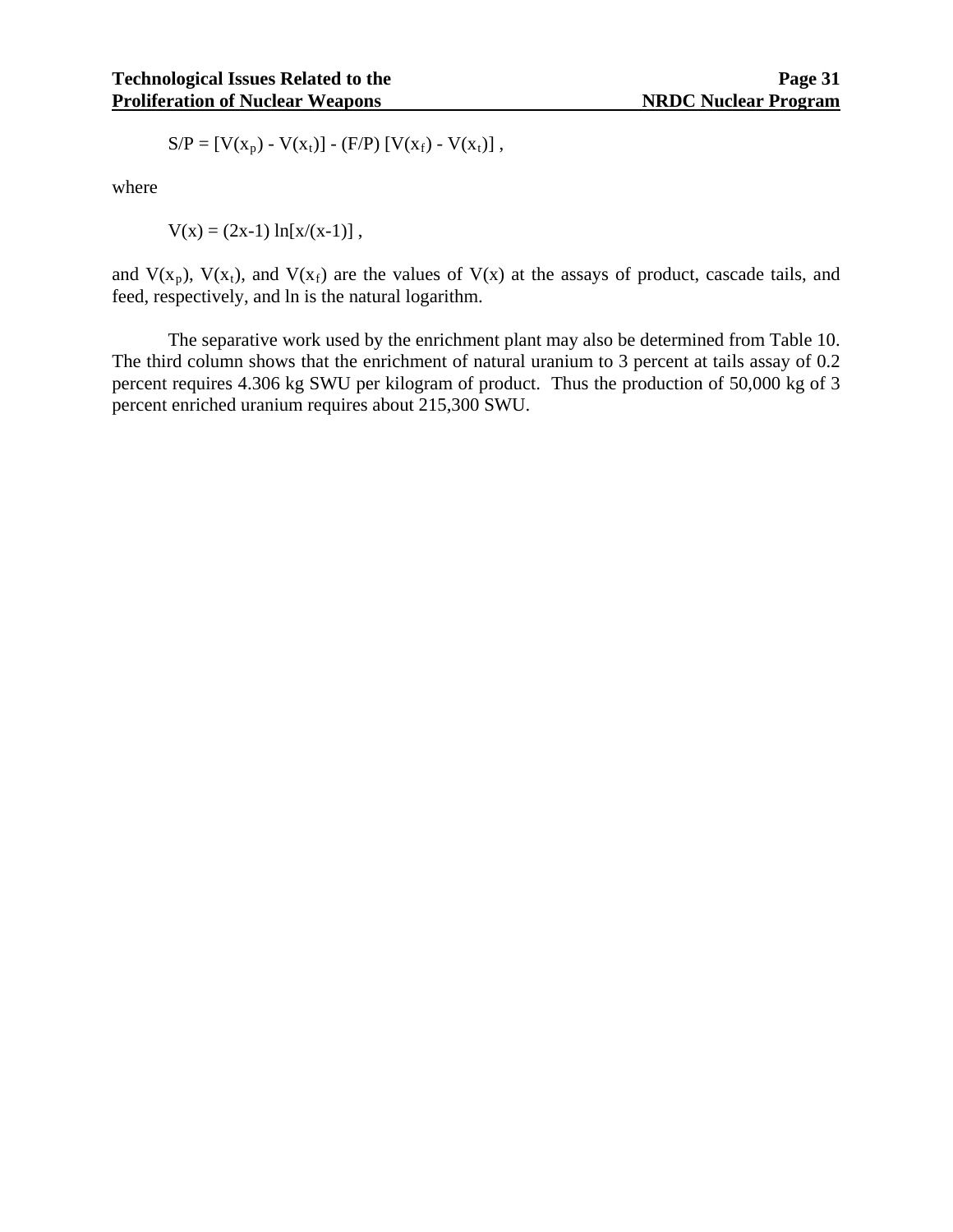$$S/P = [V(x_p) - V(x_t)] - (F/P)\,[V(x_f) - V(x_t)] \,,$$

where

$$V(x) = (2x-1) \ln[x/(x-1)] \,,$$

and $V(x_p)$, $V(x_t)$, and $V(x_f)$ are the values of $V(x)$ at the assays of product, cascade tails, and feed, respectively, and ln is the natural logarithm.

The separative work used by the enrichment plant may also be determined from Table 10. The third column shows that the enrichment of natural uranium to 3 percent at tails assay of 0.2 percent requires 4.306 kg SWU per kilogram of product. Thus the production of 50,000 kg of 3 percent enriched uranium requires about 215,300 SWU.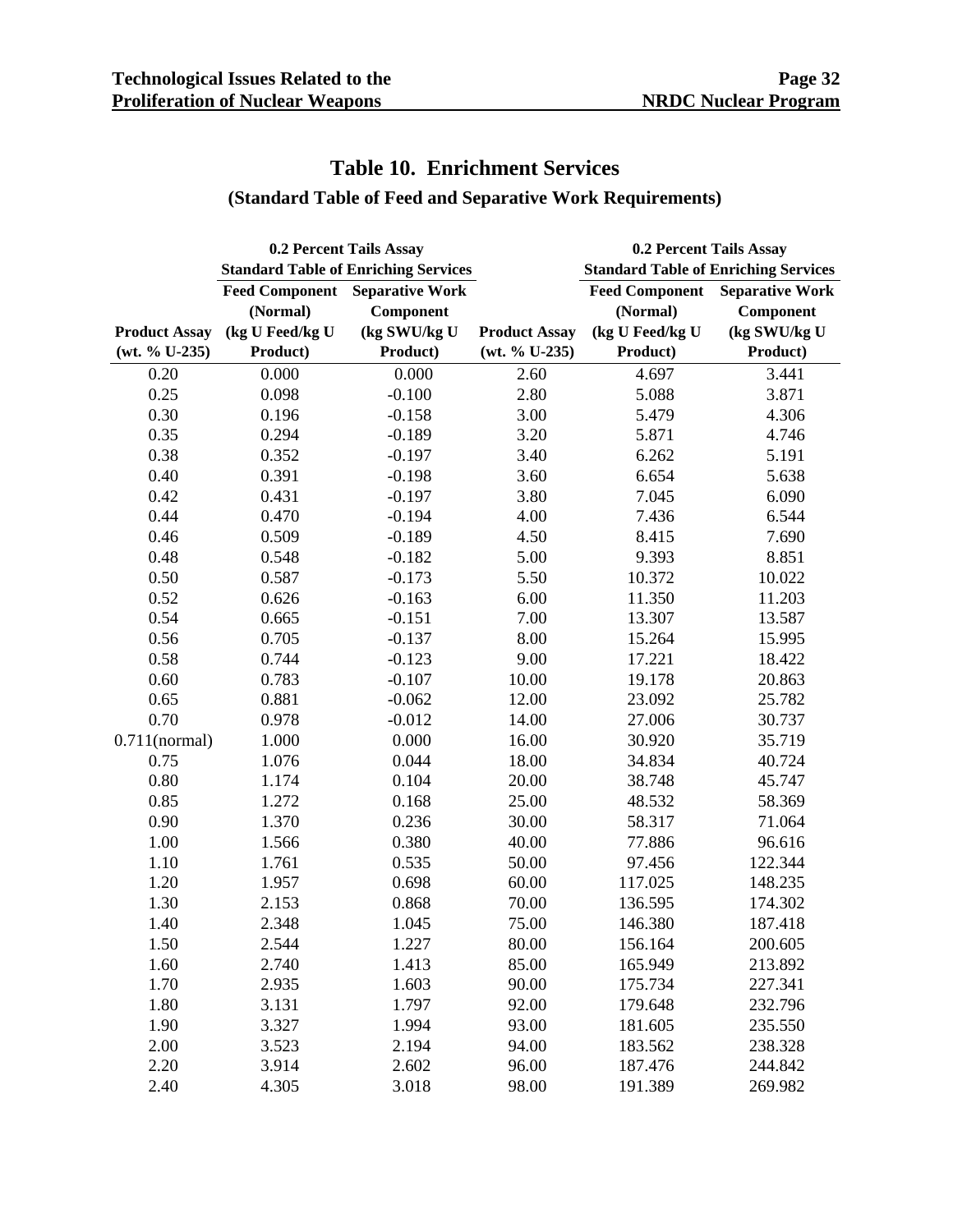# Table 10. Enrichment Services

## (Standard Table of Feed and Separative Work Requirements)

| | 0.2 Percent Tails Assay Standard Table of Enriching Services | | | 0.2 Percent Tails Assay Standard Table of Enriching Services | |
|---|---|---|---|---|---|
| **Product Assay (wt. % U-235)** | **Feed Component (Normal) (kg U Feed/kg U Product)** | **Separative Work Component (kg SWU/kg U Product)** | **Product Assay (wt. % U-235)** | **Feed Component (Normal) (kg U Feed/kg U Product)** | **Separative Work Component (kg SWU/kg U Product)** |
| 0.20 | 0.000 | 0.000 | 2.60 | 4.697 | 3.441 |
| 0.25 | 0.098 | -0.100 | 2.80 | 5.088 | 3.871 |
| 0.30 | 0.196 | -0.158 | 3.00 | 5.479 | 4.306 |
| 0.35 | 0.294 | -0.189 | 3.20 | 5.871 | 4.746 |
| 0.38 | 0.352 | -0.197 | 3.40 | 6.262 | 5.191 |
| 0.40 | 0.391 | -0.198 | 3.60 | 6.654 | 5.638 |
| 0.42 | 0.431 | -0.197 | 3.80 | 7.045 | 6.090 |
| 0.44 | 0.470 | -0.194 | 4.00 | 7.436 | 6.544 |
| 0.46 | 0.509 | -0.189 | 4.50 | 8.415 | 7.690 |
| 0.48 | 0.548 | -0.182 | 5.00 | 9.393 | 8.851 |
| 0.50 | 0.587 | -0.173 | 5.50 | 10.372 | 10.022 |
| 0.52 | 0.626 | -0.163 | 6.00 | 11.350 | 11.203 |
| 0.54 | 0.665 | -0.151 | 7.00 | 13.307 | 13.587 |
| 0.56 | 0.705 | -0.137 | 8.00 | 15.264 | 15.995 |
| 0.58 | 0.744 | -0.123 | 9.00 | 17.221 | 18.422 |
| 0.60 | 0.783 | -0.107 | 10.00 | 19.178 | 20.863 |
| 0.65 | 0.881 | -0.062 | 12.00 | 23.092 | 25.782 |
| 0.70 | 0.978 | -0.012 | 14.00 | 27.006 | 30.737 |
| 0.711(normal) | 1.000 | 0.000 | 16.00 | 30.920 | 35.719 |
| 0.75 | 1.076 | 0.044 | 18.00 | 34.834 | 40.724 |
| 0.80 | 1.174 | 0.104 | 20.00 | 38.748 | 45.747 |
| 0.85 | 1.272 | 0.168 | 25.00 | 48.532 | 58.369 |
| 0.90 | 1.370 | 0.236 | 30.00 | 58.317 | 71.064 |
| 1.00 | 1.566 | 0.380 | 40.00 | 77.886 | 96.616 |
| 1.10 | 1.761 | 0.535 | 50.00 | 97.456 | 122.344 |
| 1.20 | 1.957 | 0.698 | 60.00 | 117.025 | 148.235 |
| 1.30 | 2.153 | 0.868 | 70.00 | 136.595 | 174.302 |
| 1.40 | 2.348 | 1.045 | 75.00 | 146.380 | 187.418 |
| 1.50 | 2.544 | 1.227 | 80.00 | 156.164 | 200.605 |
| 1.60 | 2.740 | 1.413 | 85.00 | 165.949 | 213.892 |
| 1.70 | 2.935 | 1.603 | 90.00 | 175.734 | 227.341 |
| 1.80 | 3.131 | 1.797 | 92.00 | 179.648 | 232.796 |
| 1.90 | 3.327 | 1.994 | 93.00 | 181.605 | 235.550 |
| 2.00 | 3.523 | 2.194 | 94.00 | 183.562 | 238.328 |
| 2.20 | 3.914 | 2.602 | 96.00 | 187.476 | 244.842 |
| 2.40 | 4.305 | 3.018 | 98.00 | 191.389 | 269.982 |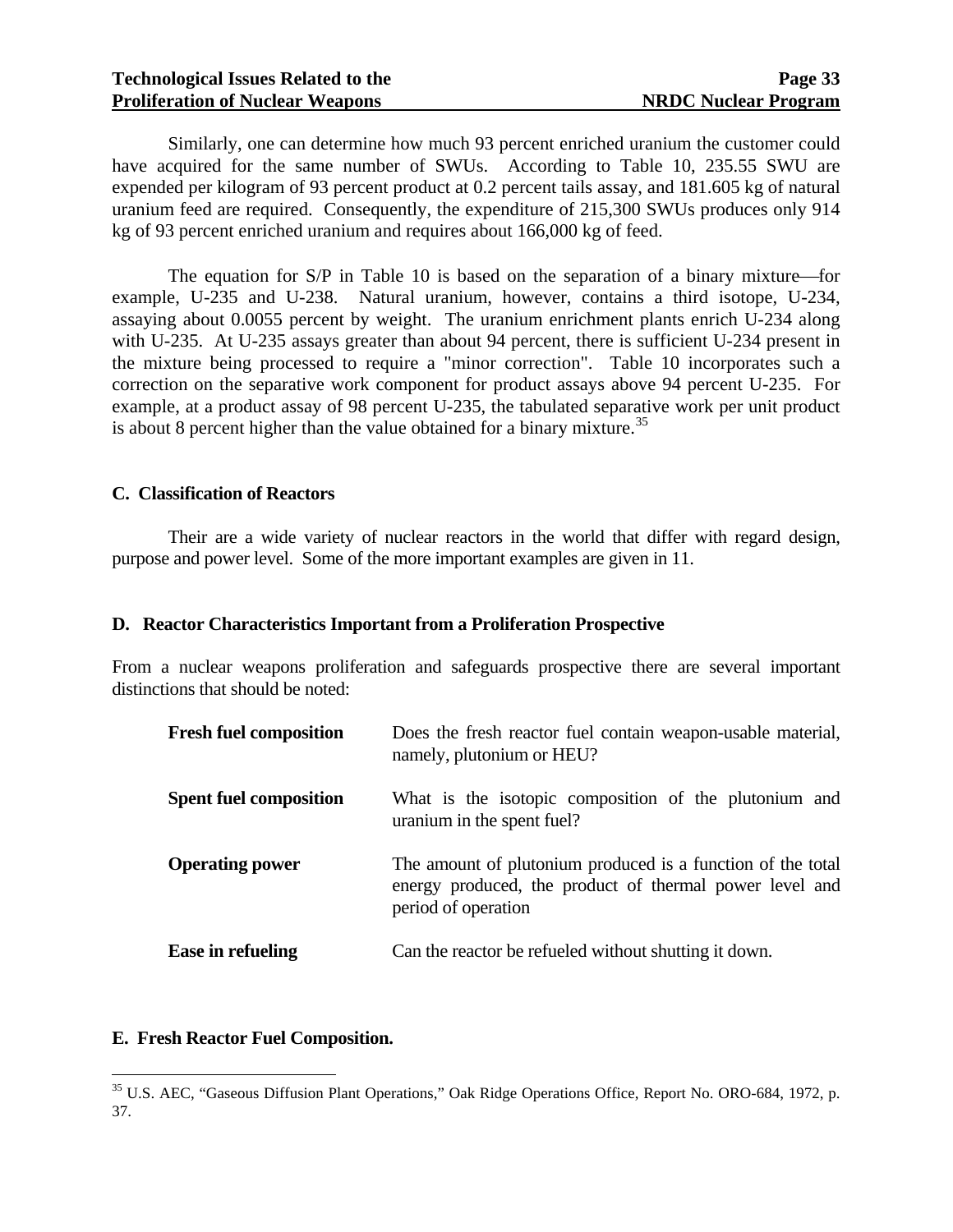Similarly, one can determine how much 93 percent enriched uranium the customer could have acquired for the same number of SWUs. According to Table 10, 235.55 SWU are expended per kilogram of 93 percent product at 0.2 percent tails assay, and 181.605 kg of natural uranium feed are required. Consequently, the expenditure of 215,300 SWUs produces only 914 kg of 93 percent enriched uranium and requires about 166,000 kg of feed.

The equation for S/P in Table 10 is based on the separation of a binary mixture—for example, U-235 and U-238. Natural uranium, however, contains a third isotope, U-234, assaying about 0.0055 percent by weight. The uranium enrichment plants enrich U-234 along with U-235. At U-235 assays greater than about 94 percent, there is sufficient U-234 present in the mixture being processed to require a "minor correction". Table 10 incorporates such a correction on the separative work component for product assays above 94 percent U-235. For example, at a product assay of 98 percent U-235, the tabulated separative work per unit product is about 8 percent higher than the value obtained for a binary mixture.[35]

## C. Classification of Reactors

Their are a wide variety of nuclear reactors in the world that differ with regard design, purpose and power level. Some of the more important examples are given in 11.

## D. Reactor Characteristics Important from a Proliferation Prospective

From a nuclear weapons proliferation and safeguards prospective there are several important distinctions that should be noted:

| | |
|---|---|
| **Fresh fuel composition** | Does the fresh reactor fuel contain weapon-usable material, namely, plutonium or HEU? |
| **Spent fuel composition** | What is the isotopic composition of the plutonium and uranium in the spent fuel? |
| **Operating power** | The amount of plutonium produced is a function of the total energy produced, the product of thermal power level and period of operation |
| **Ease in refueling** | Can the reactor be refueled without shutting it down. |

## E. Fresh Reactor Fuel Composition.

---

[35] U.S. AEC, "Gaseous Diffusion Plant Operations," Oak Ridge Operations Office, Report No. ORO-684, 1972, p. 37.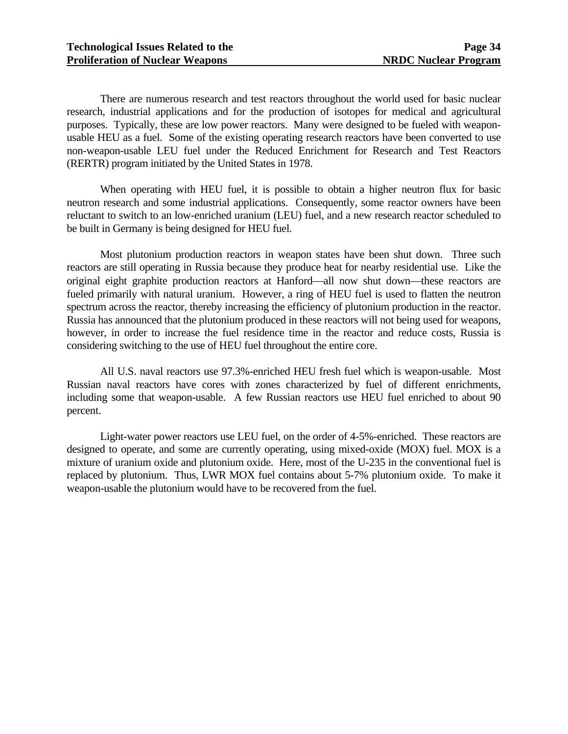There are numerous research and test reactors throughout the world used for basic nuclear research, industrial applications and for the production of isotopes for medical and agricultural purposes. Typically, these are low power reactors. Many were designed to be fueled with weapon-usable HEU as a fuel. Some of the existing operating research reactors have been converted to use non-weapon-usable LEU fuel under the Reduced Enrichment for Research and Test Reactors (RERTR) program initiated by the United States in 1978.

When operating with HEU fuel, it is possible to obtain a higher neutron flux for basic neutron research and some industrial applications. Consequently, some reactor owners have been reluctant to switch to an low-enriched uranium (LEU) fuel, and a new research reactor scheduled to be built in Germany is being designed for HEU fuel.

Most plutonium production reactors in weapon states have been shut down. Three such reactors are still operating in Russia because they produce heat for nearby residential use. Like the original eight graphite production reactors at Hanford—all now shut down—these reactors are fueled primarily with natural uranium. However, a ring of HEU fuel is used to flatten the neutron spectrum across the reactor, thereby increasing the efficiency of plutonium production in the reactor. Russia has announced that the plutonium produced in these reactors will not being used for weapons, however, in order to increase the fuel residence time in the reactor and reduce costs, Russia is considering switching to the use of HEU fuel throughout the entire core.

All U.S. naval reactors use 97.3%-enriched HEU fresh fuel which is weapon-usable. Most Russian naval reactors have cores with zones characterized by fuel of different enrichments, including some that weapon-usable. A few Russian reactors use HEU fuel enriched to about 90 percent.

Light-water power reactors use LEU fuel, on the order of 4-5%-enriched. These reactors are designed to operate, and some are currently operating, using mixed-oxide (MOX) fuel. MOX is a mixture of uranium oxide and plutonium oxide. Here, most of the U-235 in the conventional fuel is replaced by plutonium. Thus, LWR MOX fuel contains about 5-7% plutonium oxide. To make it weapon-usable the plutonium would have to be recovered from the fuel.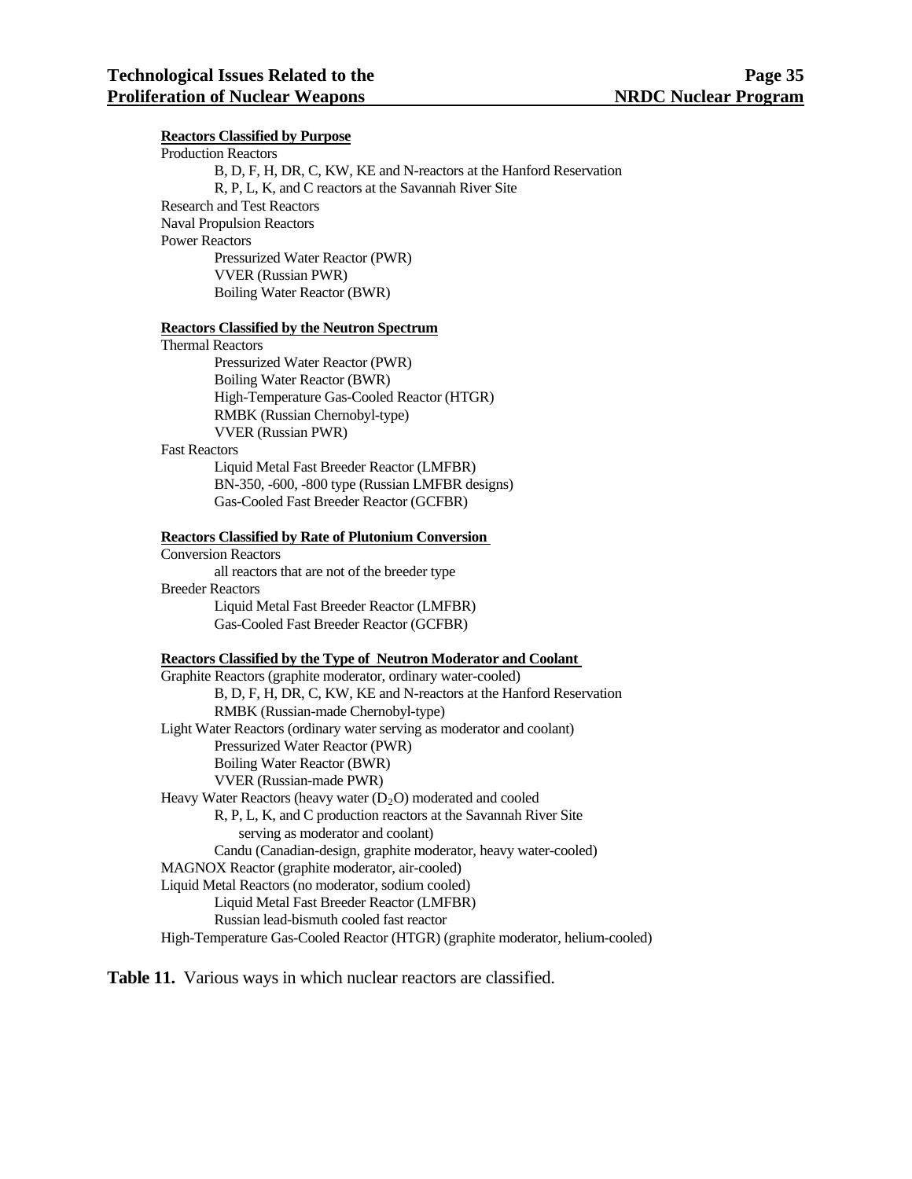**Reactors Classified by Purpose**

Production Reactors

- B, D, F, H, DR, C, KW, KE and N-reactors at the Hanford Reservation
- R, P, L, K, and C reactors at the Savannah River Site

Research and Test Reactors

Naval Propulsion Reactors

Power Reactors

- Pressurized Water Reactor (PWR)
- VVER (Russian PWR)
- Boiling Water Reactor (BWR)

**Reactors Classified by the Neutron Spectrum**

Thermal Reactors

- Pressurized Water Reactor (PWR)
- Boiling Water Reactor (BWR)
- High-Temperature Gas-Cooled Reactor (HTGR)
- RMBK (Russian Chernobyl-type)
- VVER (Russian PWR)

Fast Reactors

- Liquid Metal Fast Breeder Reactor (LMFBR)
- BN-350, -600, -800 type (Russian LMFBR designs)
- Gas-Cooled Fast Breeder Reactor (GCFBR)

**Reactors Classified by Rate of Plutonium Conversion**

Conversion Reactors

- all reactors that are not of the breeder type

Breeder Reactors

- Liquid Metal Fast Breeder Reactor (LMFBR)
- Gas-Cooled Fast Breeder Reactor (GCFBR)

**Reactors Classified by the Type of Neutron Moderator and Coolant**

Graphite Reactors (graphite moderator, ordinary water-cooled)

- B, D, F, H, DR, C, KW, KE and N-reactors at the Hanford Reservation
- RMBK (Russian-made Chernobyl-type)

Light Water Reactors (ordinary water serving as moderator and coolant)

- Pressurized Water Reactor (PWR)
- Boiling Water Reactor (BWR)
- VVER (Russian-made PWR)

Heavy Water Reactors (heavy water ($D_2O$) moderated and cooled

- R, P, L, K, and C production reactors at the Savannah River Site serving as moderator and coolant)
- Candu (Canadian-design, graphite moderator, heavy water-cooled)

MAGNOX Reactor (graphite moderator, air-cooled)

Liquid Metal Reactors (no moderator, sodium cooled)

- Liquid Metal Fast Breeder Reactor (LMFBR)
- Russian lead-bismuth cooled fast reactor

High-Temperature Gas-Cooled Reactor (HTGR) (graphite moderator, helium-cooled)

**Table 11.** Various ways in which nuclear reactors are classified.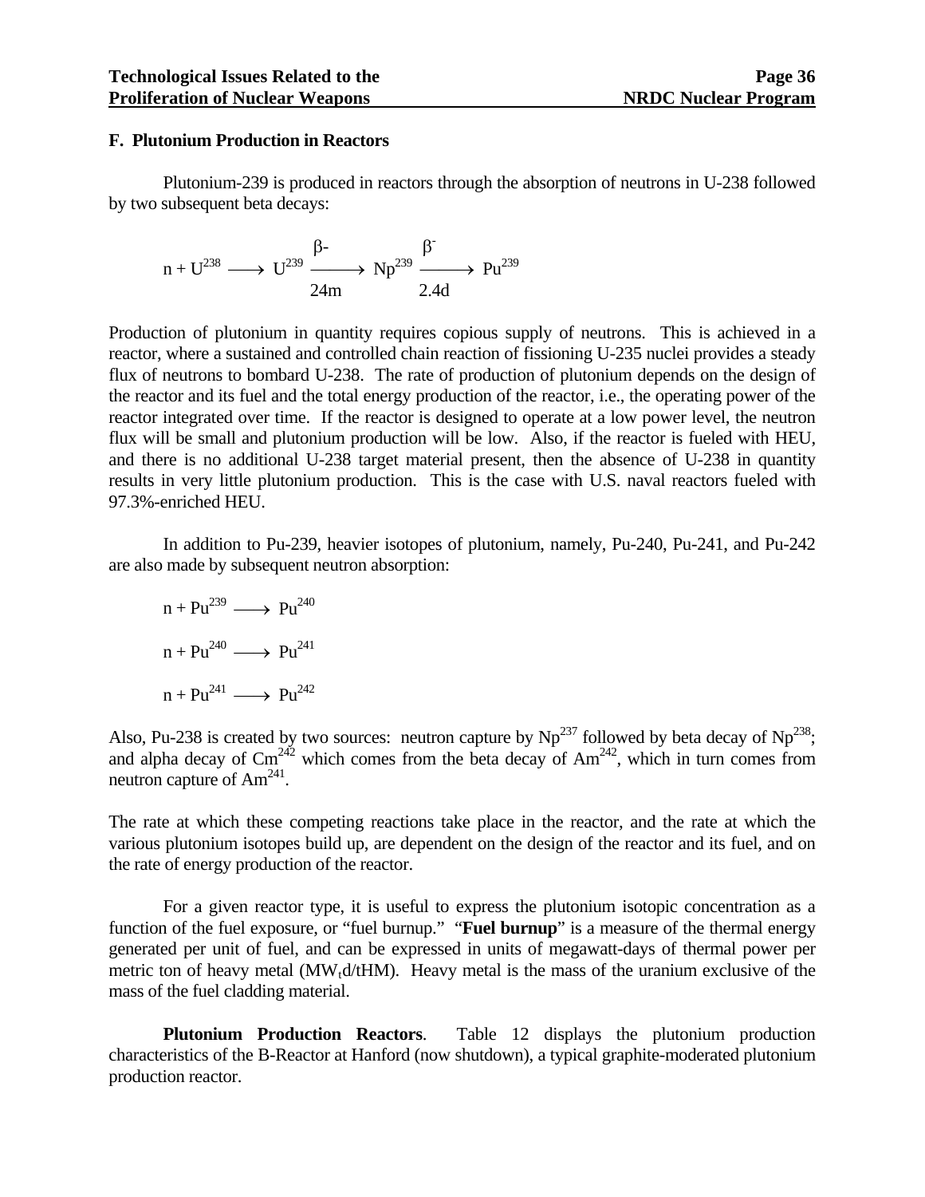### F. Plutonium Production in Reactors

Plutonium-239 is produced in reactors through the absorption of neutrons in U-238 followed by two subsequent beta decays:

$$n + U^{238} \longrightarrow U^{239} \xrightarrow[24m]{\beta-} Np^{239} \xrightarrow[2.4d]{\beta^-} Pu^{239}$$

Production of plutonium in quantity requires copious supply of neutrons. This is achieved in a reactor, where a sustained and controlled chain reaction of fissioning U-235 nuclei provides a steady flux of neutrons to bombard U-238. The rate of production of plutonium depends on the design of the reactor and its fuel and the total energy production of the reactor, i.e., the operating power of the reactor integrated over time. If the reactor is designed to operate at a low power level, the neutron flux will be small and plutonium production will be low. Also, if the reactor is fueled with HEU, and there is no additional U-238 target material present, then the absence of U-238 in quantity results in very little plutonium production. This is the case with U.S. naval reactors fueled with 97.3%-enriched HEU.

In addition to Pu-239, heavier isotopes of plutonium, namely, Pu-240, Pu-241, and Pu-242 are also made by subsequent neutron absorption:

$$n + Pu^{239} \longrightarrow Pu^{240}$$

$$n + Pu^{240} \longrightarrow Pu^{241}$$

$$n + Pu^{241} \longrightarrow Pu^{242}$$

Also, Pu-238 is created by two sources: neutron capture by $Np^{237}$ followed by beta decay of $Np^{238}$; and alpha decay of $Cm^{242}$ which comes from the beta decay of $Am^{242}$, which in turn comes from neutron capture of $Am^{241}$.

The rate at which these competing reactions take place in the reactor, and the rate at which the various plutonium isotopes build up, are dependent on the design of the reactor and its fuel, and on the rate of energy production of the reactor.

For a given reactor type, it is useful to express the plutonium isotopic concentration as a function of the fuel exposure, or "fuel burnup." "**Fuel burnup**" is a measure of the thermal energy generated per unit of fuel, and can be expressed in units of megawatt-days of thermal power per metric ton of heavy metal ($MW_t d/tHM$). Heavy metal is the mass of the uranium exclusive of the mass of the fuel cladding material.

**Plutonium Production Reactors**. Table 12 displays the plutonium production characteristics of the B-Reactor at Hanford (now shutdown), a typical graphite-moderated plutonium production reactor.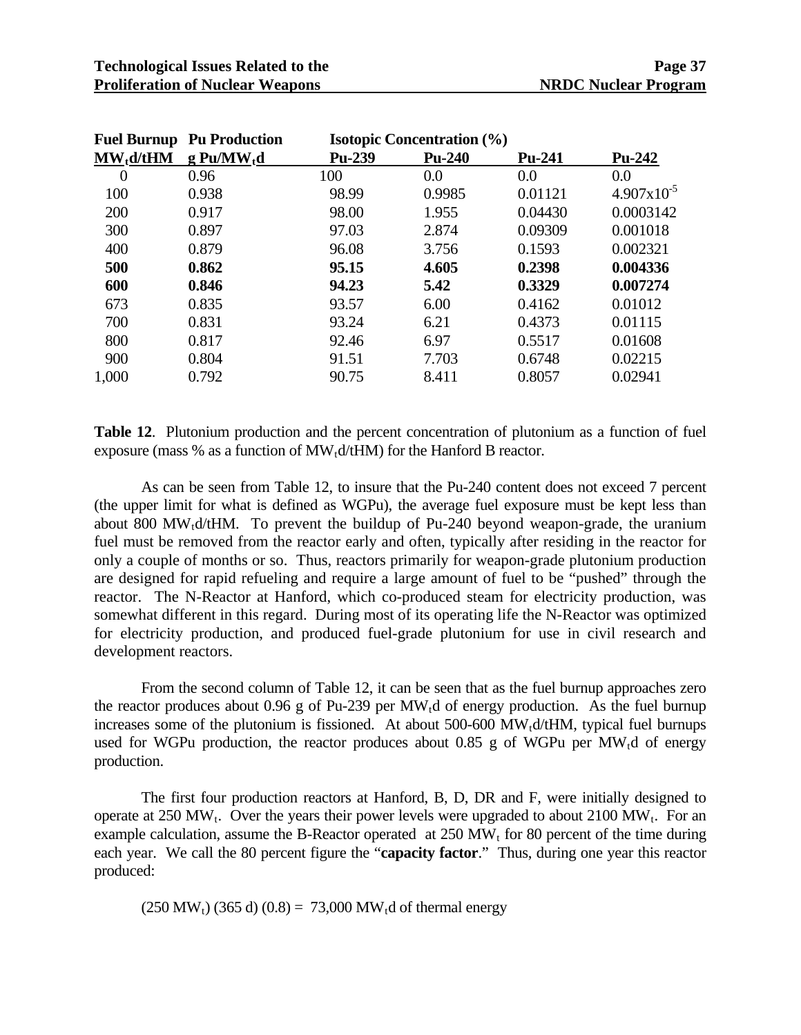| Fuel Burnup | Pu Production | Isotopic Concentration (%) | | | |
|---|---|---|---|---|---|
| $MW_td/tHM$ | g Pu/$MW_td$ | Pu-239 | Pu-240 | Pu-241 | Pu-242 |
| 0 | 0.96 | 100 | 0.0 | 0.0 | 0.0 |
| 100 | 0.938 | 98.99 | 0.9985 | 0.01121 | $4.907 \times 10^{-5}$ |
| 200 | 0.917 | 98.00 | 1.955 | 0.04430 | 0.0003142 |
| 300 | 0.897 | 97.03 | 2.874 | 0.09309 | 0.001018 |
| 400 | 0.879 | 96.08 | 3.756 | 0.1593 | 0.002321 |
| **500** | **0.862** | **95.15** | **4.605** | **0.2398** | **0.004336** |
| **600** | **0.846** | **94.23** | **5.42** | **0.3329** | **0.007274** |
| 673 | 0.835 | 93.57 | 6.00 | 0.4162 | 0.01012 |
| 700 | 0.831 | 93.24 | 6.21 | 0.4373 | 0.01115 |
| 800 | 0.817 | 92.46 | 6.97 | 0.5517 | 0.01608 |
| 900 | 0.804 | 91.51 | 7.703 | 0.6748 | 0.02215 |
| 1,000 | 0.792 | 90.75 | 8.411 | 0.8057 | 0.02941 |

**Table 12**. Plutonium production and the percent concentration of plutonium as a function of fuel exposure (mass % as a function of $MW_td/tHM$) for the Hanford B reactor.

As can be seen from Table 12, to insure that the Pu-240 content does not exceed 7 percent (the upper limit for what is defined as WGPu), the average fuel exposure must be kept less than about 800 $MW_td/tHM$. To prevent the buildup of Pu-240 beyond weapon-grade, the uranium fuel must be removed from the reactor early and often, typically after residing in the reactor for only a couple of months or so. Thus, reactors primarily for weapon-grade plutonium production are designed for rapid refueling and require a large amount of fuel to be "pushed" through the reactor. The N-Reactor at Hanford, which co-produced steam for electricity production, was somewhat different in this regard. During most of its operating life the N-Reactor was optimized for electricity production, and produced fuel-grade plutonium for use in civil research and development reactors.

From the second column of Table 12, it can be seen that as the fuel burnup approaches zero the reactor produces about 0.96 g of Pu-239 per $MW_td$ of energy production. As the fuel burnup increases some of the plutonium is fissioned. At about 500-600 $MW_td/tHM$, typical fuel burnups used for WGPu production, the reactor produces about 0.85 g of WGPu per $MW_td$ of energy production.

The first four production reactors at Hanford, B, D, DR and F, were initially designed to operate at 250 $MW_t$. Over the years their power levels were upgraded to about 2100 $MW_t$. For an example calculation, assume the B-Reactor operated at 250 $MW_t$ for 80 percent of the time during each year. We call the 80 percent figure the "**capacity factor**." Thus, during one year this reactor produced:

$$(250\ MW_t)\ (365\ d)\ (0.8) = 73{,}000\ MW_td \text{ of thermal energy}$$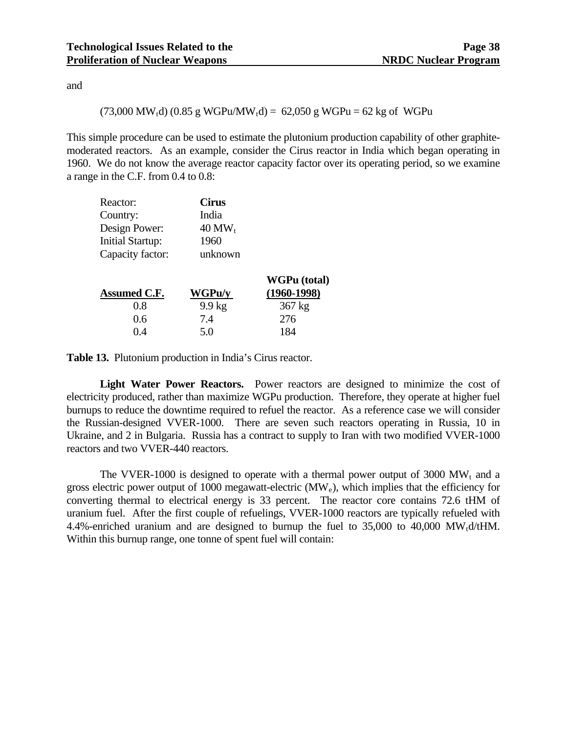and

$$(73{,}000 \text{ MW}_t\text{d}) (0.85 \text{ g WGPu/MW}_t\text{d}) = 62{,}050 \text{ g WGPu} = 62 \text{ kg of WGPu}$$

This simple procedure can be used to estimate the plutonium production capability of other graphite-moderated reactors. As an example, consider the Cirus reactor in India which began operating in 1960. We do not know the average reactor capacity factor over its operating period, so we examine a range in the C.F. from 0.4 to 0.8:

| | |
|---|---|
| Reactor: | **Cirus** |
| Country: | India |
| Design Power: | 40 $MW_t$ |
| Initial Startup: | 1960 |
| Capacity factor: | unknown |

| **Assumed C.F.** | **WGPu/y** | **WGPu (total) (1960-1998)** |
|---|---|---|
| 0.8 | 9.9 kg | 367 kg |
| 0.6 | 7.4 | 276 |
| 0.4 | 5.0 | 184 |

**Table 13.** Plutonium production in India's Cirus reactor.

**Light Water Power Reactors.** Power reactors are designed to minimize the cost of electricity produced, rather than maximize WGPu production. Therefore, they operate at higher fuel burnups to reduce the downtime required to refuel the reactor. As a reference case we will consider the Russian-designed VVER-1000. There are seven such reactors operating in Russia, 10 in Ukraine, and 2 in Bulgaria. Russia has a contract to supply to Iran with two modified VVER-1000 reactors and two VVER-440 reactors.

The VVER-1000 is designed to operate with a thermal power output of 3000 $MW_t$ and a gross electric power output of 1000 megawatt-electric ($MW_e$), which implies that the efficiency for converting thermal to electrical energy is 33 percent. The reactor core contains 72.6 tHM of uranium fuel. After the first couple of refuelings, VVER-1000 reactors are typically refueled with 4.4%-enriched uranium and are designed to burnup the fuel to 35,000 to 40,000 $MW_t$d/tHM. Within this burnup range, one tonne of spent fuel will contain: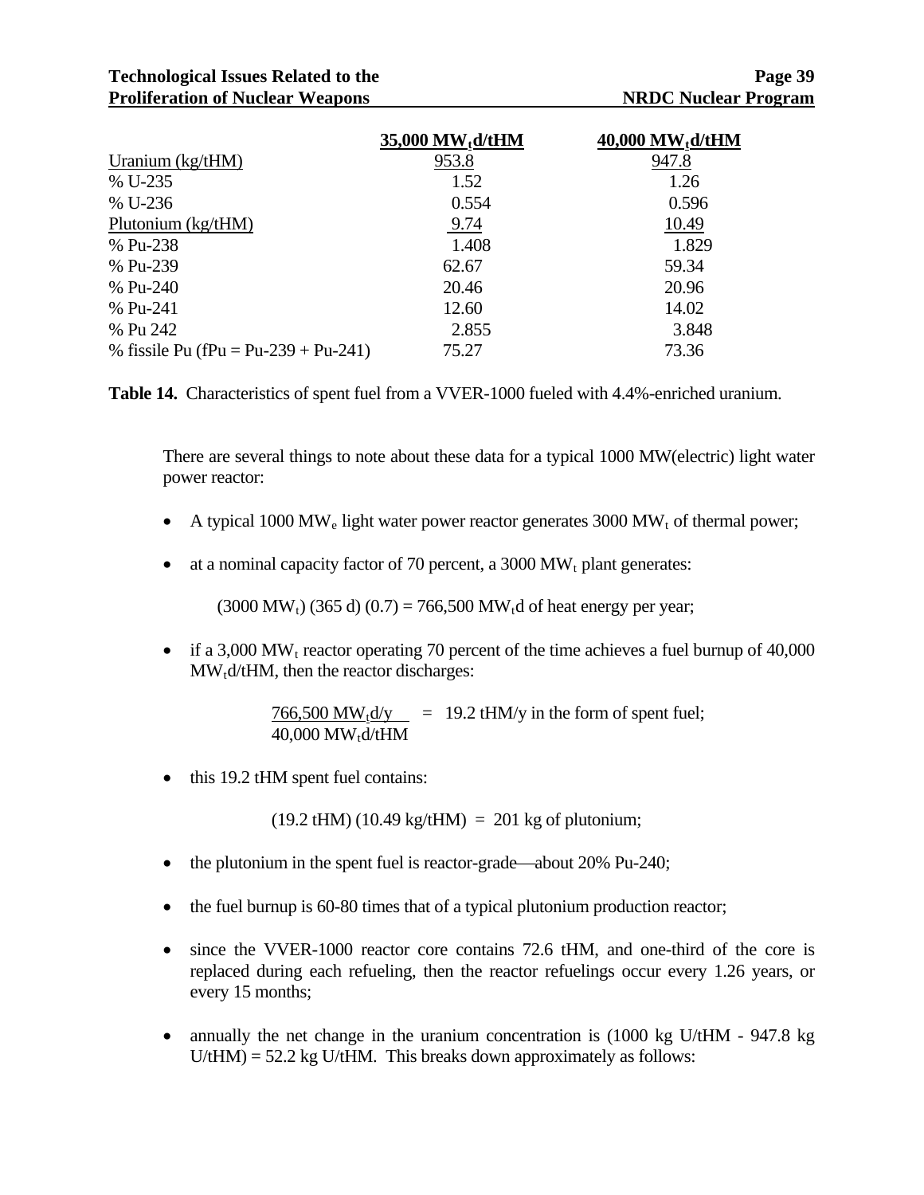| | 35,000 $MW_t d/tHM$ | 40,000 $MW_t d/tHM$ |
|---|---|---|
| Uranium (kg/tHM) | 953.8 | 947.8 |
| % U-235 | 1.52 | 1.26 |
| % U-236 | 0.554 | 0.596 |
| Plutonium (kg/tHM) | 9.74 | 10.49 |
| % Pu-238 | 1.408 | 1.829 |
| % Pu-239 | 62.67 | 59.34 |
| % Pu-240 | 20.46 | 20.96 |
| % Pu-241 | 12.60 | 14.02 |
| % Pu 242 | 2.855 | 3.848 |
| % fissile Pu (fPu = Pu-239 + Pu-241) | 75.27 | 73.36 |

**Table 14.** Characteristics of spent fuel from a VVER-1000 fueled with 4.4%-enriched uranium.

There are several things to note about these data for a typical 1000 MW(electric) light water power reactor:

- A typical 1000 $MW_e$ light water power reactor generates 3000 $MW_t$ of thermal power;
- at a nominal capacity factor of 70 percent, a 3000 $MW_t$ plant generates:

  $(3000\ MW_t)\ (365\ d)\ (0.7) = 766{,}500\ MW_t d$ of heat energy per year;

- if a 3,000 $MW_t$ reactor operating 70 percent of the time achieves a fuel burnup of 40,000 $MW_t d/tHM$, then the reactor discharges:

  $$\frac{766{,}500\ MW_t d/y}{40{,}000\ MW_t d/tHM} = 19.2\ tHM/y$$ in the form of spent fuel;

- this 19.2 tHM spent fuel contains:

  $(19.2\ tHM)\ (10.49\ kg/tHM) = 201$ kg of plutonium;

- the plutonium in the spent fuel is reactor-grade—about 20% Pu-240;
- the fuel burnup is 60-80 times that of a typical plutonium production reactor;
- since the VVER-1000 reactor core contains 72.6 tHM, and one-third of the core is replaced during each refueling, then the reactor refuelings occur every 1.26 years, or every 15 months;
- annually the net change in the uranium concentration is (1000 kg U/tHM - 947.8 kg U/tHM) = 52.2 kg U/tHM. This breaks down approximately as follows: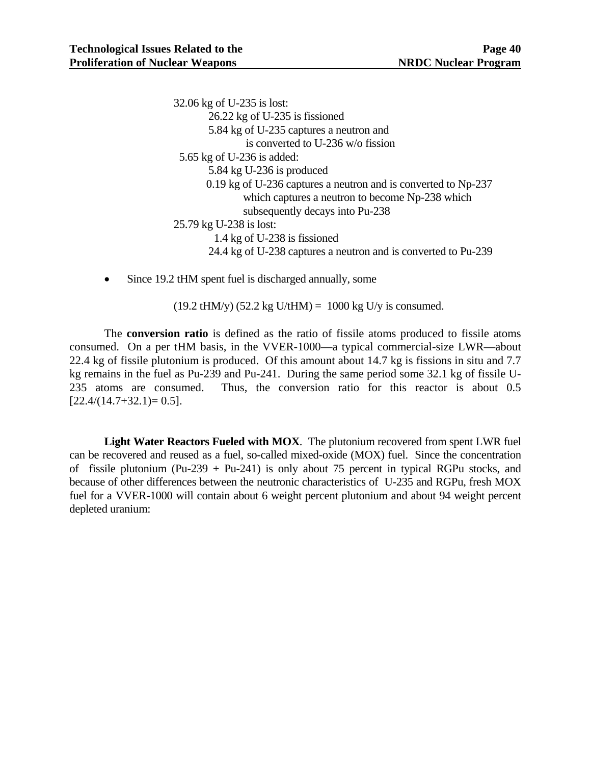32.06 kg of U-235 is lost:
- 26.22 kg of U-235 is fissioned
- 5.84 kg of U-235 captures a neutron and is converted to U-236 w/o fission

5.65 kg of U-236 is added:
- 5.84 kg U-236 is produced
- 0.19 kg of U-236 captures a neutron and is converted to Np-237 which captures a neutron to become Np-238 which subsequently decays into Pu-238

25.79 kg U-238 is lost:
- 1.4 kg of U-238 is fissioned
- 24.4 kg of U-238 captures a neutron and is converted to Pu-239

- Since 19.2 tHM spent fuel is discharged annually, some

  (19.2 tHM/y) (52.2 kg U/tHM) = 1000 kg U/y is consumed.

The **conversion ratio** is defined as the ratio of fissile atoms produced to fissile atoms consumed. On a per tHM basis, in the VVER-1000—a typical commercial-size LWR—about 22.4 kg of fissile plutonium is produced. Of this amount about 14.7 kg is fissions in situ and 7.7 kg remains in the fuel as Pu-239 and Pu-241. During the same period some 32.1 kg of fissile U-235 atoms are consumed. Thus, the conversion ratio for this reactor is about 0.5 [22.4/(14.7+32.1)= 0.5].

**Light Water Reactors Fueled with MOX**. The plutonium recovered from spent LWR fuel can be recovered and reused as a fuel, so-called mixed-oxide (MOX) fuel. Since the concentration of fissile plutonium (Pu-239 + Pu-241) is only about 75 percent in typical RGPu stocks, and because of other differences between the neutronic characteristics of U-235 and RGPu, fresh MOX fuel for a VVER-1000 will contain about 6 weight percent plutonium and about 94 weight percent depleted uranium: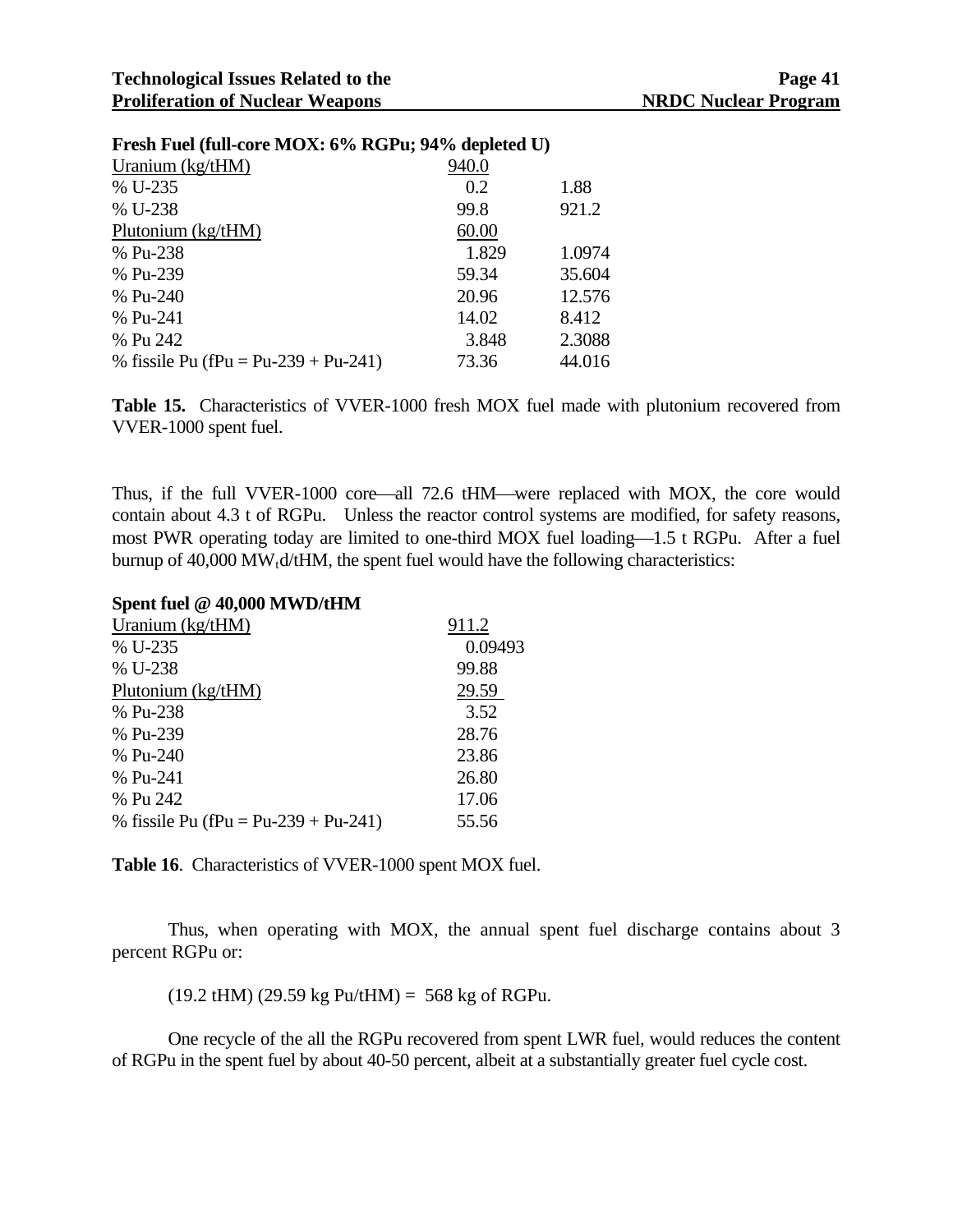**Fresh Fuel (full-core MOX: 6% RGPu; 94% depleted U)**

| | | |
|---|---|---|
| Uranium (kg/tHM) | 940.0 | |
| % U-235 | 0.2 | 1.88 |
| % U-238 | 99.8 | 921.2 |
| Plutonium (kg/tHM) | 60.00 | |
| % Pu-238 | 1.829 | 1.0974 |
| % Pu-239 | 59.34 | 35.604 |
| % Pu-240 | 20.96 | 12.576 |
| % Pu-241 | 14.02 | 8.412 |
| % Pu 242 | 3.848 | 2.3088 |
| % fissile Pu (fPu = Pu-239 + Pu-241) | 73.36 | 44.016 |

**Table 15.** Characteristics of VVER-1000 fresh MOX fuel made with plutonium recovered from VVER-1000 spent fuel.

Thus, if the full VVER-1000 core—all 72.6 tHM—were replaced with MOX, the core would contain about 4.3 t of RGPu. Unless the reactor control systems are modified, for safety reasons, most PWR operating today are limited to one-third MOX fuel loading—1.5 t RGPu. After a fuel burnup of 40,000 $MW_t d/tHM$, the spent fuel would have the following characteristics:

**Spent fuel @ 40,000 MWD/tHM**

| | |
|---|---|
| Uranium (kg/tHM) | 911.2 |
| % U-235 | 0.09493 |
| % U-238 | 99.88 |
| Plutonium (kg/tHM) | 29.59 |
| % Pu-238 | 3.52 |
| % Pu-239 | 28.76 |
| % Pu-240 | 23.86 |
| % Pu-241 | 26.80 |
| % Pu 242 | 17.06 |
| % fissile Pu (fPu = Pu-239 + Pu-241) | 55.56 |

**Table 16**. Characteristics of VVER-1000 spent MOX fuel.

Thus, when operating with MOX, the annual spent fuel discharge contains about 3 percent RGPu or:

(19.2 tHM) (29.59 kg Pu/tHM) = 568 kg of RGPu.

One recycle of the all the RGPu recovered from spent LWR fuel, would reduces the content of RGPu in the spent fuel by about 40-50 percent, albeit at a substantially greater fuel cycle cost.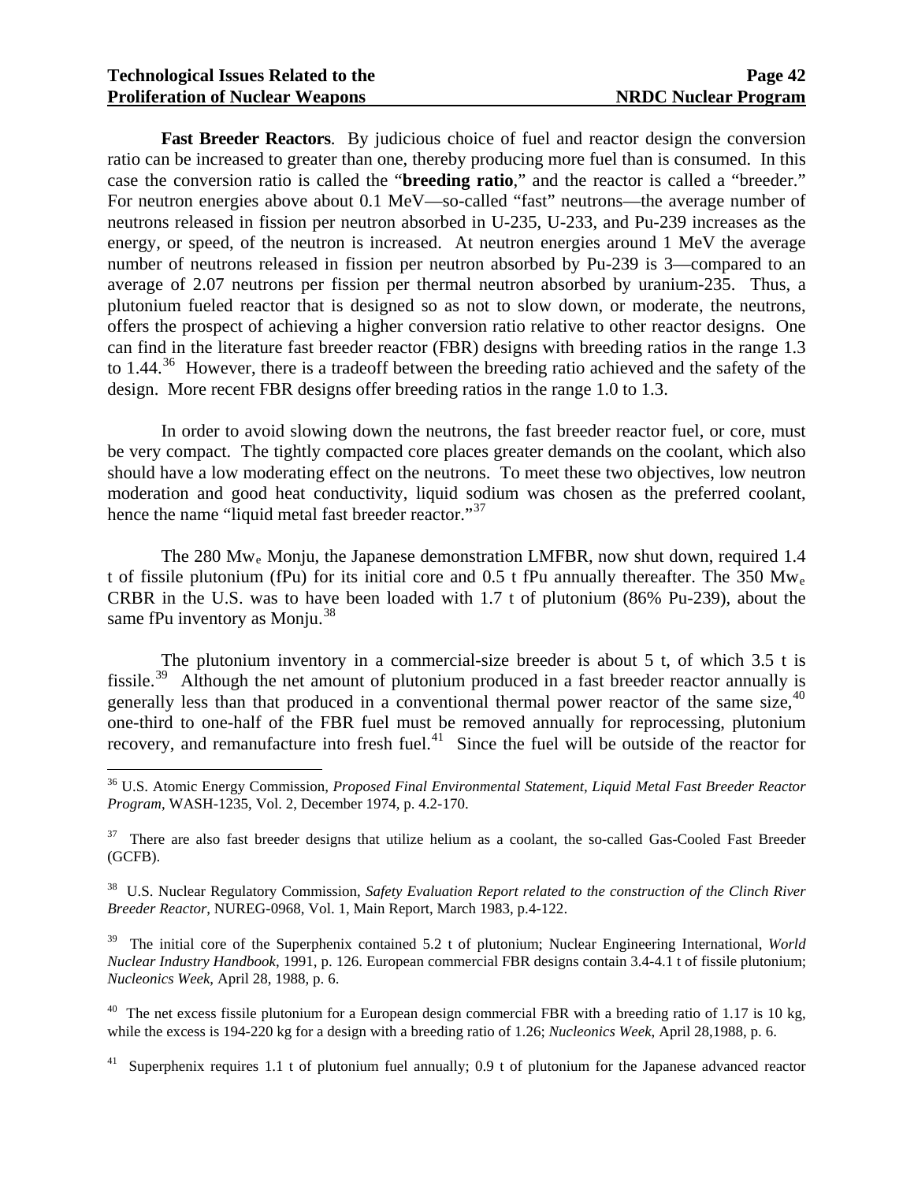**Fast Breeder Reactors**. By judicious choice of fuel and reactor design the conversion ratio can be increased to greater than one, thereby producing more fuel than is consumed. In this case the conversion ratio is called the "**breeding ratio**," and the reactor is called a "breeder." For neutron energies above about 0.1 MeV—so-called "fast" neutrons—the average number of neutrons released in fission per neutron absorbed in U-235, U-233, and Pu-239 increases as the energy, or speed, of the neutron is increased. At neutron energies around 1 MeV the average number of neutrons released in fission per neutron absorbed by Pu-239 is 3—compared to an average of 2.07 neutrons per fission per thermal neutron absorbed by uranium-235. Thus, a plutonium fueled reactor that is designed so as not to slow down, or moderate, the neutrons, offers the prospect of achieving a higher conversion ratio relative to other reactor designs. One can find in the literature fast breeder reactor (FBR) designs with breeding ratios in the range 1.3 to 1.44.[36] However, there is a tradeoff between the breeding ratio achieved and the safety of the design. More recent FBR designs offer breeding ratios in the range 1.0 to 1.3.

In order to avoid slowing down the neutrons, the fast breeder reactor fuel, or core, must be very compact. The tightly compacted core places greater demands on the coolant, which also should have a low moderating effect on the neutrons. To meet these two objectives, low neutron moderation and good heat conductivity, liquid sodium was chosen as the preferred coolant, hence the name "liquid metal fast breeder reactor."[37]

The 280 $Mw_e$ Monju, the Japanese demonstration LMFBR, now shut down, required 1.4 t of fissile plutonium (fPu) for its initial core and 0.5 t fPu annually thereafter. The 350 $Mw_e$ CRBR in the U.S. was to have been loaded with 1.7 t of plutonium (86% Pu-239), about the same fPu inventory as Monju.[38]

The plutonium inventory in a commercial-size breeder is about 5 t, of which 3.5 t is fissile.[39] Although the net amount of plutonium produced in a fast breeder reactor annually is generally less than that produced in a conventional thermal power reactor of the same size,[40] one-third to one-half of the FBR fuel must be removed annually for reprocessing, plutonium recovery, and remanufacture into fresh fuel.[41] Since the fuel will be outside of the reactor for

---

[36] U.S. Atomic Energy Commission, *Proposed Final Environmental Statement, Liquid Metal Fast Breeder Reactor Program*, WASH-1235, Vol. 2, December 1974, p. 4.2-170.

[37] There are also fast breeder designs that utilize helium as a coolant, the so-called Gas-Cooled Fast Breeder (GCFB).

[38] U.S. Nuclear Regulatory Commission, *Safety Evaluation Report related to the construction of the Clinch River Breeder Reactor*, NUREG-0968, Vol. 1, Main Report, March 1983, p.4-122.

[39] The initial core of the Superphenix contained 5.2 t of plutonium; Nuclear Engineering International, *World Nuclear Industry Handbook*, 1991, p. 126. European commercial FBR designs contain 3.4-4.1 t of fissile plutonium; *Nucleonics Week*, April 28, 1988, p. 6.

[40] The net excess fissile plutonium for a European design commercial FBR with a breeding ratio of 1.17 is 10 kg, while the excess is 194-220 kg for a design with a breeding ratio of 1.26; *Nucleonics Week*, April 28,1988, p. 6.

[41] Superphenix requires 1.1 t of plutonium fuel annually; 0.9 t of plutonium for the Japanese advanced reactor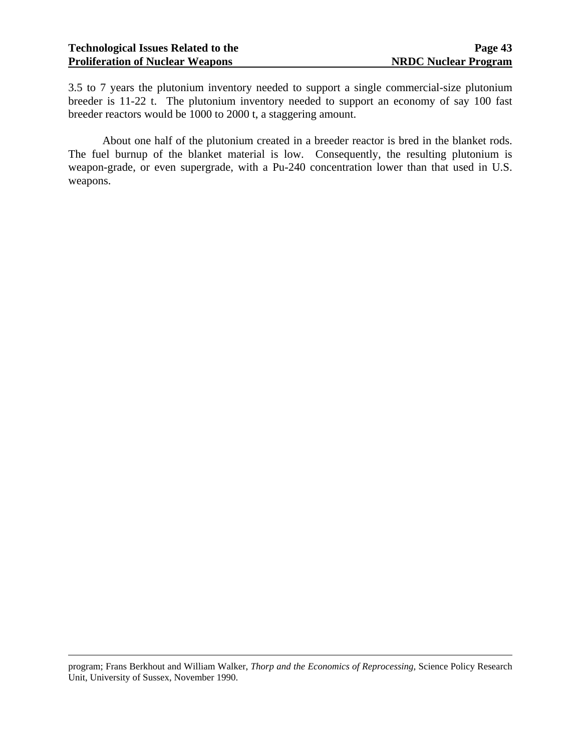3.5 to 7 years the plutonium inventory needed to support a single commercial-size plutonium breeder is 11-22 t. The plutonium inventory needed to support an economy of say 100 fast breeder reactors would be 1000 to 2000 t, a staggering amount.

About one half of the plutonium created in a breeder reactor is bred in the blanket rods. The fuel burnup of the blanket material is low. Consequently, the resulting plutonium is weapon-grade, or even supergrade, with a Pu-240 concentration lower than that used in U.S. weapons.

---

program; Frans Berkhout and William Walker, *Thorp and the Economics of Reprocessing*, Science Policy Research Unit, University of Sussex, November 1990.